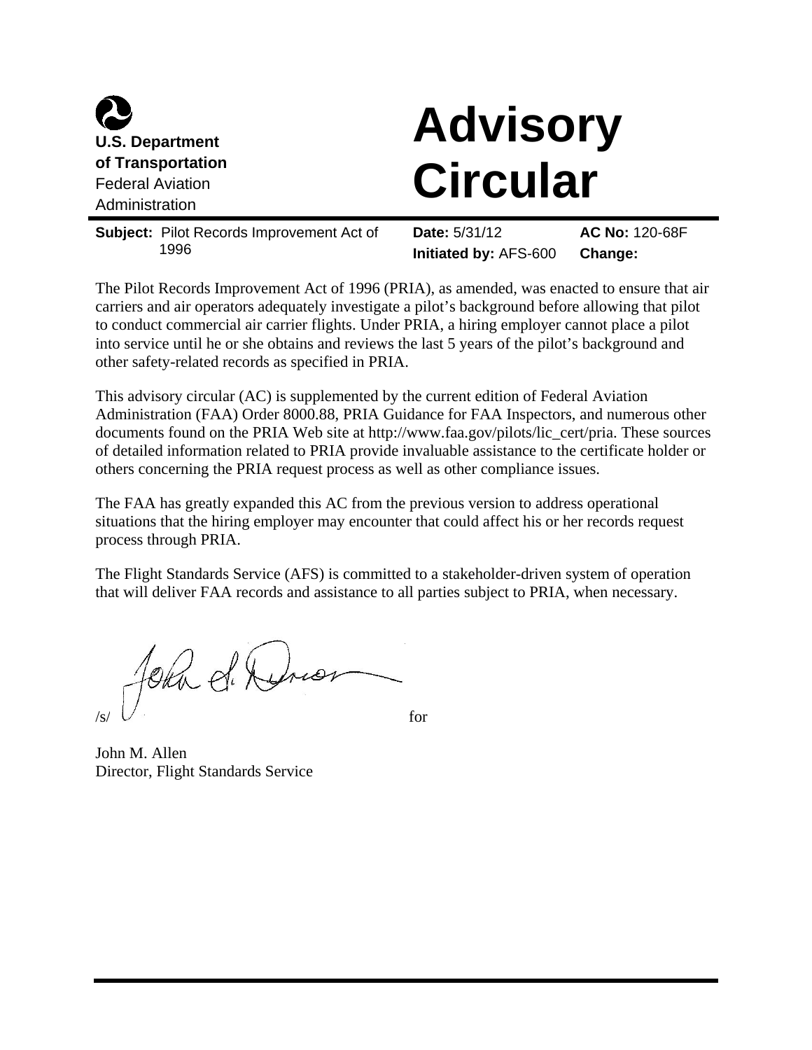**U.S. Department of Transportation**
Federal Aviation Administration

# Advisory Circular

| **Subject:** Pilot Records Improvement Act of 1996 | **Date:** 5/31/12 | **AC No:** 120-68F |
| --- | --- | --- |
| | **Initiated by:** AFS-600 | **Change:** |

The Pilot Records Improvement Act of 1996 (PRIA), as amended, was enacted to ensure that air carriers and air operators adequately investigate a pilot's background before allowing that pilot to conduct commercial air carrier flights. Under PRIA, a hiring employer cannot place a pilot into service until he or she obtains and reviews the last 5 years of the pilot's background and other safety-related records as specified in PRIA.

This advisory circular (AC) is supplemented by the current edition of Federal Aviation Administration (FAA) Order 8000.88, PRIA Guidance for FAA Inspectors, and numerous other documents found on the PRIA Web site at http://www.faa.gov/pilots/lic_cert/pria. These sources of detailed information related to PRIA provide invaluable assistance to the certificate holder or others concerning the PRIA request process as well as other compliance issues.

The FAA has greatly expanded this AC from the previous version to address operational situations that the hiring employer may encounter that could affect his or her records request process through PRIA.

The Flight Standards Service (AFS) is committed to a stakeholder-driven system of operation that will deliver FAA records and assistance to all parties subject to PRIA, when necessary.

/s/ for

John M. Allen
Director, Flight Standards Service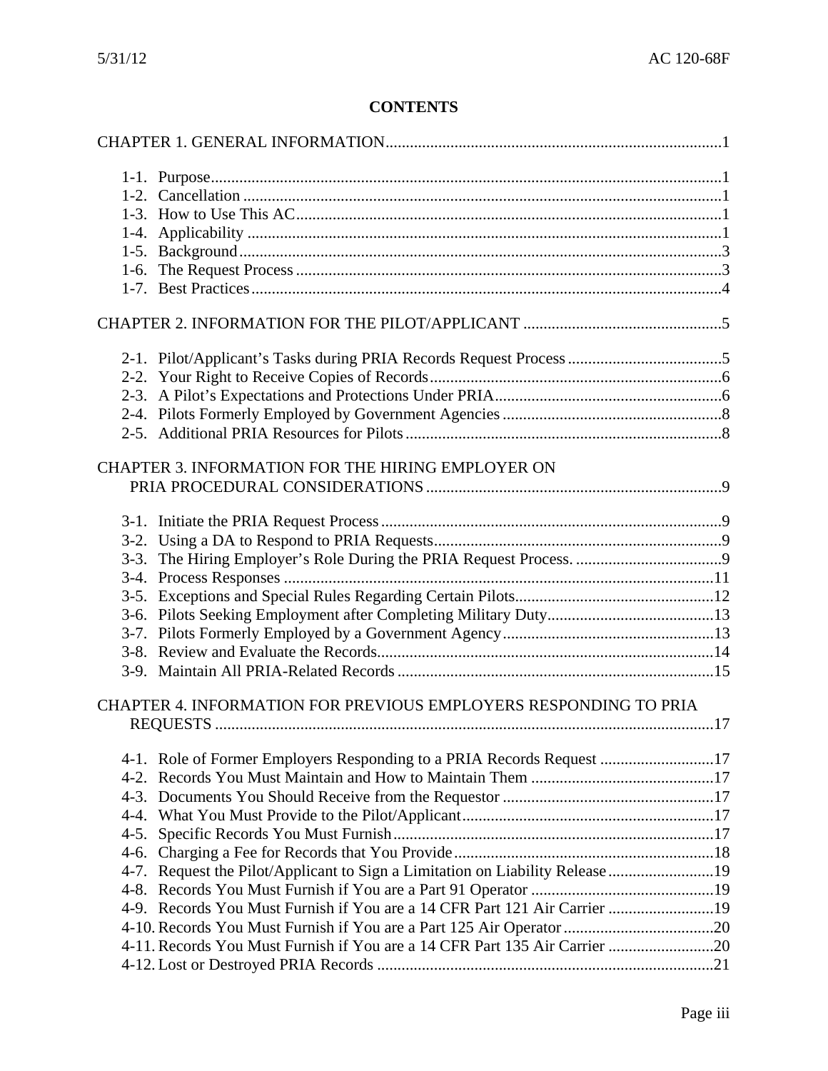# CONTENTS

CHAPTER 1. GENERAL INFORMATION .......... 1

- 1-1. Purpose .......... 1
- 1-2. Cancellation .......... 1
- 1-3. How to Use This AC .......... 1
- 1-4. Applicability .......... 1
- 1-5. Background .......... 3
- 1-6. The Request Process .......... 3
- 1-7. Best Practices .......... 4

CHAPTER 2. INFORMATION FOR THE PILOT/APPLICANT .......... 5

- 2-1. Pilot/Applicant's Tasks during PRIA Records Request Process .......... 5
- 2-2. Your Right to Receive Copies of Records .......... 6
- 2-3. A Pilot's Expectations and Protections Under PRIA .......... 6
- 2-4. Pilots Formerly Employed by Government Agencies .......... 8
- 2-5. Additional PRIA Resources for Pilots .......... 8

CHAPTER 3. INFORMATION FOR THE HIRING EMPLOYER ON PRIA PROCEDURAL CONSIDERATIONS .......... 9

- 3-1. Initiate the PRIA Request Process .......... 9
- 3-2. Using a DA to Respond to PRIA Requests .......... 9
- 3-3. The Hiring Employer's Role During the PRIA Request Process. .......... 9
- 3-4. Process Responses .......... 11
- 3-5. Exceptions and Special Rules Regarding Certain Pilots .......... 12
- 3-6. Pilots Seeking Employment after Completing Military Duty .......... 13
- 3-7. Pilots Formerly Employed by a Government Agency .......... 13
- 3-8. Review and Evaluate the Records .......... 14
- 3-9. Maintain All PRIA-Related Records .......... 15

CHAPTER 4. INFORMATION FOR PREVIOUS EMPLOYERS RESPONDING TO PRIA REQUESTS .......... 17

- 4-1. Role of Former Employers Responding to a PRIA Records Request .......... 17
- 4-2. Records You Must Maintain and How to Maintain Them .......... 17
- 4-3. Documents You Should Receive from the Requestor .......... 17
- 4-4. What You Must Provide to the Pilot/Applicant .......... 17
- 4-5. Specific Records You Must Furnish .......... 17
- 4-6. Charging a Fee for Records that You Provide .......... 18
- 4-7. Request the Pilot/Applicant to Sign a Limitation on Liability Release .......... 19
- 4-8. Records You Must Furnish if You are a Part 91 Operator .......... 19
- 4-9. Records You Must Furnish if You are a 14 CFR Part 121 Air Carrier .......... 19
- 4-10. Records You Must Furnish if You are a Part 125 Air Operator .......... 20
- 4-11. Records You Must Furnish if You are a 14 CFR Part 135 Air Carrier .......... 20
- 4-12. Lost or Destroyed PRIA Records .......... 21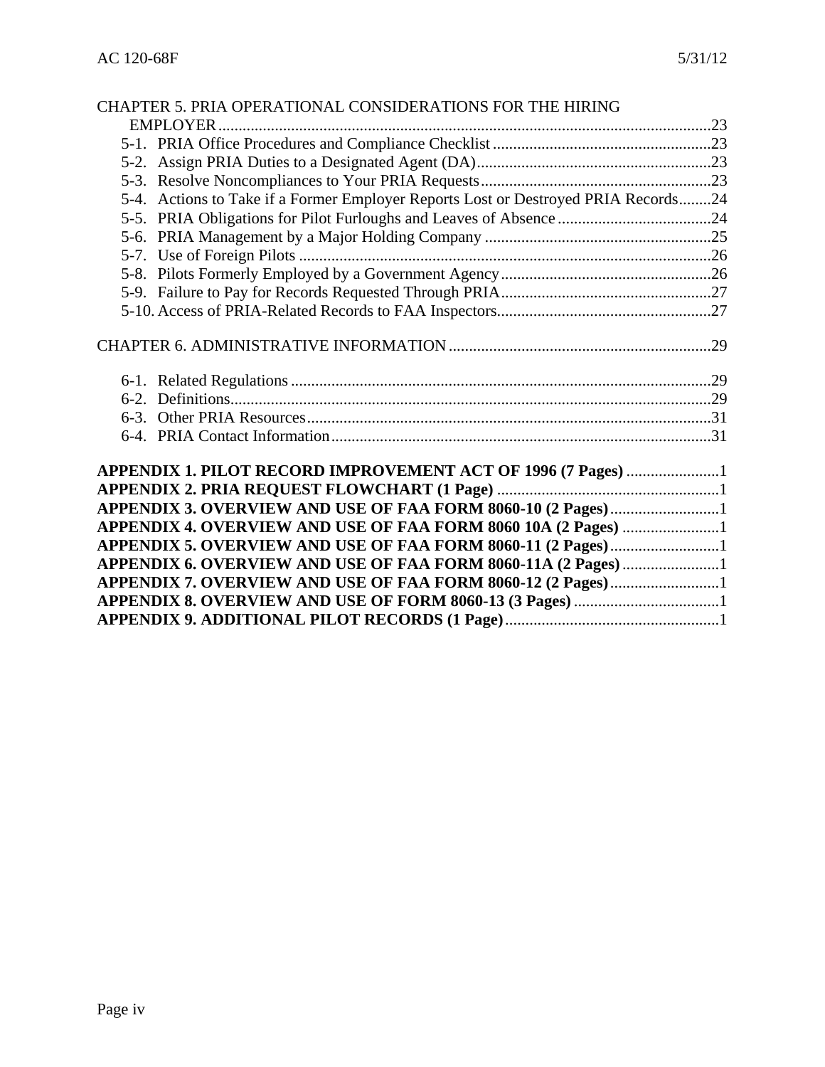CHAPTER 5. PRIA OPERATIONAL CONSIDERATIONS FOR THE HIRING EMPLOYER ....23

- 5-1. PRIA Office Procedures and Compliance Checklist ....23
- 5-2. Assign PRIA Duties to a Designated Agent (DA) ....23
- 5-3. Resolve Noncompliances to Your PRIA Requests ....23
- 5-4. Actions to Take if a Former Employer Reports Lost or Destroyed PRIA Records ....24
- 5-5. PRIA Obligations for Pilot Furloughs and Leaves of Absence ....24
- 5-6. PRIA Management by a Major Holding Company ....25
- 5-7. Use of Foreign Pilots ....26
- 5-8. Pilots Formerly Employed by a Government Agency ....26
- 5-9. Failure to Pay for Records Requested Through PRIA ....27
- 5-10. Access of PRIA-Related Records to FAA Inspectors ....27

CHAPTER 6. ADMINISTRATIVE INFORMATION ....29

- 6-1. Related Regulations ....29
- 6-2. Definitions ....29
- 6-3. Other PRIA Resources ....31
- 6-4. PRIA Contact Information ....31

**APPENDIX 1. PILOT RECORD IMPROVEMENT ACT OF 1996 (7 Pages)** ....1
**APPENDIX 2. PRIA REQUEST FLOWCHART (1 Page)** ....1
**APPENDIX 3. OVERVIEW AND USE OF FAA FORM 8060-10 (2 Pages)** ....1
**APPENDIX 4. OVERVIEW AND USE OF FAA FORM 8060 10A (2 Pages)** ....1
**APPENDIX 5. OVERVIEW AND USE OF FAA FORM 8060-11 (2 Pages)** ....1
**APPENDIX 6. OVERVIEW AND USE OF FAA FORM 8060-11A (2 Pages)** ....1
**APPENDIX 7. OVERVIEW AND USE OF FAA FORM 8060-12 (2 Pages)** ....1
**APPENDIX 8. OVERVIEW AND USE OF FORM 8060-13 (3 Pages)** ....1
**APPENDIX 9. ADDITIONAL PILOT RECORDS (1 Page)** ....1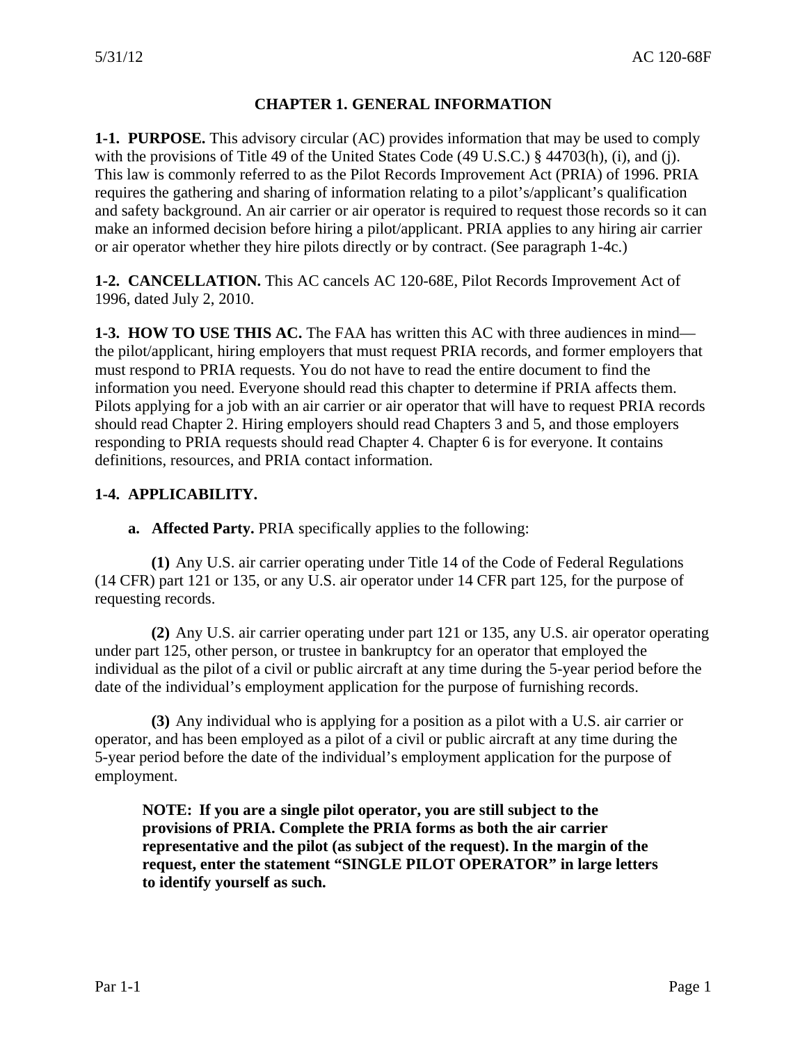# CHAPTER 1. GENERAL INFORMATION

**1-1. PURPOSE.** This advisory circular (AC) provides information that may be used to comply with the provisions of Title 49 of the United States Code (49 U.S.C.) § 44703(h), (i), and (j). This law is commonly referred to as the Pilot Records Improvement Act (PRIA) of 1996. PRIA requires the gathering and sharing of information relating to a pilot's/applicant's qualification and safety background. An air carrier or air operator is required to request those records so it can make an informed decision before hiring a pilot/applicant. PRIA applies to any hiring air carrier or air operator whether they hire pilots directly or by contract. (See paragraph 1-4c.)

**1-2. CANCELLATION.** This AC cancels AC 120-68E, Pilot Records Improvement Act of 1996, dated July 2, 2010.

**1-3. HOW TO USE THIS AC.** The FAA has written this AC with three audiences in mind—the pilot/applicant, hiring employers that must request PRIA records, and former employers that must respond to PRIA requests. You do not have to read the entire document to find the information you need. Everyone should read this chapter to determine if PRIA affects them. Pilots applying for a job with an air carrier or air operator that will have to request PRIA records should read Chapter 2. Hiring employers should read Chapters 3 and 5, and those employers responding to PRIA requests should read Chapter 4. Chapter 6 is for everyone. It contains definitions, resources, and PRIA contact information.

**1-4. APPLICABILITY.**

**a. Affected Party.** PRIA specifically applies to the following:

**(1)** Any U.S. air carrier operating under Title 14 of the Code of Federal Regulations (14 CFR) part 121 or 135, or any U.S. air operator under 14 CFR part 125, for the purpose of requesting records.

**(2)** Any U.S. air carrier operating under part 121 or 135, any U.S. air operator operating under part 125, other person, or trustee in bankruptcy for an operator that employed the individual as the pilot of a civil or public aircraft at any time during the 5-year period before the date of the individual's employment application for the purpose of furnishing records.

**(3)** Any individual who is applying for a position as a pilot with a U.S. air carrier or operator, and has been employed as a pilot of a civil or public aircraft at any time during the 5-year period before the date of the individual's employment application for the purpose of employment.

**NOTE: If you are a single pilot operator, you are still subject to the provisions of PRIA. Complete the PRIA forms as both the air carrier representative and the pilot (as subject of the request). In the margin of the request, enter the statement "SINGLE PILOT OPERATOR" in large letters to identify yourself as such.**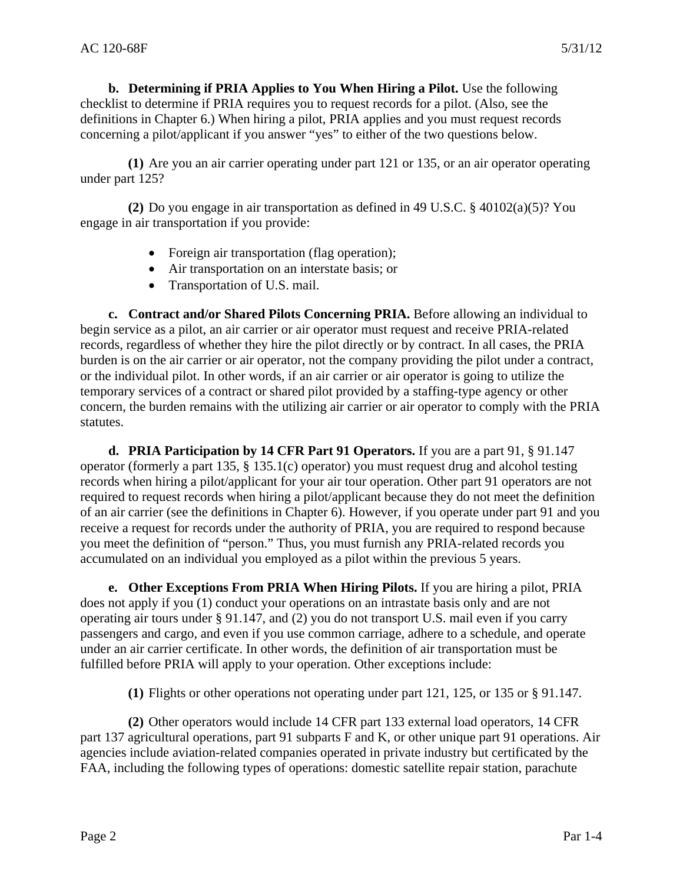**b. Determining if PRIA Applies to You When Hiring a Pilot.** Use the following checklist to determine if PRIA requires you to request records for a pilot. (Also, see the definitions in Chapter 6.) When hiring a pilot, PRIA applies and you must request records concerning a pilot/applicant if you answer "yes" to either of the two questions below.

**(1)** Are you an air carrier operating under part 121 or 135, or an air operator operating under part 125?

**(2)** Do you engage in air transportation as defined in 49 U.S.C. § 40102(a)(5)? You engage in air transportation if you provide:

- Foreign air transportation (flag operation);
- Air transportation on an interstate basis; or
- Transportation of U.S. mail.

**c. Contract and/or Shared Pilots Concerning PRIA.** Before allowing an individual to begin service as a pilot, an air carrier or air operator must request and receive PRIA-related records, regardless of whether they hire the pilot directly or by contract. In all cases, the PRIA burden is on the air carrier or air operator, not the company providing the pilot under a contract, or the individual pilot. In other words, if an air carrier or air operator is going to utilize the temporary services of a contract or shared pilot provided by a staffing-type agency or other concern, the burden remains with the utilizing air carrier or air operator to comply with the PRIA statutes.

**d. PRIA Participation by 14 CFR Part 91 Operators.** If you are a part 91, § 91.147 operator (formerly a part 135, § 135.1(c) operator) you must request drug and alcohol testing records when hiring a pilot/applicant for your air tour operation. Other part 91 operators are not required to request records when hiring a pilot/applicant because they do not meet the definition of an air carrier (see the definitions in Chapter 6). However, if you operate under part 91 and you receive a request for records under the authority of PRIA, you are required to respond because you meet the definition of "person." Thus, you must furnish any PRIA-related records you accumulated on an individual you employed as a pilot within the previous 5 years.

**e. Other Exceptions From PRIA When Hiring Pilots.** If you are hiring a pilot, PRIA does not apply if you (1) conduct your operations on an intrastate basis only and are not operating air tours under § 91.147, and (2) you do not transport U.S. mail even if you carry passengers and cargo, and even if you use common carriage, adhere to a schedule, and operate under an air carrier certificate. In other words, the definition of air transportation must be fulfilled before PRIA will apply to your operation. Other exceptions include:

**(1)** Flights or other operations not operating under part 121, 125, or 135 or § 91.147.

**(2)** Other operators would include 14 CFR part 133 external load operators, 14 CFR part 137 agricultural operations, part 91 subparts F and K, or other unique part 91 operations. Air agencies include aviation-related companies operated in private industry but certificated by the FAA, including the following types of operations: domestic satellite repair station, parachute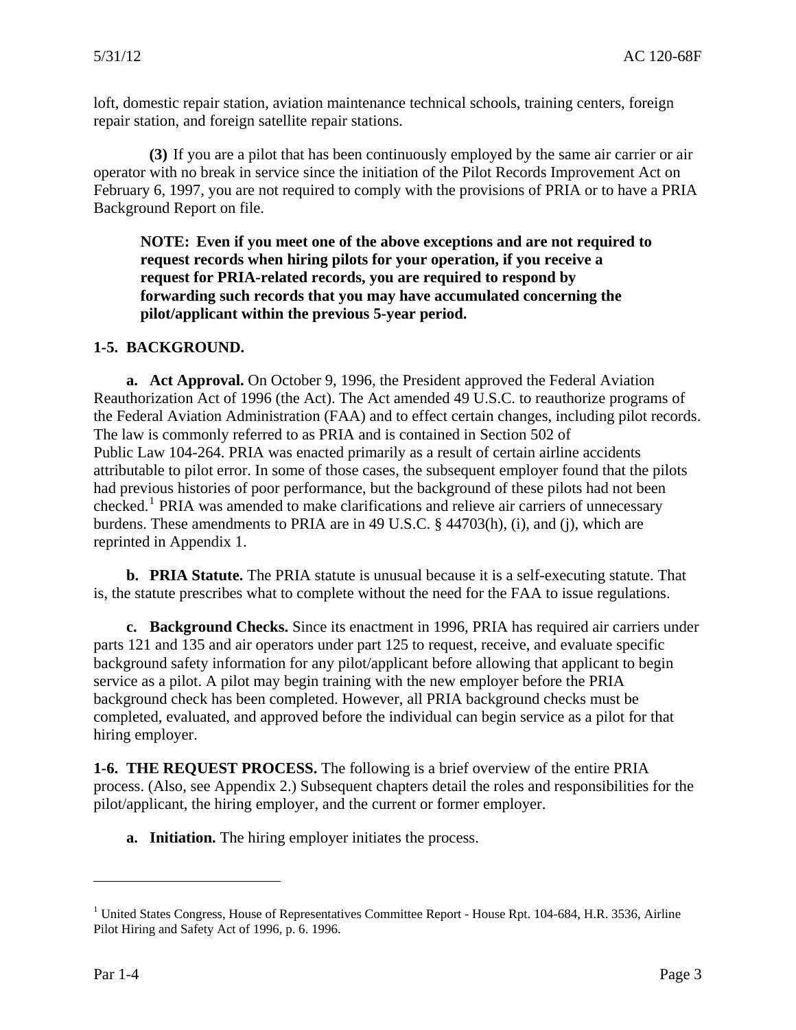loft, domestic repair station, aviation maintenance technical schools, training centers, foreign repair station, and foreign satellite repair stations.

**(3)** If you are a pilot that has been continuously employed by the same air carrier or air operator with no break in service since the initiation of the Pilot Records Improvement Act on February 6, 1997, you are not required to comply with the provisions of PRIA or to have a PRIA Background Report on file.

**NOTE: Even if you meet one of the above exceptions and are not required to request records when hiring pilots for your operation, if you receive a request for PRIA-related records, you are required to respond by forwarding such records that you may have accumulated concerning the pilot/applicant within the previous 5-year period.**

**1-5. BACKGROUND.**

**a. Act Approval.** On October 9, 1996, the President approved the Federal Aviation Reauthorization Act of 1996 (the Act). The Act amended 49 U.S.C. to reauthorize programs of the Federal Aviation Administration (FAA) and to effect certain changes, including pilot records. The law is commonly referred to as PRIA and is contained in Section 502 of Public Law 104-264. PRIA was enacted primarily as a result of certain airline accidents attributable to pilot error. In some of those cases, the subsequent employer found that the pilots had previous histories of poor performance, but the background of these pilots had not been checked.[1] PRIA was amended to make clarifications and relieve air carriers of unnecessary burdens. These amendments to PRIA are in 49 U.S.C. § 44703(h), (i), and (j), which are reprinted in Appendix 1.

**b. PRIA Statute.** The PRIA statute is unusual because it is a self-executing statute. That is, the statute prescribes what to complete without the need for the FAA to issue regulations.

**c. Background Checks.** Since its enactment in 1996, PRIA has required air carriers under parts 121 and 135 and air operators under part 125 to request, receive, and evaluate specific background safety information for any pilot/applicant before allowing that applicant to begin service as a pilot. A pilot may begin training with the new employer before the PRIA background check has been completed. However, all PRIA background checks must be completed, evaluated, and approved before the individual can begin service as a pilot for that hiring employer.

**1-6. THE REQUEST PROCESS.** The following is a brief overview of the entire PRIA process. (Also, see Appendix 2.) Subsequent chapters detail the roles and responsibilities for the pilot/applicant, the hiring employer, and the current or former employer.

**a. Initiation.** The hiring employer initiates the process.

---

[1] United States Congress, House of Representatives Committee Report - House Rpt. 104-684, H.R. 3536, Airline Pilot Hiring and Safety Act of 1996, p. 6. 1996.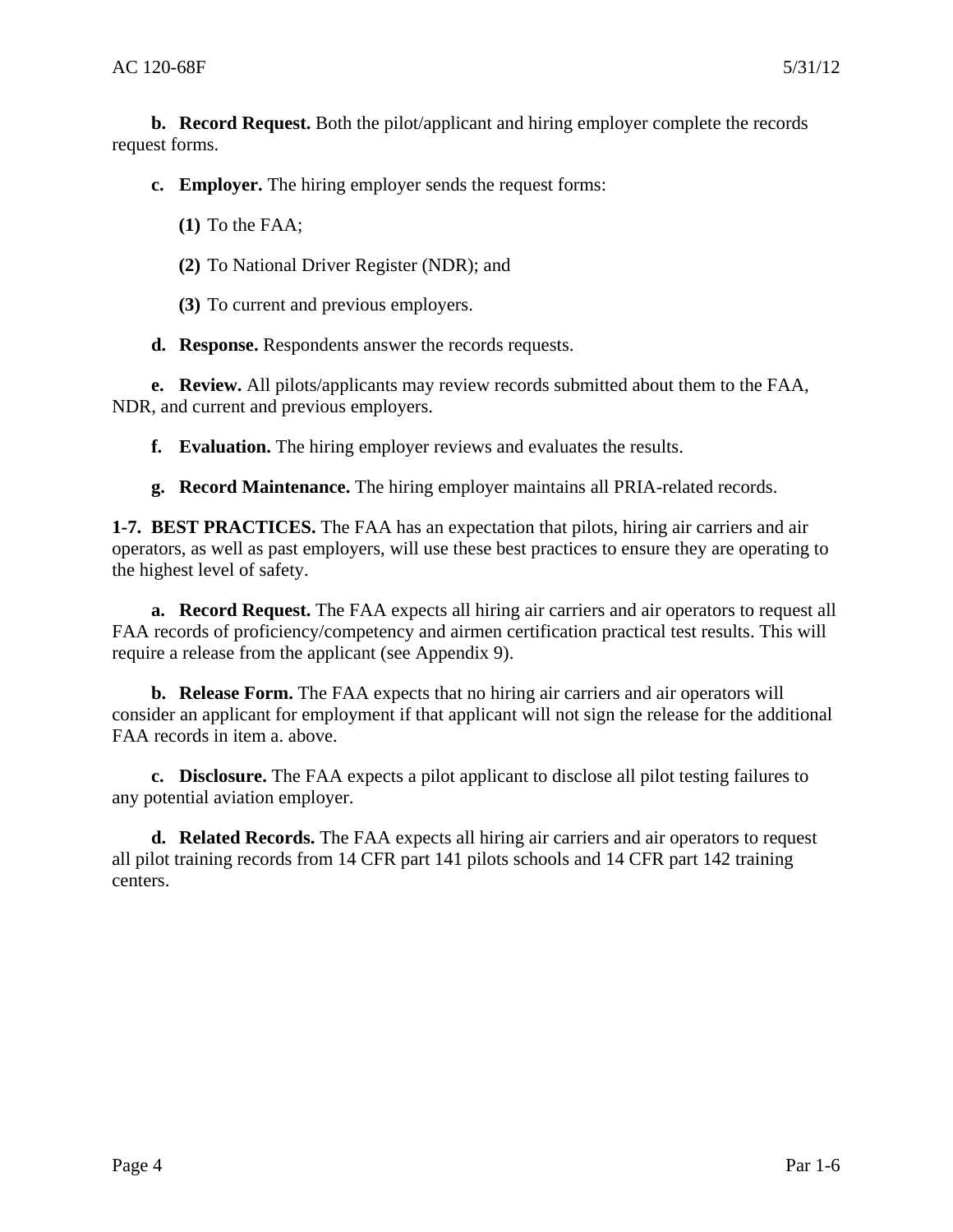**b. Record Request.** Both the pilot/applicant and hiring employer complete the records request forms.

**c. Employer.** The hiring employer sends the request forms:

**(1)** To the FAA;

**(2)** To National Driver Register (NDR); and

**(3)** To current and previous employers.

**d. Response.** Respondents answer the records requests.

**e. Review.** All pilots/applicants may review records submitted about them to the FAA, NDR, and current and previous employers.

**f. Evaluation.** The hiring employer reviews and evaluates the results.

**g. Record Maintenance.** The hiring employer maintains all PRIA-related records.

**1-7. BEST PRACTICES.** The FAA has an expectation that pilots, hiring air carriers and air operators, as well as past employers, will use these best practices to ensure they are operating to the highest level of safety.

**a. Record Request.** The FAA expects all hiring air carriers and air operators to request all FAA records of proficiency/competency and airmen certification practical test results. This will require a release from the applicant (see Appendix 9).

**b. Release Form.** The FAA expects that no hiring air carriers and air operators will consider an applicant for employment if that applicant will not sign the release for the additional FAA records in item a. above.

**c. Disclosure.** The FAA expects a pilot applicant to disclose all pilot testing failures to any potential aviation employer.

**d. Related Records.** The FAA expects all hiring air carriers and air operators to request all pilot training records from 14 CFR part 141 pilots schools and 14 CFR part 142 training centers.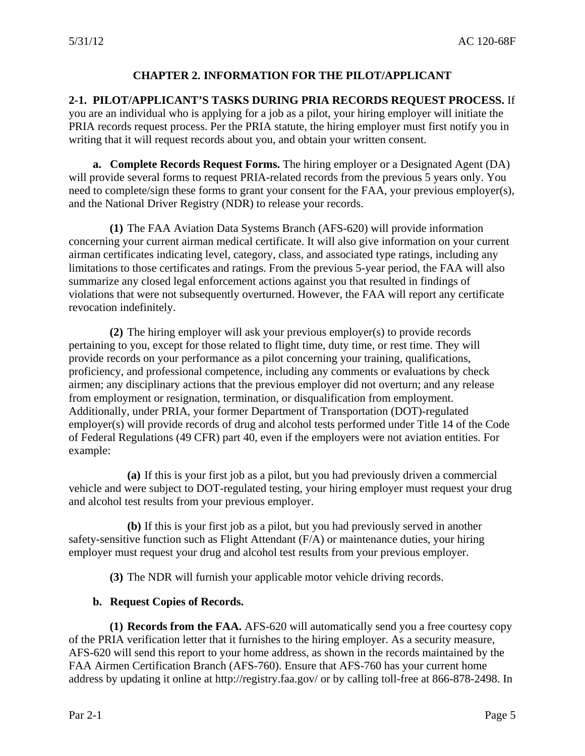## CHAPTER 2. INFORMATION FOR THE PILOT/APPLICANT

**2-1. PILOT/APPLICANT'S TASKS DURING PRIA RECORDS REQUEST PROCESS.** If you are an individual who is applying for a job as a pilot, your hiring employer will initiate the PRIA records request process. Per the PRIA statute, the hiring employer must first notify you in writing that it will request records about you, and obtain your written consent.

**a. Complete Records Request Forms.** The hiring employer or a Designated Agent (DA) will provide several forms to request PRIA-related records from the previous 5 years only. You need to complete/sign these forms to grant your consent for the FAA, your previous employer(s), and the National Driver Registry (NDR) to release your records.

**(1)** The FAA Aviation Data Systems Branch (AFS-620) will provide information concerning your current airman medical certificate. It will also give information on your current airman certificates indicating level, category, class, and associated type ratings, including any limitations to those certificates and ratings. From the previous 5-year period, the FAA will also summarize any closed legal enforcement actions against you that resulted in findings of violations that were not subsequently overturned. However, the FAA will report any certificate revocation indefinitely.

**(2)** The hiring employer will ask your previous employer(s) to provide records pertaining to you, except for those related to flight time, duty time, or rest time. They will provide records on your performance as a pilot concerning your training, qualifications, proficiency, and professional competence, including any comments or evaluations by check airmen; any disciplinary actions that the previous employer did not overturn; and any release from employment or resignation, termination, or disqualification from employment. Additionally, under PRIA, your former Department of Transportation (DOT)-regulated employer(s) will provide records of drug and alcohol tests performed under Title 14 of the Code of Federal Regulations (49 CFR) part 40, even if the employers were not aviation entities. For example:

**(a)** If this is your first job as a pilot, but you had previously driven a commercial vehicle and were subject to DOT-regulated testing, your hiring employer must request your drug and alcohol test results from your previous employer.

**(b)** If this is your first job as a pilot, but you had previously served in another safety-sensitive function such as Flight Attendant (F/A) or maintenance duties, your hiring employer must request your drug and alcohol test results from your previous employer.

**(3)** The NDR will furnish your applicable motor vehicle driving records.

**b. Request Copies of Records.**

**(1) Records from the FAA.** AFS-620 will automatically send you a free courtesy copy of the PRIA verification letter that it furnishes to the hiring employer. As a security measure, AFS-620 will send this report to your home address, as shown in the records maintained by the FAA Airmen Certification Branch (AFS-760). Ensure that AFS-760 has your current home address by updating it online at http://registry.faa.gov/ or by calling toll-free at 866-878-2498. In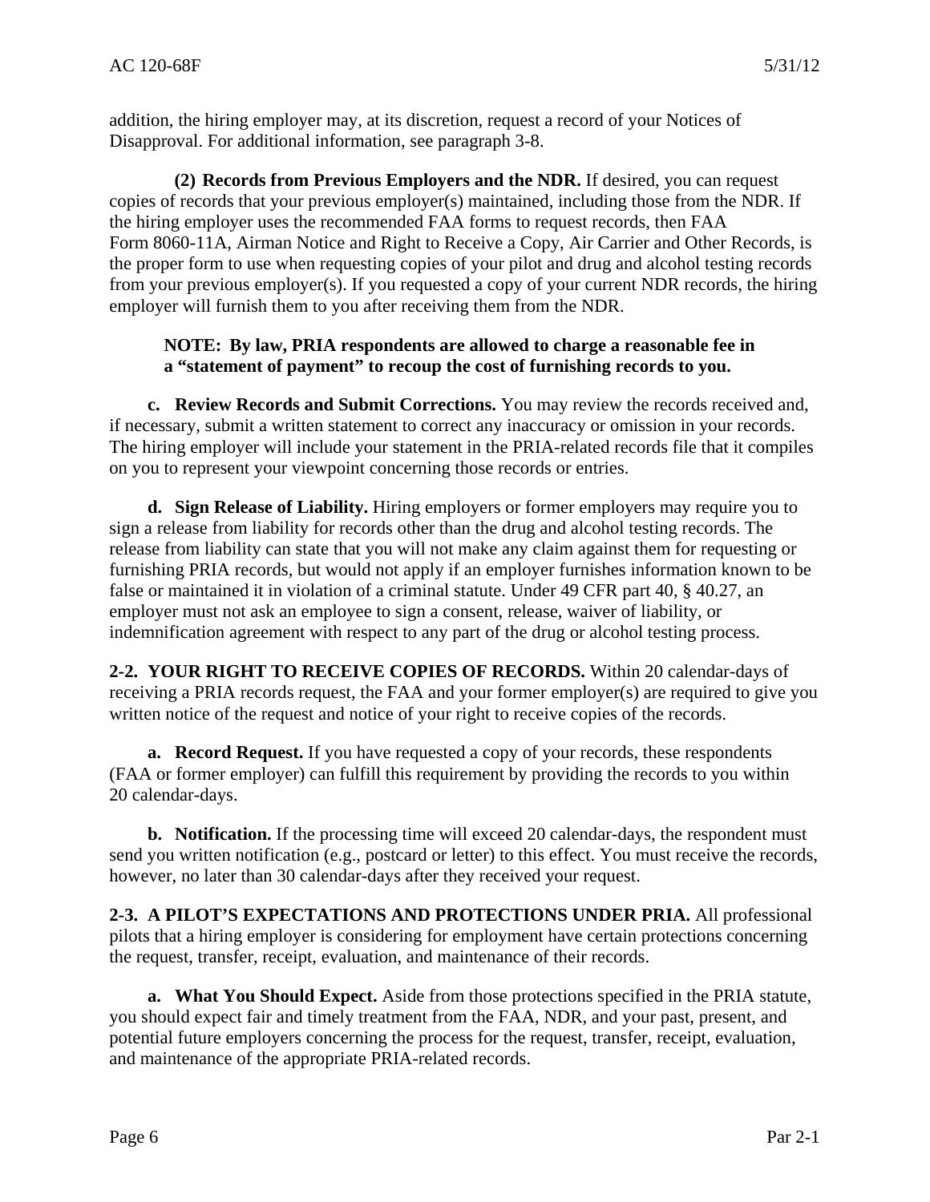addition, the hiring employer may, at its discretion, request a record of your Notices of Disapproval. For additional information, see paragraph 3-8.

**(2) Records from Previous Employers and the NDR.** If desired, you can request copies of records that your previous employer(s) maintained, including those from the NDR. If the hiring employer uses the recommended FAA forms to request records, then FAA Form 8060-11A, Airman Notice and Right to Receive a Copy, Air Carrier and Other Records, is the proper form to use when requesting copies of your pilot and drug and alcohol testing records from your previous employer(s). If you requested a copy of your current NDR records, the hiring employer will furnish them to you after receiving them from the NDR.

**NOTE: By law, PRIA respondents are allowed to charge a reasonable fee in a "statement of payment" to recoup the cost of furnishing records to you.**

**c. Review Records and Submit Corrections.** You may review the records received and, if necessary, submit a written statement to correct any inaccuracy or omission in your records. The hiring employer will include your statement in the PRIA-related records file that it compiles on you to represent your viewpoint concerning those records or entries.

**d. Sign Release of Liability.** Hiring employers or former employers may require you to sign a release from liability for records other than the drug and alcohol testing records. The release from liability can state that you will not make any claim against them for requesting or furnishing PRIA records, but would not apply if an employer furnishes information known to be false or maintained it in violation of a criminal statute. Under 49 CFR part 40, § 40.27, an employer must not ask an employee to sign a consent, release, waiver of liability, or indemnification agreement with respect to any part of the drug or alcohol testing process.

**2-2. YOUR RIGHT TO RECEIVE COPIES OF RECORDS.** Within 20 calendar-days of receiving a PRIA records request, the FAA and your former employer(s) are required to give you written notice of the request and notice of your right to receive copies of the records.

**a. Record Request.** If you have requested a copy of your records, these respondents (FAA or former employer) can fulfill this requirement by providing the records to you within 20 calendar-days.

**b. Notification.** If the processing time will exceed 20 calendar-days, the respondent must send you written notification (e.g., postcard or letter) to this effect. You must receive the records, however, no later than 30 calendar-days after they received your request.

**2-3. A PILOT'S EXPECTATIONS AND PROTECTIONS UNDER PRIA.** All professional pilots that a hiring employer is considering for employment have certain protections concerning the request, transfer, receipt, evaluation, and maintenance of their records.

**a. What You Should Expect.** Aside from those protections specified in the PRIA statute, you should expect fair and timely treatment from the FAA, NDR, and your past, present, and potential future employers concerning the process for the request, transfer, receipt, evaluation, and maintenance of the appropriate PRIA-related records.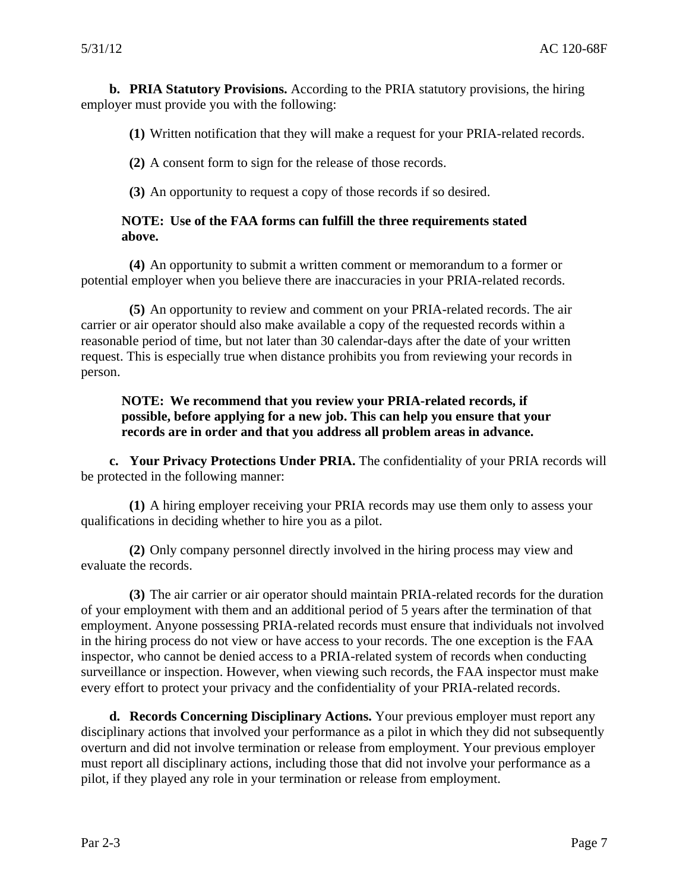**b. PRIA Statutory Provisions.** According to the PRIA statutory provisions, the hiring employer must provide you with the following:

**(1)** Written notification that they will make a request for your PRIA-related records.

**(2)** A consent form to sign for the release of those records.

**(3)** An opportunity to request a copy of those records if so desired.

**NOTE: Use of the FAA forms can fulfill the three requirements stated above.**

**(4)** An opportunity to submit a written comment or memorandum to a former or potential employer when you believe there are inaccuracies in your PRIA-related records.

**(5)** An opportunity to review and comment on your PRIA-related records. The air carrier or air operator should also make available a copy of the requested records within a reasonable period of time, but not later than 30 calendar-days after the date of your written request. This is especially true when distance prohibits you from reviewing your records in person.

**NOTE: We recommend that you review your PRIA-related records, if possible, before applying for a new job. This can help you ensure that your records are in order and that you address all problem areas in advance.**

**c. Your Privacy Protections Under PRIA.** The confidentiality of your PRIA records will be protected in the following manner:

**(1)** A hiring employer receiving your PRIA records may use them only to assess your qualifications in deciding whether to hire you as a pilot.

**(2)** Only company personnel directly involved in the hiring process may view and evaluate the records.

**(3)** The air carrier or air operator should maintain PRIA-related records for the duration of your employment with them and an additional period of 5 years after the termination of that employment. Anyone possessing PRIA-related records must ensure that individuals not involved in the hiring process do not view or have access to your records. The one exception is the FAA inspector, who cannot be denied access to a PRIA-related system of records when conducting surveillance or inspection. However, when viewing such records, the FAA inspector must make every effort to protect your privacy and the confidentiality of your PRIA-related records.

**d. Records Concerning Disciplinary Actions.** Your previous employer must report any disciplinary actions that involved your performance as a pilot in which they did not subsequently overturn and did not involve termination or release from employment. Your previous employer must report all disciplinary actions, including those that did not involve your performance as a pilot, if they played any role in your termination or release from employment.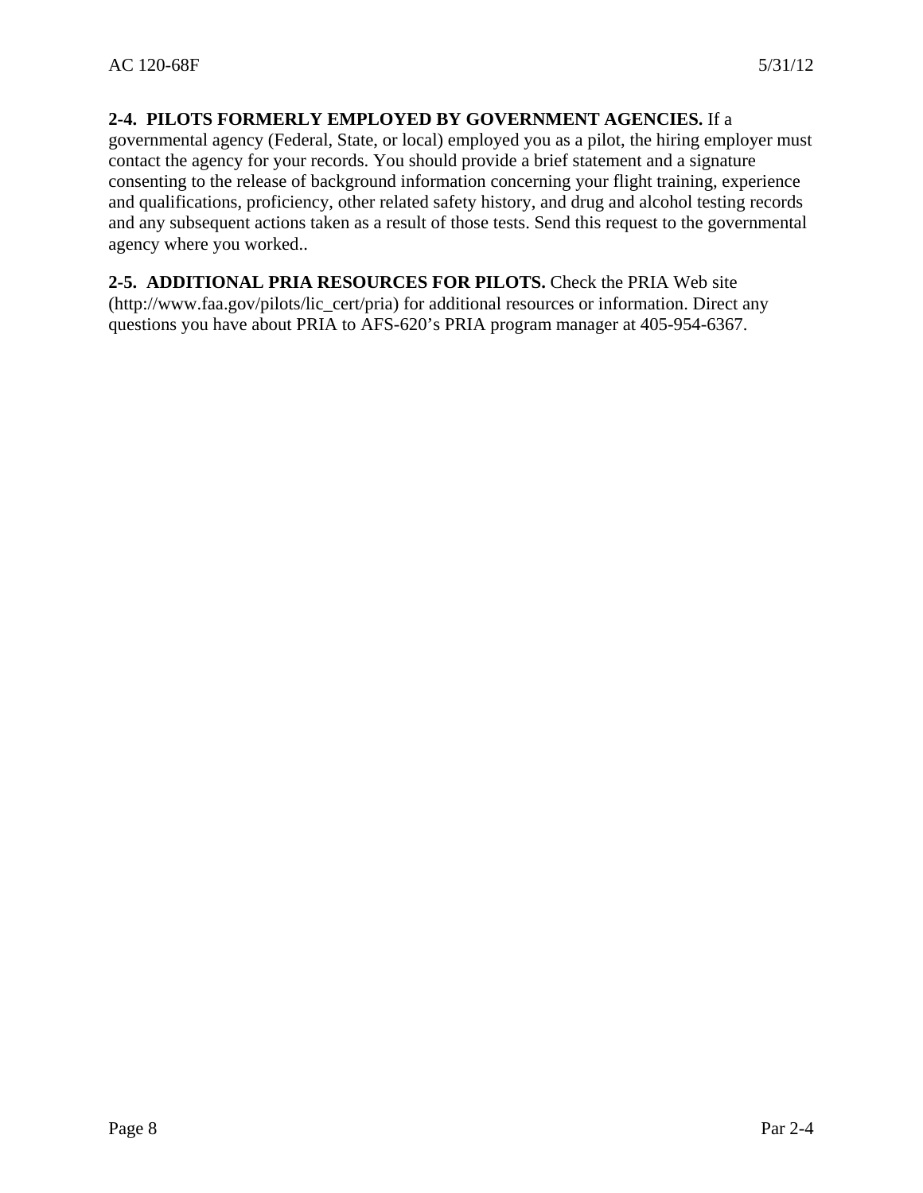**2-4. PILOTS FORMERLY EMPLOYED BY GOVERNMENT AGENCIES.** If a governmental agency (Federal, State, or local) employed you as a pilot, the hiring employer must contact the agency for your records. You should provide a brief statement and a signature consenting to the release of background information concerning your flight training, experience and qualifications, proficiency, other related safety history, and drug and alcohol testing records and any subsequent actions taken as a result of those tests. Send this request to the governmental agency where you worked..

**2-5. ADDITIONAL PRIA RESOURCES FOR PILOTS.** Check the PRIA Web site (http://www.faa.gov/pilots/lic_cert/pria) for additional resources or information. Direct any questions you have about PRIA to AFS-620's PRIA program manager at 405-954-6367.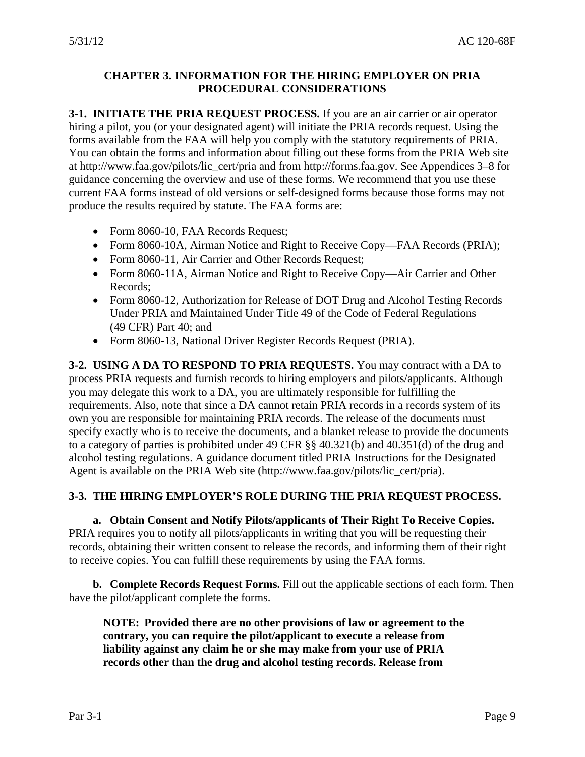## CHAPTER 3. INFORMATION FOR THE HIRING EMPLOYER ON PRIA PROCEDURAL CONSIDERATIONS

**3-1. INITIATE THE PRIA REQUEST PROCESS.** If you are an air carrier or air operator hiring a pilot, you (or your designated agent) will initiate the PRIA records request. Using the forms available from the FAA will help you comply with the statutory requirements of PRIA. You can obtain the forms and information about filling out these forms from the PRIA Web site at http://www.faa.gov/pilots/lic_cert/pria and from http://forms.faa.gov. See Appendices 3–8 for guidance concerning the overview and use of these forms. We recommend that you use these current FAA forms instead of old versions or self-designed forms because those forms may not produce the results required by statute. The FAA forms are:

- Form 8060-10, FAA Records Request;
- Form 8060-10A, Airman Notice and Right to Receive Copy—FAA Records (PRIA);
- Form 8060-11, Air Carrier and Other Records Request;
- Form 8060-11A, Airman Notice and Right to Receive Copy—Air Carrier and Other Records;
- Form 8060-12, Authorization for Release of DOT Drug and Alcohol Testing Records Under PRIA and Maintained Under Title 49 of the Code of Federal Regulations (49 CFR) Part 40; and
- Form 8060-13, National Driver Register Records Request (PRIA).

**3-2. USING A DA TO RESPOND TO PRIA REQUESTS.** You may contract with a DA to process PRIA requests and furnish records to hiring employers and pilots/applicants. Although you may delegate this work to a DA, you are ultimately responsible for fulfilling the requirements. Also, note that since a DA cannot retain PRIA records in a records system of its own you are responsible for maintaining PRIA records. The release of the documents must specify exactly who is to receive the documents, and a blanket release to provide the documents to a category of parties is prohibited under 49 CFR §§ 40.321(b) and 40.351(d) of the drug and alcohol testing regulations. A guidance document titled PRIA Instructions for the Designated Agent is available on the PRIA Web site (http://www.faa.gov/pilots/lic_cert/pria).

**3-3. THE HIRING EMPLOYER'S ROLE DURING THE PRIA REQUEST PROCESS.**

**a. Obtain Consent and Notify Pilots/applicants of Their Right To Receive Copies.** PRIA requires you to notify all pilots/applicants in writing that you will be requesting their records, obtaining their written consent to release the records, and informing them of their right to receive copies. You can fulfill these requirements by using the FAA forms.

**b. Complete Records Request Forms.** Fill out the applicable sections of each form. Then have the pilot/applicant complete the forms.

**NOTE: Provided there are no other provisions of law or agreement to the contrary, you can require the pilot/applicant to execute a release from liability against any claim he or she may make from your use of PRIA records other than the drug and alcohol testing records. Release from**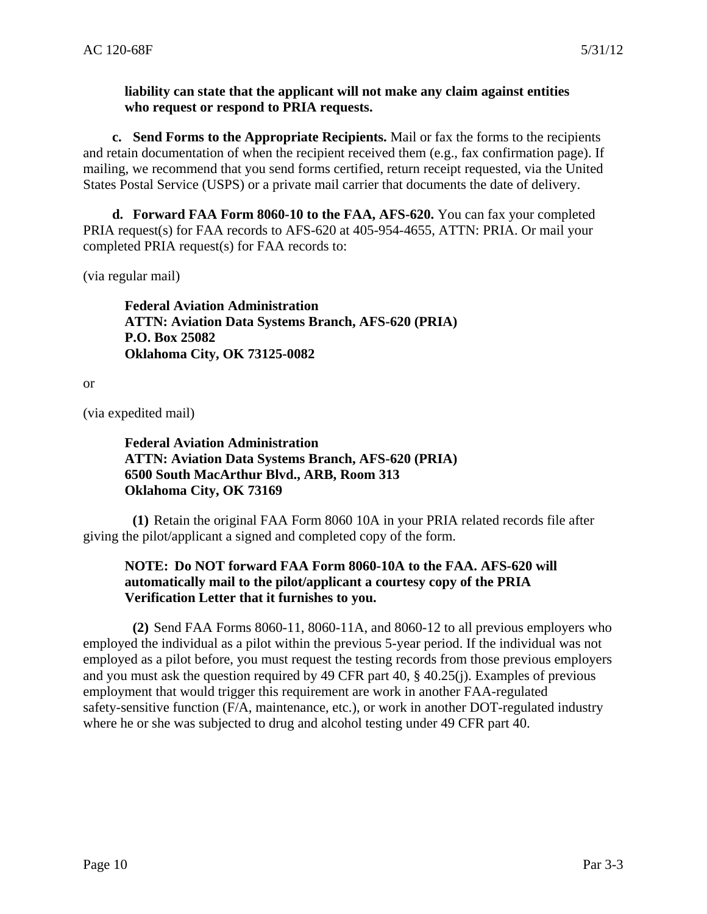**liability can state that the applicant will not make any claim against entities who request or respond to PRIA requests.**

**c. Send Forms to the Appropriate Recipients.** Mail or fax the forms to the recipients and retain documentation of when the recipient received them (e.g., fax confirmation page). If mailing, we recommend that you send forms certified, return receipt requested, via the United States Postal Service (USPS) or a private mail carrier that documents the date of delivery.

**d. Forward FAA Form 8060-10 to the FAA, AFS-620.** You can fax your completed PRIA request(s) for FAA records to AFS-620 at 405-954-4655, ATTN: PRIA. Or mail your completed PRIA request(s) for FAA records to:

(via regular mail)

**Federal Aviation Administration**
**ATTN: Aviation Data Systems Branch, AFS-620 (PRIA)**
**P.O. Box 25082**
**Oklahoma City, OK 73125-0082**

or

(via expedited mail)

**Federal Aviation Administration**
**ATTN: Aviation Data Systems Branch, AFS-620 (PRIA)**
**6500 South MacArthur Blvd., ARB, Room 313**
**Oklahoma City, OK 73169**

**(1)** Retain the original FAA Form 8060 10A in your PRIA related records file after giving the pilot/applicant a signed and completed copy of the form.

**NOTE: Do NOT forward FAA Form 8060-10A to the FAA. AFS-620 will automatically mail to the pilot/applicant a courtesy copy of the PRIA Verification Letter that it furnishes to you.**

**(2)** Send FAA Forms 8060-11, 8060-11A, and 8060-12 to all previous employers who employed the individual as a pilot within the previous 5-year period. If the individual was not employed as a pilot before, you must request the testing records from those previous employers and you must ask the question required by 49 CFR part 40, § 40.25(j). Examples of previous employment that would trigger this requirement are work in another FAA-regulated safety-sensitive function (F/A, maintenance, etc.), or work in another DOT-regulated industry where he or she was subjected to drug and alcohol testing under 49 CFR part 40.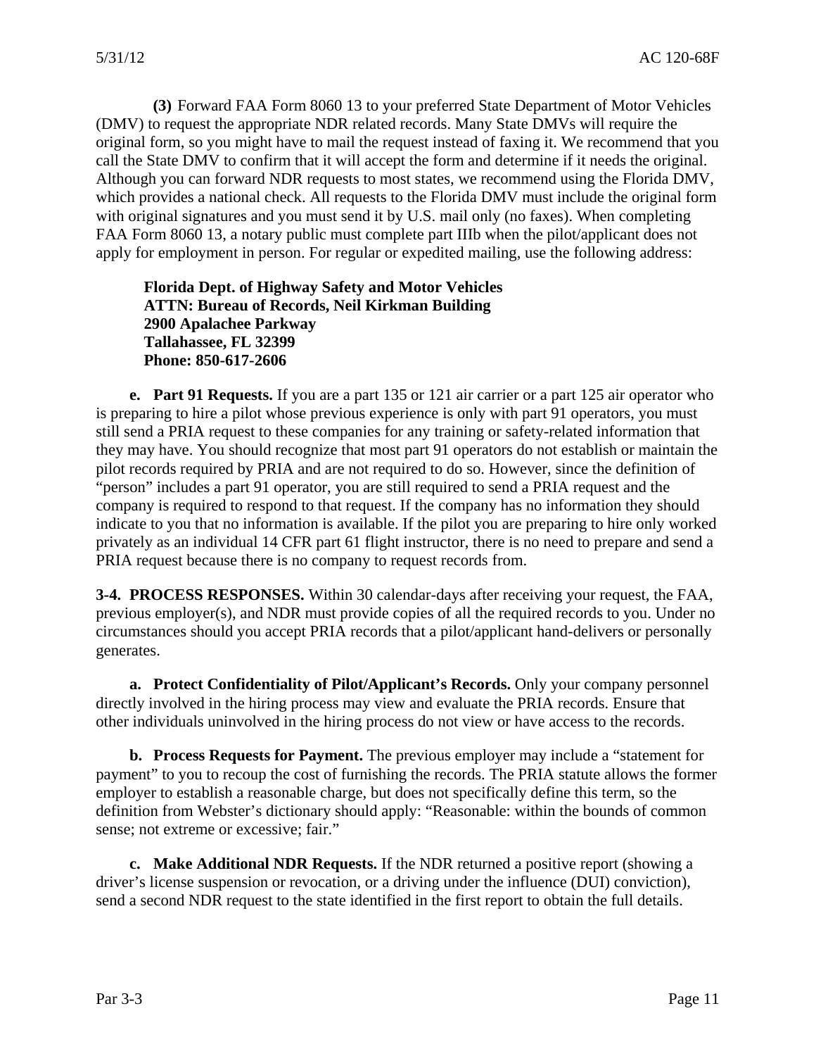**(3)** Forward FAA Form 8060 13 to your preferred State Department of Motor Vehicles (DMV) to request the appropriate NDR related records. Many State DMVs will require the original form, so you might have to mail the request instead of faxing it. We recommend that you call the State DMV to confirm that it will accept the form and determine if it needs the original. Although you can forward NDR requests to most states, we recommend using the Florida DMV, which provides a national check. All requests to the Florida DMV must include the original form with original signatures and you must send it by U.S. mail only (no faxes). When completing FAA Form 8060 13, a notary public must complete part IIIb when the pilot/applicant does not apply for employment in person. For regular or expedited mailing, use the following address:

**Florida Dept. of Highway Safety and Motor Vehicles**
**ATTN: Bureau of Records, Neil Kirkman Building**
**2900 Apalachee Parkway**
**Tallahassee, FL 32399**
**Phone: 850-617-2606**

**e. Part 91 Requests.** If you are a part 135 or 121 air carrier or a part 125 air operator who is preparing to hire a pilot whose previous experience is only with part 91 operators, you must still send a PRIA request to these companies for any training or safety-related information that they may have. You should recognize that most part 91 operators do not establish or maintain the pilot records required by PRIA and are not required to do so. However, since the definition of "person" includes a part 91 operator, you are still required to send a PRIA request and the company is required to respond to that request. If the company has no information they should indicate to you that no information is available. If the pilot you are preparing to hire only worked privately as an individual 14 CFR part 61 flight instructor, there is no need to prepare and send a PRIA request because there is no company to request records from.

**3-4. PROCESS RESPONSES.** Within 30 calendar-days after receiving your request, the FAA, previous employer(s), and NDR must provide copies of all the required records to you. Under no circumstances should you accept PRIA records that a pilot/applicant hand-delivers or personally generates.

**a. Protect Confidentiality of Pilot/Applicant's Records.** Only your company personnel directly involved in the hiring process may view and evaluate the PRIA records. Ensure that other individuals uninvolved in the hiring process do not view or have access to the records.

**b. Process Requests for Payment.** The previous employer may include a "statement for payment" to you to recoup the cost of furnishing the records. The PRIA statute allows the former employer to establish a reasonable charge, but does not specifically define this term, so the definition from Webster's dictionary should apply: "Reasonable: within the bounds of common sense; not extreme or excessive; fair."

**c. Make Additional NDR Requests.** If the NDR returned a positive report (showing a driver's license suspension or revocation, or a driving under the influence (DUI) conviction), send a second NDR request to the state identified in the first report to obtain the full details.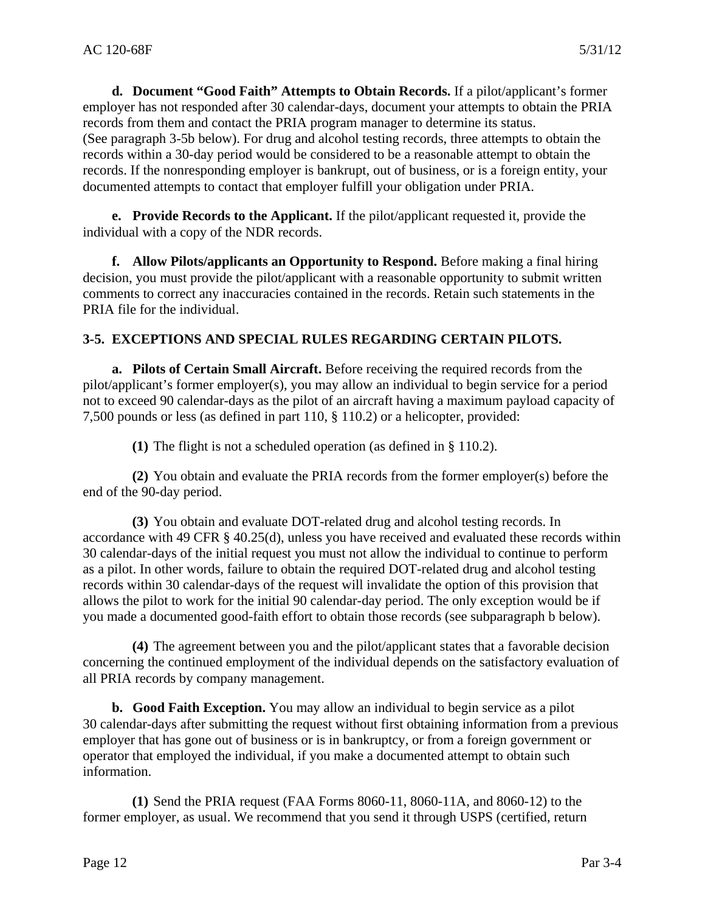**d. Document "Good Faith" Attempts to Obtain Records.** If a pilot/applicant's former employer has not responded after 30 calendar-days, document your attempts to obtain the PRIA records from them and contact the PRIA program manager to determine its status. (See paragraph 3-5b below). For drug and alcohol testing records, three attempts to obtain the records within a 30-day period would be considered to be a reasonable attempt to obtain the records. If the nonresponding employer is bankrupt, out of business, or is a foreign entity, your documented attempts to contact that employer fulfill your obligation under PRIA.

**e. Provide Records to the Applicant.** If the pilot/applicant requested it, provide the individual with a copy of the NDR records.

**f. Allow Pilots/applicants an Opportunity to Respond.** Before making a final hiring decision, you must provide the pilot/applicant with a reasonable opportunity to submit written comments to correct any inaccuracies contained in the records. Retain such statements in the PRIA file for the individual.

## 3-5. EXCEPTIONS AND SPECIAL RULES REGARDING CERTAIN PILOTS.

**a. Pilots of Certain Small Aircraft.** Before receiving the required records from the pilot/applicant's former employer(s), you may allow an individual to begin service for a period not to exceed 90 calendar-days as the pilot of an aircraft having a maximum payload capacity of 7,500 pounds or less (as defined in part 110, § 110.2) or a helicopter, provided:

**(1)** The flight is not a scheduled operation (as defined in § 110.2).

**(2)** You obtain and evaluate the PRIA records from the former employer(s) before the end of the 90-day period.

**(3)** You obtain and evaluate DOT-related drug and alcohol testing records. In accordance with 49 CFR § 40.25(d), unless you have received and evaluated these records within 30 calendar-days of the initial request you must not allow the individual to continue to perform as a pilot. In other words, failure to obtain the required DOT-related drug and alcohol testing records within 30 calendar-days of the request will invalidate the option of this provision that allows the pilot to work for the initial 90 calendar-day period. The only exception would be if you made a documented good-faith effort to obtain those records (see subparagraph b below).

**(4)** The agreement between you and the pilot/applicant states that a favorable decision concerning the continued employment of the individual depends on the satisfactory evaluation of all PRIA records by company management.

**b. Good Faith Exception.** You may allow an individual to begin service as a pilot 30 calendar-days after submitting the request without first obtaining information from a previous employer that has gone out of business or is in bankruptcy, or from a foreign government or operator that employed the individual, if you make a documented attempt to obtain such information.

**(1)** Send the PRIA request (FAA Forms 8060-11, 8060-11A, and 8060-12) to the former employer, as usual. We recommend that you send it through USPS (certified, return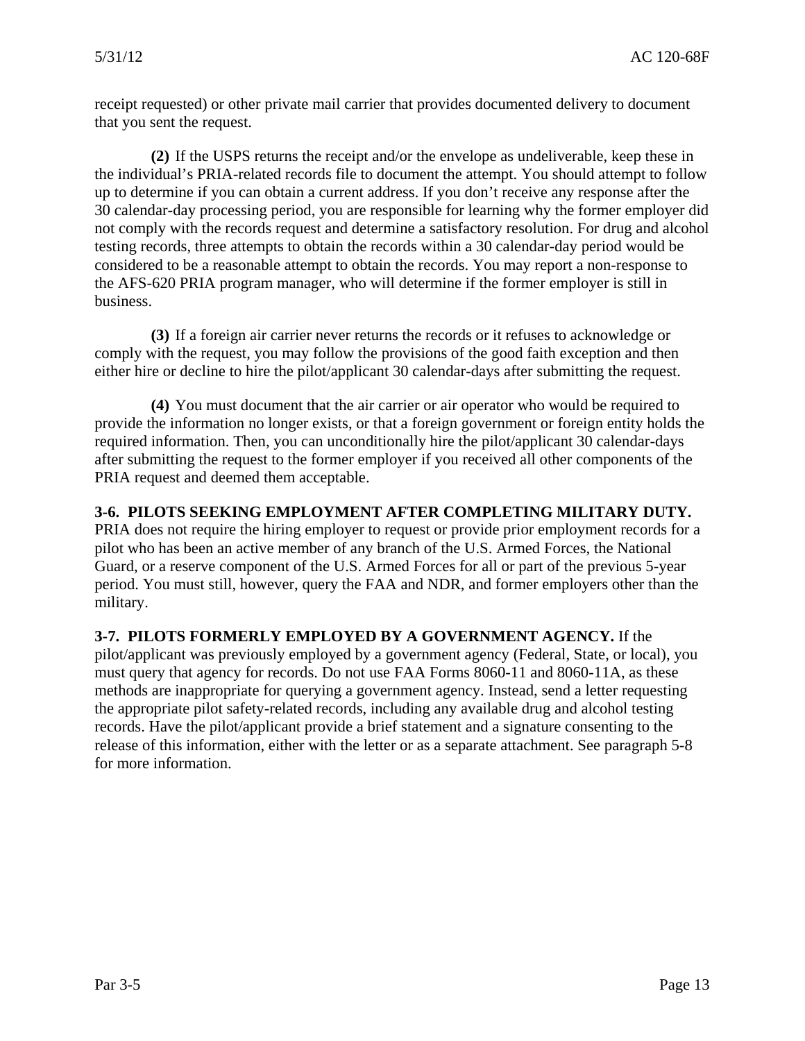receipt requested) or other private mail carrier that provides documented delivery to document that you sent the request.

**(2)** If the USPS returns the receipt and/or the envelope as undeliverable, keep these in the individual's PRIA-related records file to document the attempt. You should attempt to follow up to determine if you can obtain a current address. If you don't receive any response after the 30 calendar-day processing period, you are responsible for learning why the former employer did not comply with the records request and determine a satisfactory resolution. For drug and alcohol testing records, three attempts to obtain the records within a 30 calendar-day period would be considered to be a reasonable attempt to obtain the records. You may report a non-response to the AFS-620 PRIA program manager, who will determine if the former employer is still in business.

**(3)** If a foreign air carrier never returns the records or it refuses to acknowledge or comply with the request, you may follow the provisions of the good faith exception and then either hire or decline to hire the pilot/applicant 30 calendar-days after submitting the request.

**(4)** You must document that the air carrier or air operator who would be required to provide the information no longer exists, or that a foreign government or foreign entity holds the required information. Then, you can unconditionally hire the pilot/applicant 30 calendar-days after submitting the request to the former employer if you received all other components of the PRIA request and deemed them acceptable.

**3-6. PILOTS SEEKING EMPLOYMENT AFTER COMPLETING MILITARY DUTY.** PRIA does not require the hiring employer to request or provide prior employment records for a pilot who has been an active member of any branch of the U.S. Armed Forces, the National Guard, or a reserve component of the U.S. Armed Forces for all or part of the previous 5-year period. You must still, however, query the FAA and NDR, and former employers other than the military.

**3-7. PILOTS FORMERLY EMPLOYED BY A GOVERNMENT AGENCY.** If the pilot/applicant was previously employed by a government agency (Federal, State, or local), you must query that agency for records. Do not use FAA Forms 8060-11 and 8060-11A, as these methods are inappropriate for querying a government agency. Instead, send a letter requesting the appropriate pilot safety-related records, including any available drug and alcohol testing records. Have the pilot/applicant provide a brief statement and a signature consenting to the release of this information, either with the letter or as a separate attachment. See paragraph 5-8 for more information.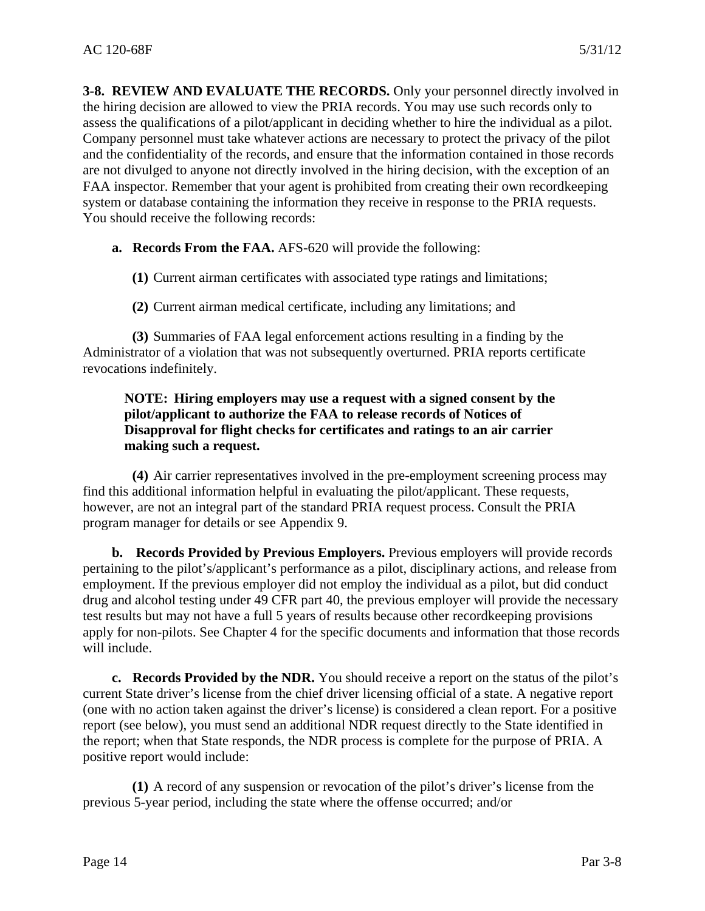**3-8. REVIEW AND EVALUATE THE RECORDS.** Only your personnel directly involved in the hiring decision are allowed to view the PRIA records. You may use such records only to assess the qualifications of a pilot/applicant in deciding whether to hire the individual as a pilot. Company personnel must take whatever actions are necessary to protect the privacy of the pilot and the confidentiality of the records, and ensure that the information contained in those records are not divulged to anyone not directly involved in the hiring decision, with the exception of an FAA inspector. Remember that your agent is prohibited from creating their own recordkeeping system or database containing the information they receive in response to the PRIA requests. You should receive the following records:

**a. Records From the FAA.** AFS-620 will provide the following:

**(1)** Current airman certificates with associated type ratings and limitations;

**(2)** Current airman medical certificate, including any limitations; and

**(3)** Summaries of FAA legal enforcement actions resulting in a finding by the Administrator of a violation that was not subsequently overturned. PRIA reports certificate revocations indefinitely.

**NOTE: Hiring employers may use a request with a signed consent by the pilot/applicant to authorize the FAA to release records of Notices of Disapproval for flight checks for certificates and ratings to an air carrier making such a request.**

**(4)** Air carrier representatives involved in the pre-employment screening process may find this additional information helpful in evaluating the pilot/applicant. These requests, however, are not an integral part of the standard PRIA request process. Consult the PRIA program manager for details or see Appendix 9.

**b. Records Provided by Previous Employers.** Previous employers will provide records pertaining to the pilot's/applicant's performance as a pilot, disciplinary actions, and release from employment. If the previous employer did not employ the individual as a pilot, but did conduct drug and alcohol testing under 49 CFR part 40, the previous employer will provide the necessary test results but may not have a full 5 years of results because other recordkeeping provisions apply for non-pilots. See Chapter 4 for the specific documents and information that those records will include.

**c. Records Provided by the NDR.** You should receive a report on the status of the pilot's current State driver's license from the chief driver licensing official of a state. A negative report (one with no action taken against the driver's license) is considered a clean report. For a positive report (see below), you must send an additional NDR request directly to the State identified in the report; when that State responds, the NDR process is complete for the purpose of PRIA. A positive report would include:

**(1)** A record of any suspension or revocation of the pilot's driver's license from the previous 5-year period, including the state where the offense occurred; and/or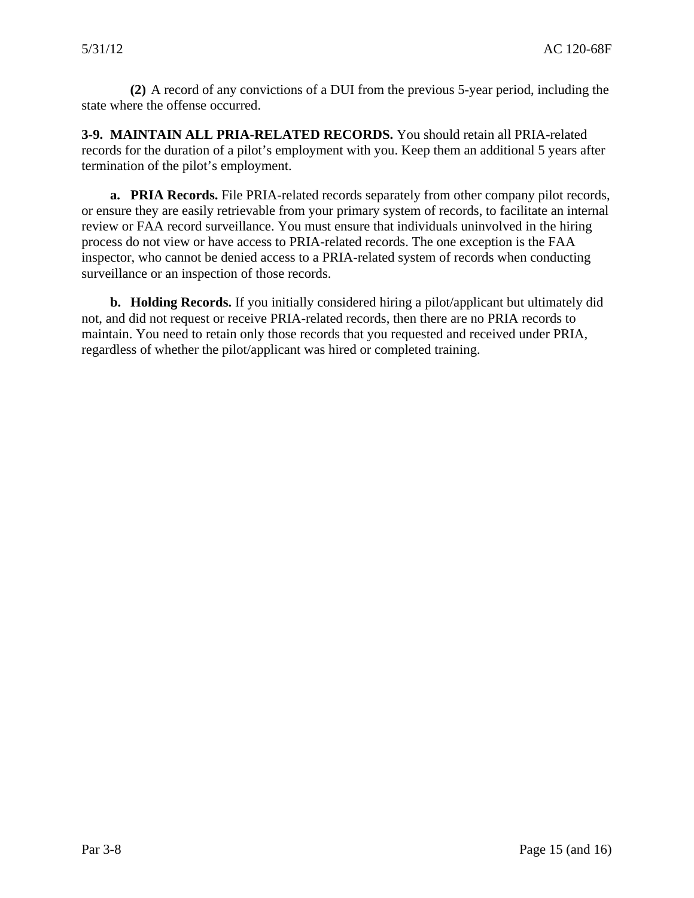**(2)** A record of any convictions of a DUI from the previous 5-year period, including the state where the offense occurred.

**3-9. MAINTAIN ALL PRIA-RELATED RECORDS.** You should retain all PRIA-related records for the duration of a pilot's employment with you. Keep them an additional 5 years after termination of the pilot's employment.

**a. PRIA Records.** File PRIA-related records separately from other company pilot records, or ensure they are easily retrievable from your primary system of records, to facilitate an internal review or FAA record surveillance. You must ensure that individuals uninvolved in the hiring process do not view or have access to PRIA-related records. The one exception is the FAA inspector, who cannot be denied access to a PRIA-related system of records when conducting surveillance or an inspection of those records.

**b. Holding Records.** If you initially considered hiring a pilot/applicant but ultimately did not, and did not request or receive PRIA-related records, then there are no PRIA records to maintain. You need to retain only those records that you requested and received under PRIA, regardless of whether the pilot/applicant was hired or completed training.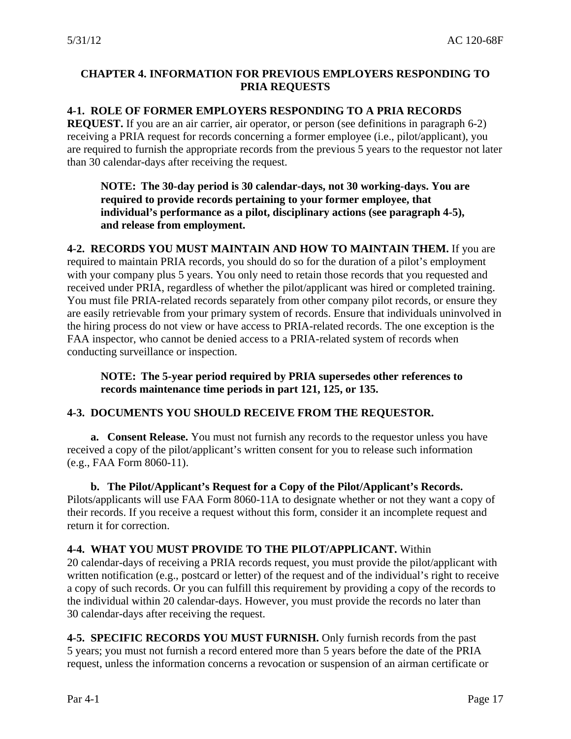## CHAPTER 4. INFORMATION FOR PREVIOUS EMPLOYERS RESPONDING TO PRIA REQUESTS

**4-1. ROLE OF FORMER EMPLOYERS RESPONDING TO A PRIA RECORDS REQUEST.** If you are an air carrier, air operator, or person (see definitions in paragraph 6-2) receiving a PRIA request for records concerning a former employee (i.e., pilot/applicant), you are required to furnish the appropriate records from the previous 5 years to the requestor not later than 30 calendar-days after receiving the request.

> **NOTE: The 30-day period is 30 calendar-days, not 30 working-days. You are required to provide records pertaining to your former employee, that individual's performance as a pilot, disciplinary actions (see paragraph 4-5), and release from employment.**

**4-2. RECORDS YOU MUST MAINTAIN AND HOW TO MAINTAIN THEM.** If you are required to maintain PRIA records, you should do so for the duration of a pilot's employment with your company plus 5 years. You only need to retain those records that you requested and received under PRIA, regardless of whether the pilot/applicant was hired or completed training. You must file PRIA-related records separately from other company pilot records, or ensure they are easily retrievable from your primary system of records. Ensure that individuals uninvolved in the hiring process do not view or have access to PRIA-related records. The one exception is the FAA inspector, who cannot be denied access to a PRIA-related system of records when conducting surveillance or inspection.

> **NOTE: The 5-year period required by PRIA supersedes other references to records maintenance time periods in part 121, 125, or 135.**

**4-3. DOCUMENTS YOU SHOULD RECEIVE FROM THE REQUESTOR.**

**a. Consent Release.** You must not furnish any records to the requestor unless you have received a copy of the pilot/applicant's written consent for you to release such information (e.g., FAA Form 8060-11).

**b. The Pilot/Applicant's Request for a Copy of the Pilot/Applicant's Records.** Pilots/applicants will use FAA Form 8060-11A to designate whether or not they want a copy of their records. If you receive a request without this form, consider it an incomplete request and return it for correction.

**4-4. WHAT YOU MUST PROVIDE TO THE PILOT/APPLICANT.** Within 20 calendar-days of receiving a PRIA records request, you must provide the pilot/applicant with written notification (e.g., postcard or letter) of the request and of the individual's right to receive a copy of such records. Or you can fulfill this requirement by providing a copy of the records to the individual within 20 calendar-days. However, you must provide the records no later than 30 calendar-days after receiving the request.

**4-5. SPECIFIC RECORDS YOU MUST FURNISH.** Only furnish records from the past 5 years; you must not furnish a record entered more than 5 years before the date of the PRIA request, unless the information concerns a revocation or suspension of an airman certificate or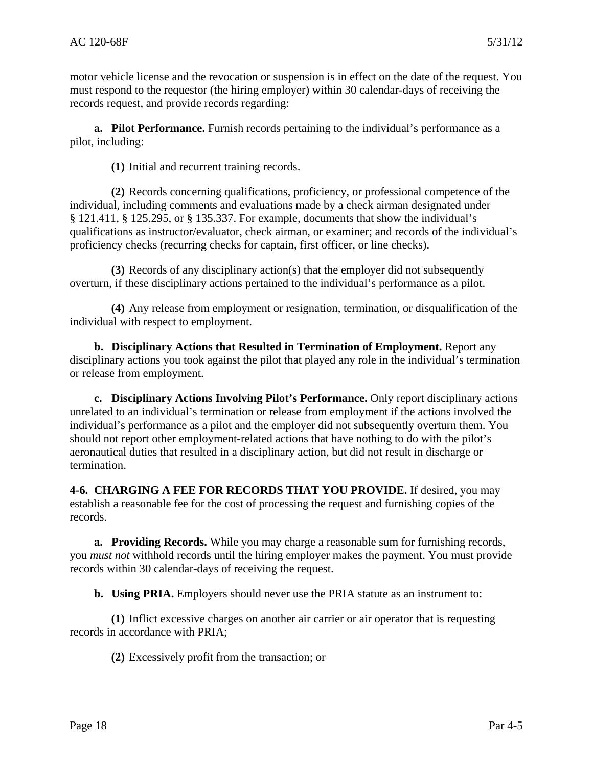motor vehicle license and the revocation or suspension is in effect on the date of the request. You must respond to the requestor (the hiring employer) within 30 calendar-days of receiving the records request, and provide records regarding:

**a. Pilot Performance.** Furnish records pertaining to the individual's performance as a pilot, including:

**(1)** Initial and recurrent training records.

**(2)** Records concerning qualifications, proficiency, or professional competence of the individual, including comments and evaluations made by a check airman designated under § 121.411, § 125.295, or § 135.337. For example, documents that show the individual's qualifications as instructor/evaluator, check airman, or examiner; and records of the individual's proficiency checks (recurring checks for captain, first officer, or line checks).

**(3)** Records of any disciplinary action(s) that the employer did not subsequently overturn, if these disciplinary actions pertained to the individual's performance as a pilot.

**(4)** Any release from employment or resignation, termination, or disqualification of the individual with respect to employment.

**b. Disciplinary Actions that Resulted in Termination of Employment.** Report any disciplinary actions you took against the pilot that played any role in the individual's termination or release from employment.

**c. Disciplinary Actions Involving Pilot's Performance.** Only report disciplinary actions unrelated to an individual's termination or release from employment if the actions involved the individual's performance as a pilot and the employer did not subsequently overturn them. You should not report other employment-related actions that have nothing to do with the pilot's aeronautical duties that resulted in a disciplinary action, but did not result in discharge or termination.

**4-6. CHARGING A FEE FOR RECORDS THAT YOU PROVIDE.** If desired, you may establish a reasonable fee for the cost of processing the request and furnishing copies of the records.

**a. Providing Records.** While you may charge a reasonable sum for furnishing records, you *must not* withhold records until the hiring employer makes the payment. You must provide records within 30 calendar-days of receiving the request.

**b. Using PRIA.** Employers should never use the PRIA statute as an instrument to:

**(1)** Inflict excessive charges on another air carrier or air operator that is requesting records in accordance with PRIA;

**(2)** Excessively profit from the transaction; or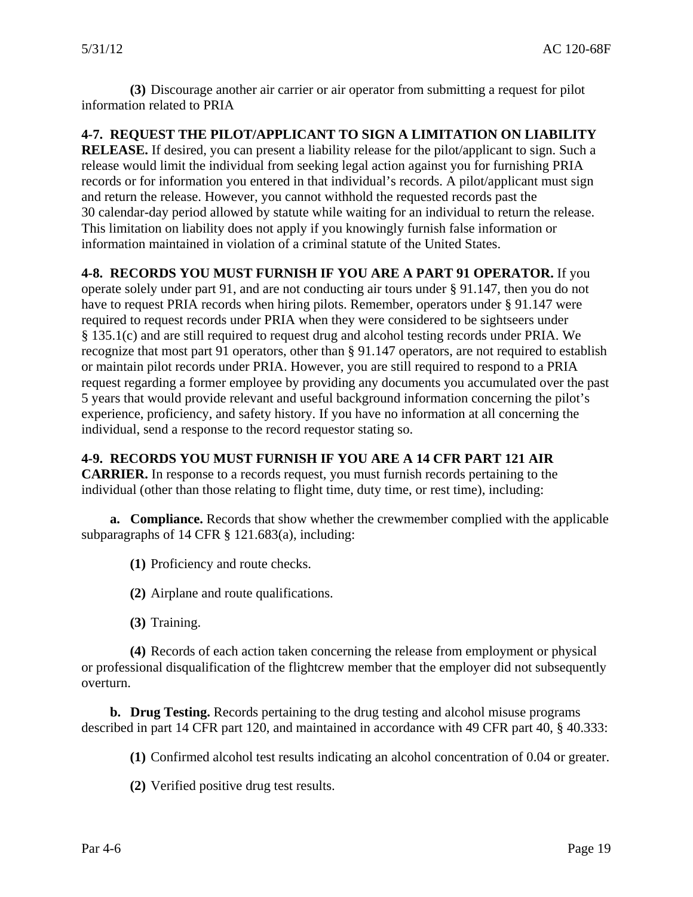**(3)** Discourage another air carrier or air operator from submitting a request for pilot information related to PRIA

**4-7. REQUEST THE PILOT/APPLICANT TO SIGN A LIMITATION ON LIABILITY RELEASE.** If desired, you can present a liability release for the pilot/applicant to sign. Such a release would limit the individual from seeking legal action against you for furnishing PRIA records or for information you entered in that individual's records. A pilot/applicant must sign and return the release. However, you cannot withhold the requested records past the 30 calendar-day period allowed by statute while waiting for an individual to return the release. This limitation on liability does not apply if you knowingly furnish false information or information maintained in violation of a criminal statute of the United States.

**4-8. RECORDS YOU MUST FURNISH IF YOU ARE A PART 91 OPERATOR.** If you operate solely under part 91, and are not conducting air tours under § 91.147, then you do not have to request PRIA records when hiring pilots. Remember, operators under § 91.147 were required to request records under PRIA when they were considered to be sightseers under § 135.1(c) and are still required to request drug and alcohol testing records under PRIA. We recognize that most part 91 operators, other than § 91.147 operators, are not required to establish or maintain pilot records under PRIA. However, you are still required to respond to a PRIA request regarding a former employee by providing any documents you accumulated over the past 5 years that would provide relevant and useful background information concerning the pilot's experience, proficiency, and safety history. If you have no information at all concerning the individual, send a response to the record requestor stating so.

**4-9. RECORDS YOU MUST FURNISH IF YOU ARE A 14 CFR PART 121 AIR CARRIER.** In response to a records request, you must furnish records pertaining to the individual (other than those relating to flight time, duty time, or rest time), including:

**a. Compliance.** Records that show whether the crewmember complied with the applicable subparagraphs of 14 CFR § 121.683(a), including:

**(1)** Proficiency and route checks.

**(2)** Airplane and route qualifications.

**(3)** Training.

**(4)** Records of each action taken concerning the release from employment or physical or professional disqualification of the flightcrew member that the employer did not subsequently overturn.

**b. Drug Testing.** Records pertaining to the drug testing and alcohol misuse programs described in part 14 CFR part 120, and maintained in accordance with 49 CFR part 40, § 40.333:

**(1)** Confirmed alcohol test results indicating an alcohol concentration of 0.04 or greater.

**(2)** Verified positive drug test results.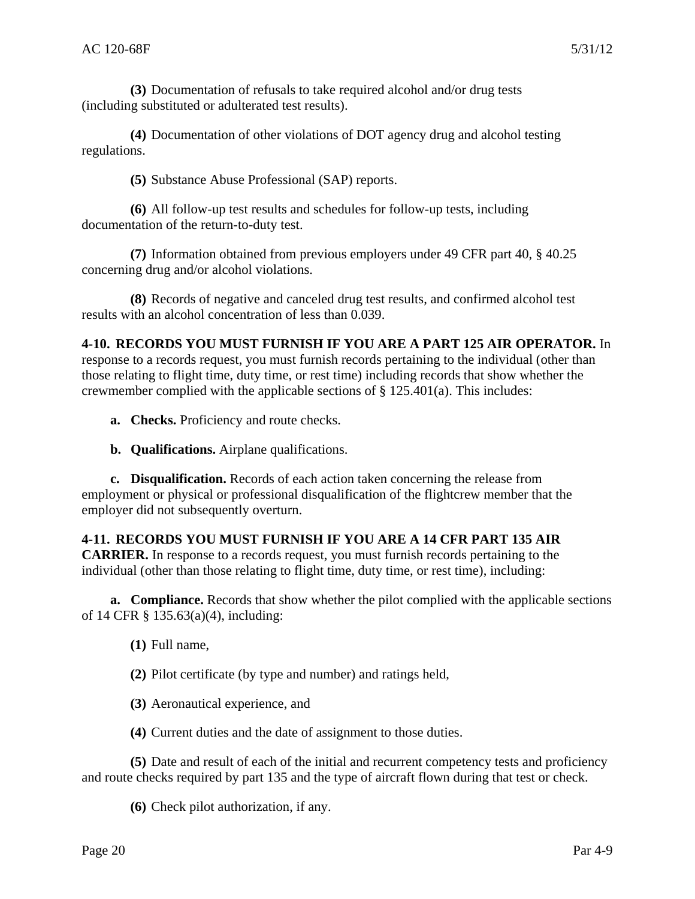**(3)** Documentation of refusals to take required alcohol and/or drug tests (including substituted or adulterated test results).

**(4)** Documentation of other violations of DOT agency drug and alcohol testing regulations.

**(5)** Substance Abuse Professional (SAP) reports.

**(6)** All follow-up test results and schedules for follow-up tests, including documentation of the return-to-duty test.

**(7)** Information obtained from previous employers under 49 CFR part 40, § 40.25 concerning drug and/or alcohol violations.

**(8)** Records of negative and canceled drug test results, and confirmed alcohol test results with an alcohol concentration of less than 0.039.

**4-10. RECORDS YOU MUST FURNISH IF YOU ARE A PART 125 AIR OPERATOR.** In response to a records request, you must furnish records pertaining to the individual (other than those relating to flight time, duty time, or rest time) including records that show whether the crewmember complied with the applicable sections of § 125.401(a). This includes:

**a. Checks.** Proficiency and route checks.

**b. Qualifications.** Airplane qualifications.

**c. Disqualification.** Records of each action taken concerning the release from employment or physical or professional disqualification of the flightcrew member that the employer did not subsequently overturn.

**4-11. RECORDS YOU MUST FURNISH IF YOU ARE A 14 CFR PART 135 AIR CARRIER.** In response to a records request, you must furnish records pertaining to the individual (other than those relating to flight time, duty time, or rest time), including:

**a. Compliance.** Records that show whether the pilot complied with the applicable sections of 14 CFR § 135.63(a)(4), including:

**(1)** Full name,

**(2)** Pilot certificate (by type and number) and ratings held,

**(3)** Aeronautical experience, and

**(4)** Current duties and the date of assignment to those duties.

**(5)** Date and result of each of the initial and recurrent competency tests and proficiency and route checks required by part 135 and the type of aircraft flown during that test or check.

**(6)** Check pilot authorization, if any.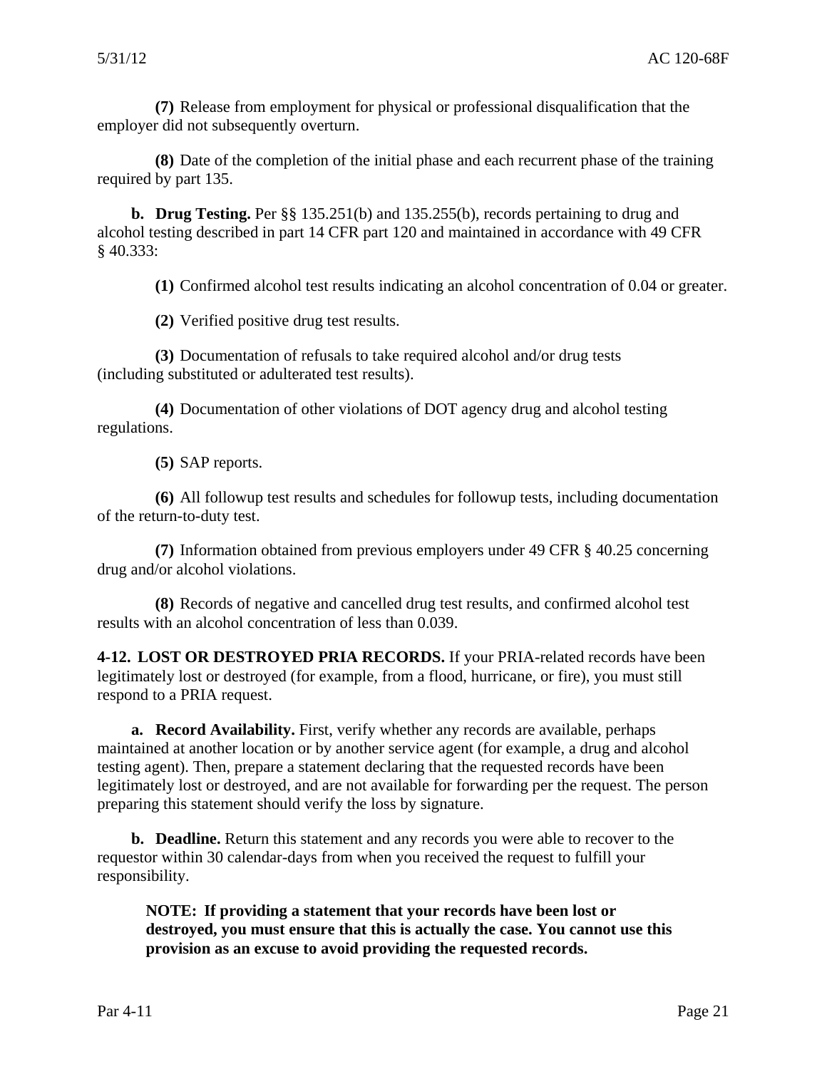**(7)** Release from employment for physical or professional disqualification that the employer did not subsequently overturn.

**(8)** Date of the completion of the initial phase and each recurrent phase of the training required by part 135.

**b. Drug Testing.** Per §§ 135.251(b) and 135.255(b), records pertaining to drug and alcohol testing described in part 14 CFR part 120 and maintained in accordance with 49 CFR § 40.333:

**(1)** Confirmed alcohol test results indicating an alcohol concentration of 0.04 or greater.

**(2)** Verified positive drug test results.

**(3)** Documentation of refusals to take required alcohol and/or drug tests (including substituted or adulterated test results).

**(4)** Documentation of other violations of DOT agency drug and alcohol testing regulations.

**(5)** SAP reports.

**(6)** All followup test results and schedules for followup tests, including documentation of the return-to-duty test.

**(7)** Information obtained from previous employers under 49 CFR § 40.25 concerning drug and/or alcohol violations.

**(8)** Records of negative and cancelled drug test results, and confirmed alcohol test results with an alcohol concentration of less than 0.039.

**4-12. LOST OR DESTROYED PRIA RECORDS.** If your PRIA-related records have been legitimately lost or destroyed (for example, from a flood, hurricane, or fire), you must still respond to a PRIA request.

**a. Record Availability.** First, verify whether any records are available, perhaps maintained at another location or by another service agent (for example, a drug and alcohol testing agent). Then, prepare a statement declaring that the requested records have been legitimately lost or destroyed, and are not available for forwarding per the request. The person preparing this statement should verify the loss by signature.

**b. Deadline.** Return this statement and any records you were able to recover to the requestor within 30 calendar-days from when you received the request to fulfill your responsibility.

**NOTE: If providing a statement that your records have been lost or destroyed, you must ensure that this is actually the case. You cannot use this provision as an excuse to avoid providing the requested records.**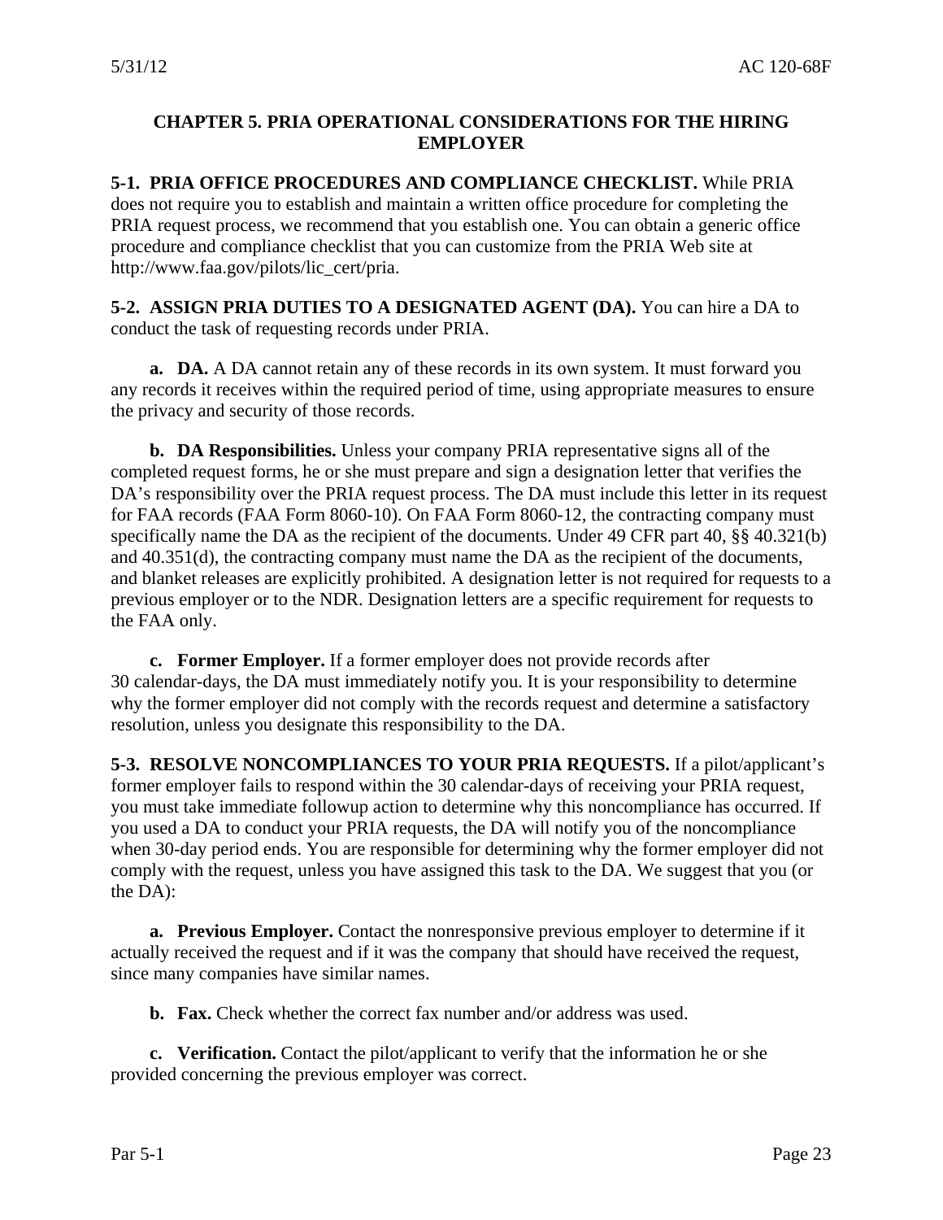# CHAPTER 5. PRIA OPERATIONAL CONSIDERATIONS FOR THE HIRING EMPLOYER

**5-1. PRIA OFFICE PROCEDURES AND COMPLIANCE CHECKLIST.** While PRIA does not require you to establish and maintain a written office procedure for completing the PRIA request process, we recommend that you establish one. You can obtain a generic office procedure and compliance checklist that you can customize from the PRIA Web site at http://www.faa.gov/pilots/lic_cert/pria.

**5-2. ASSIGN PRIA DUTIES TO A DESIGNATED AGENT (DA).** You can hire a DA to conduct the task of requesting records under PRIA.

**a. DA.** A DA cannot retain any of these records in its own system. It must forward you any records it receives within the required period of time, using appropriate measures to ensure the privacy and security of those records.

**b. DA Responsibilities.** Unless your company PRIA representative signs all of the completed request forms, he or she must prepare and sign a designation letter that verifies the DA's responsibility over the PRIA request process. The DA must include this letter in its request for FAA records (FAA Form 8060-10). On FAA Form 8060-12, the contracting company must specifically name the DA as the recipient of the documents. Under 49 CFR part 40, §§ 40.321(b) and 40.351(d), the contracting company must name the DA as the recipient of the documents, and blanket releases are explicitly prohibited. A designation letter is not required for requests to a previous employer or to the NDR. Designation letters are a specific requirement for requests to the FAA only.

**c. Former Employer.** If a former employer does not provide records after 30 calendar-days, the DA must immediately notify you. It is your responsibility to determine why the former employer did not comply with the records request and determine a satisfactory resolution, unless you designate this responsibility to the DA.

**5-3. RESOLVE NONCOMPLIANCES TO YOUR PRIA REQUESTS.** If a pilot/applicant's former employer fails to respond within the 30 calendar-days of receiving your PRIA request, you must take immediate followup action to determine why this noncompliance has occurred. If you used a DA to conduct your PRIA requests, the DA will notify you of the noncompliance when 30-day period ends. You are responsible for determining why the former employer did not comply with the request, unless you have assigned this task to the DA. We suggest that you (or the DA):

**a. Previous Employer.** Contact the nonresponsive previous employer to determine if it actually received the request and if it was the company that should have received the request, since many companies have similar names.

**b. Fax.** Check whether the correct fax number and/or address was used.

**c. Verification.** Contact the pilot/applicant to verify that the information he or she provided concerning the previous employer was correct.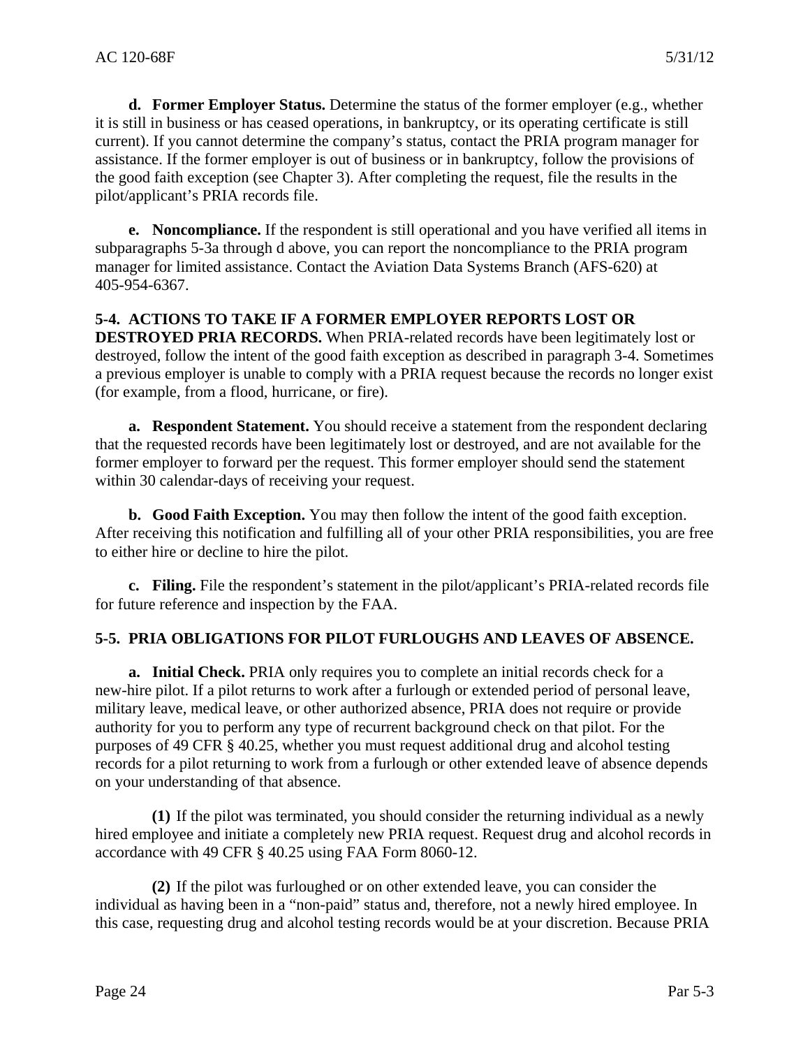**d. Former Employer Status.** Determine the status of the former employer (e.g., whether it is still in business or has ceased operations, in bankruptcy, or its operating certificate is still current). If you cannot determine the company's status, contact the PRIA program manager for assistance. If the former employer is out of business or in bankruptcy, follow the provisions of the good faith exception (see Chapter 3). After completing the request, file the results in the pilot/applicant's PRIA records file.

**e. Noncompliance.** If the respondent is still operational and you have verified all items in subparagraphs 5-3a through d above, you can report the noncompliance to the PRIA program manager for limited assistance. Contact the Aviation Data Systems Branch (AFS-620) at 405-954-6367.

**5-4. ACTIONS TO TAKE IF A FORMER EMPLOYER REPORTS LOST OR DESTROYED PRIA RECORDS.** When PRIA-related records have been legitimately lost or destroyed, follow the intent of the good faith exception as described in paragraph 3-4. Sometimes a previous employer is unable to comply with a PRIA request because the records no longer exist (for example, from a flood, hurricane, or fire).

**a. Respondent Statement.** You should receive a statement from the respondent declaring that the requested records have been legitimately lost or destroyed, and are not available for the former employer to forward per the request. This former employer should send the statement within 30 calendar-days of receiving your request.

**b. Good Faith Exception.** You may then follow the intent of the good faith exception. After receiving this notification and fulfilling all of your other PRIA responsibilities, you are free to either hire or decline to hire the pilot.

**c. Filing.** File the respondent's statement in the pilot/applicant's PRIA-related records file for future reference and inspection by the FAA.

**5-5. PRIA OBLIGATIONS FOR PILOT FURLOUGHS AND LEAVES OF ABSENCE.**

**a. Initial Check.** PRIA only requires you to complete an initial records check for a new-hire pilot. If a pilot returns to work after a furlough or extended period of personal leave, military leave, medical leave, or other authorized absence, PRIA does not require or provide authority for you to perform any type of recurrent background check on that pilot. For the purposes of 49 CFR § 40.25, whether you must request additional drug and alcohol testing records for a pilot returning to work from a furlough or other extended leave of absence depends on your understanding of that absence.

**(1)** If the pilot was terminated, you should consider the returning individual as a newly hired employee and initiate a completely new PRIA request. Request drug and alcohol records in accordance with 49 CFR § 40.25 using FAA Form 8060-12.

**(2)** If the pilot was furloughed or on other extended leave, you can consider the individual as having been in a "non-paid" status and, therefore, not a newly hired employee. In this case, requesting drug and alcohol testing records would be at your discretion. Because PRIA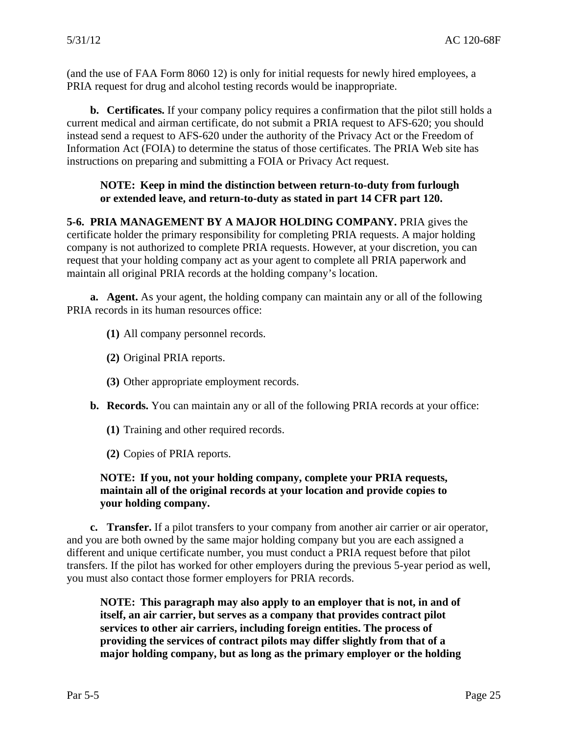(and the use of FAA Form 8060 12) is only for initial requests for newly hired employees, a PRIA request for drug and alcohol testing records would be inappropriate.

**b. Certificates.** If your company policy requires a confirmation that the pilot still holds a current medical and airman certificate, do not submit a PRIA request to AFS-620; you should instead send a request to AFS-620 under the authority of the Privacy Act or the Freedom of Information Act (FOIA) to determine the status of those certificates. The PRIA Web site has instructions on preparing and submitting a FOIA or Privacy Act request.

**NOTE: Keep in mind the distinction between return-to-duty from furlough or extended leave, and return-to-duty as stated in part 14 CFR part 120.**

**5-6. PRIA MANAGEMENT BY A MAJOR HOLDING COMPANY.** PRIA gives the certificate holder the primary responsibility for completing PRIA requests. A major holding company is not authorized to complete PRIA requests. However, at your discretion, you can request that your holding company act as your agent to complete all PRIA paperwork and maintain all original PRIA records at the holding company's location.

**a. Agent.** As your agent, the holding company can maintain any or all of the following PRIA records in its human resources office:

**(1)** All company personnel records.

**(2)** Original PRIA reports.

**(3)** Other appropriate employment records.

**b. Records.** You can maintain any or all of the following PRIA records at your office:

**(1)** Training and other required records.

**(2)** Copies of PRIA reports.

**NOTE: If you, not your holding company, complete your PRIA requests, maintain all of the original records at your location and provide copies to your holding company.**

**c. Transfer.** If a pilot transfers to your company from another air carrier or air operator, and you are both owned by the same major holding company but you are each assigned a different and unique certificate number, you must conduct a PRIA request before that pilot transfers. If the pilot has worked for other employers during the previous 5-year period as well, you must also contact those former employers for PRIA records.

**NOTE: This paragraph may also apply to an employer that is not, in and of itself, an air carrier, but serves as a company that provides contract pilot services to other air carriers, including foreign entities. The process of providing the services of contract pilots may differ slightly from that of a major holding company, but as long as the primary employer or the holding**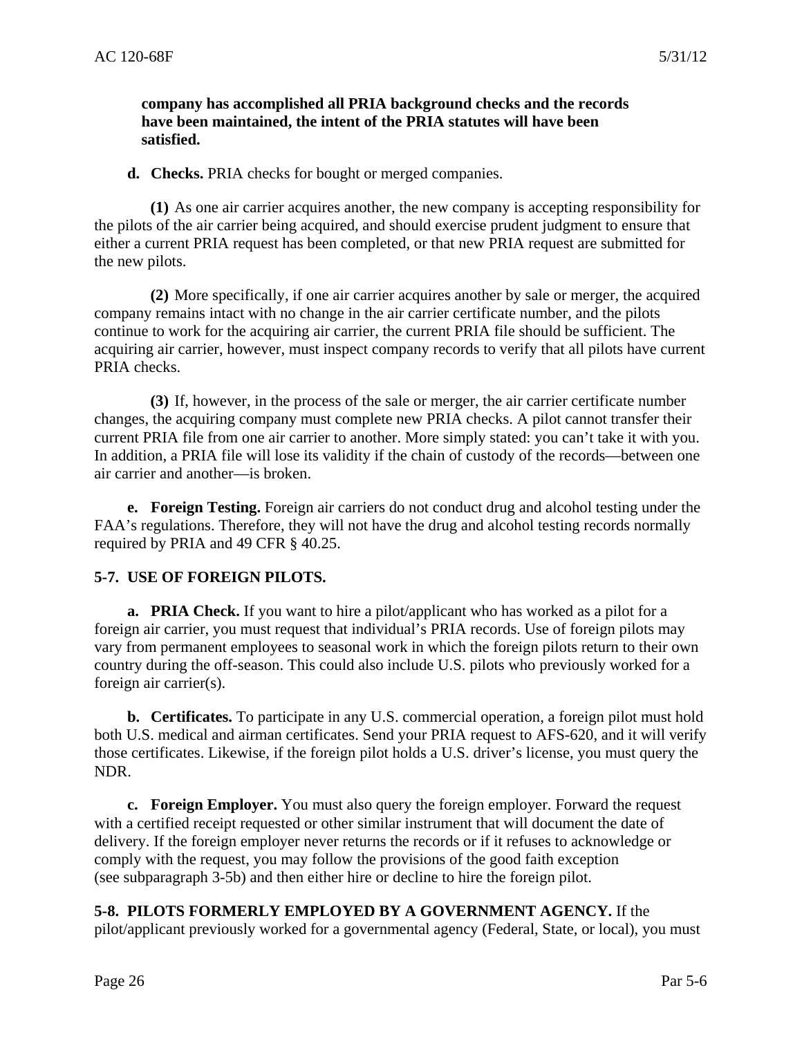**company has accomplished all PRIA background checks and the records have been maintained, the intent of the PRIA statutes will have been satisfied.**

**d. Checks.** PRIA checks for bought or merged companies.

**(1)** As one air carrier acquires another, the new company is accepting responsibility for the pilots of the air carrier being acquired, and should exercise prudent judgment to ensure that either a current PRIA request has been completed, or that new PRIA request are submitted for the new pilots.

**(2)** More specifically, if one air carrier acquires another by sale or merger, the acquired company remains intact with no change in the air carrier certificate number, and the pilots continue to work for the acquiring air carrier, the current PRIA file should be sufficient. The acquiring air carrier, however, must inspect company records to verify that all pilots have current PRIA checks.

**(3)** If, however, in the process of the sale or merger, the air carrier certificate number changes, the acquiring company must complete new PRIA checks. A pilot cannot transfer their current PRIA file from one air carrier to another. More simply stated: you can't take it with you. In addition, a PRIA file will lose its validity if the chain of custody of the records—between one air carrier and another—is broken.

**e. Foreign Testing.** Foreign air carriers do not conduct drug and alcohol testing under the FAA's regulations. Therefore, they will not have the drug and alcohol testing records normally required by PRIA and 49 CFR § 40.25.

## 5-7. USE OF FOREIGN PILOTS.

**a. PRIA Check.** If you want to hire a pilot/applicant who has worked as a pilot for a foreign air carrier, you must request that individual's PRIA records. Use of foreign pilots may vary from permanent employees to seasonal work in which the foreign pilots return to their own country during the off-season. This could also include U.S. pilots who previously worked for a foreign air carrier(s).

**b. Certificates.** To participate in any U.S. commercial operation, a foreign pilot must hold both U.S. medical and airman certificates. Send your PRIA request to AFS-620, and it will verify those certificates. Likewise, if the foreign pilot holds a U.S. driver's license, you must query the NDR.

**c. Foreign Employer.** You must also query the foreign employer. Forward the request with a certified receipt requested or other similar instrument that will document the date of delivery. If the foreign employer never returns the records or if it refuses to acknowledge or comply with the request, you may follow the provisions of the good faith exception (see subparagraph 3-5b) and then either hire or decline to hire the foreign pilot.

**5-8. PILOTS FORMERLY EMPLOYED BY A GOVERNMENT AGENCY.** If the pilot/applicant previously worked for a governmental agency (Federal, State, or local), you must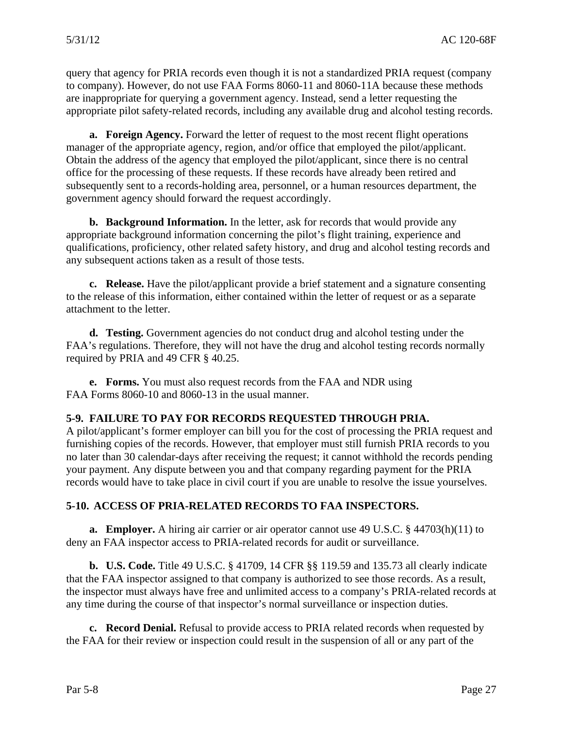query that agency for PRIA records even though it is not a standardized PRIA request (company to company). However, do not use FAA Forms 8060-11 and 8060-11A because these methods are inappropriate for querying a government agency. Instead, send a letter requesting the appropriate pilot safety-related records, including any available drug and alcohol testing records.

**a. Foreign Agency.** Forward the letter of request to the most recent flight operations manager of the appropriate agency, region, and/or office that employed the pilot/applicant. Obtain the address of the agency that employed the pilot/applicant, since there is no central office for the processing of these requests. If these records have already been retired and subsequently sent to a records-holding area, personnel, or a human resources department, the government agency should forward the request accordingly.

**b. Background Information.** In the letter, ask for records that would provide any appropriate background information concerning the pilot's flight training, experience and qualifications, proficiency, other related safety history, and drug and alcohol testing records and any subsequent actions taken as a result of those tests.

**c. Release.** Have the pilot/applicant provide a brief statement and a signature consenting to the release of this information, either contained within the letter of request or as a separate attachment to the letter.

**d. Testing.** Government agencies do not conduct drug and alcohol testing under the FAA's regulations. Therefore, they will not have the drug and alcohol testing records normally required by PRIA and 49 CFR § 40.25.

**e. Forms.** You must also request records from the FAA and NDR using FAA Forms 8060-10 and 8060-13 in the usual manner.

## 5-9. FAILURE TO PAY FOR RECORDS REQUESTED THROUGH PRIA.

A pilot/applicant's former employer can bill you for the cost of processing the PRIA request and furnishing copies of the records. However, that employer must still furnish PRIA records to you no later than 30 calendar-days after receiving the request; it cannot withhold the records pending your payment. Any dispute between you and that company regarding payment for the PRIA records would have to take place in civil court if you are unable to resolve the issue yourselves.

## 5-10. ACCESS OF PRIA-RELATED RECORDS TO FAA INSPECTORS.

**a. Employer.** A hiring air carrier or air operator cannot use 49 U.S.C. § 44703(h)(11) to deny an FAA inspector access to PRIA-related records for audit or surveillance.

**b. U.S. Code.** Title 49 U.S.C. § 41709, 14 CFR §§ 119.59 and 135.73 all clearly indicate that the FAA inspector assigned to that company is authorized to see those records. As a result, the inspector must always have free and unlimited access to a company's PRIA-related records at any time during the course of that inspector's normal surveillance or inspection duties.

**c. Record Denial.** Refusal to provide access to PRIA related records when requested by the FAA for their review or inspection could result in the suspension of all or any part of the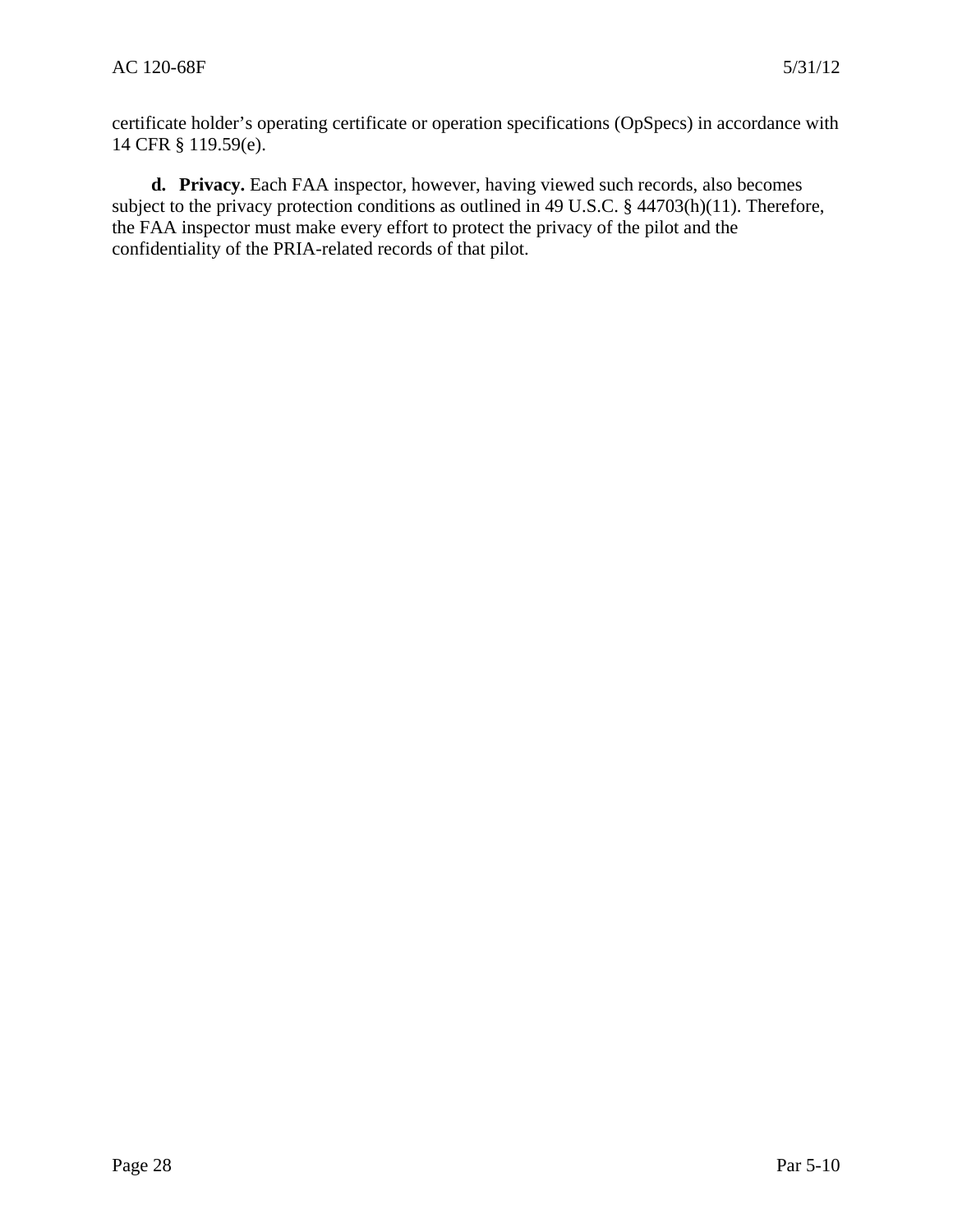certificate holder's operating certificate or operation specifications (OpSpecs) in accordance with 14 CFR § 119.59(e).

**d. Privacy.** Each FAA inspector, however, having viewed such records, also becomes subject to the privacy protection conditions as outlined in 49 U.S.C. § 44703(h)(11). Therefore, the FAA inspector must make every effort to protect the privacy of the pilot and the confidentiality of the PRIA-related records of that pilot.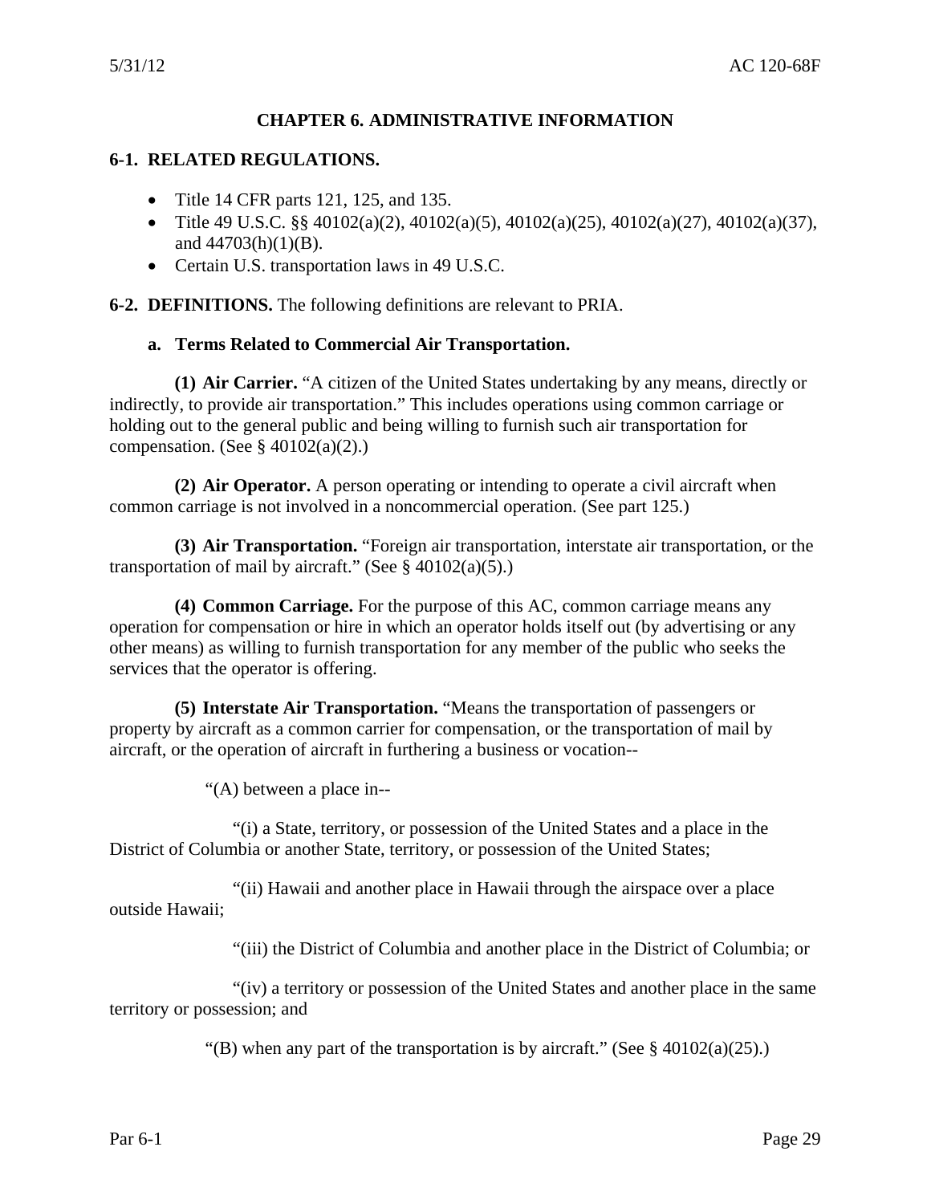# CHAPTER 6. ADMINISTRATIVE INFORMATION

## 6-1. RELATED REGULATIONS.

- Title 14 CFR parts 121, 125, and 135.
- Title 49 U.S.C. §§ 40102(a)(2), 40102(a)(5), 40102(a)(25), 40102(a)(27), 40102(a)(37), and 44703(h)(1)(B).
- Certain U.S. transportation laws in 49 U.S.C.

**6-2. DEFINITIONS.** The following definitions are relevant to PRIA.

### a. Terms Related to Commercial Air Transportation.

**(1) Air Carrier.** "A citizen of the United States undertaking by any means, directly or indirectly, to provide air transportation." This includes operations using common carriage or holding out to the general public and being willing to furnish such air transportation for compensation. (See § 40102(a)(2).)

**(2) Air Operator.** A person operating or intending to operate a civil aircraft when common carriage is not involved in a noncommercial operation. (See part 125.)

**(3) Air Transportation.** "Foreign air transportation, interstate air transportation, or the transportation of mail by aircraft." (See § 40102(a)(5).)

**(4) Common Carriage.** For the purpose of this AC, common carriage means any operation for compensation or hire in which an operator holds itself out (by advertising or any other means) as willing to furnish transportation for any member of the public who seeks the services that the operator is offering.

**(5) Interstate Air Transportation.** "Means the transportation of passengers or property by aircraft as a common carrier for compensation, or the transportation of mail by aircraft, or the operation of aircraft in furthering a business or vocation--

"(A) between a place in--

"(i) a State, territory, or possession of the United States and a place in the District of Columbia or another State, territory, or possession of the United States;

"(ii) Hawaii and another place in Hawaii through the airspace over a place outside Hawaii;

"(iii) the District of Columbia and another place in the District of Columbia; or

"(iv) a territory or possession of the United States and another place in the same territory or possession; and

"(B) when any part of the transportation is by aircraft." (See § 40102(a)(25).)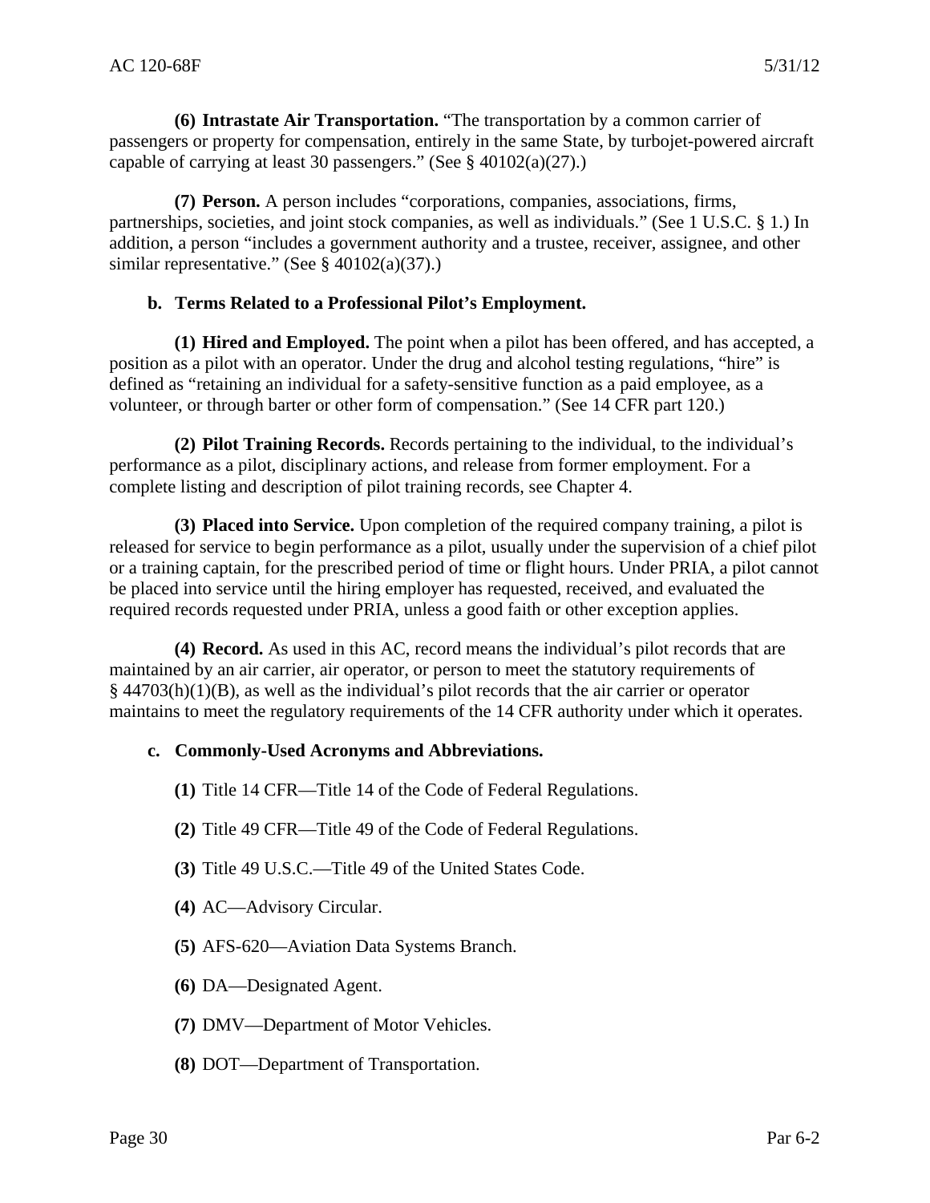**(6) Intrastate Air Transportation.** "The transportation by a common carrier of passengers or property for compensation, entirely in the same State, by turbojet-powered aircraft capable of carrying at least 30 passengers." (See § 40102(a)(27).)

**(7) Person.** A person includes "corporations, companies, associations, firms, partnerships, societies, and joint stock companies, as well as individuals." (See 1 U.S.C. § 1.) In addition, a person "includes a government authority and a trustee, receiver, assignee, and other similar representative." (See § 40102(a)(37).)

**b. Terms Related to a Professional Pilot's Employment.**

**(1) Hired and Employed.** The point when a pilot has been offered, and has accepted, a position as a pilot with an operator. Under the drug and alcohol testing regulations, "hire" is defined as "retaining an individual for a safety-sensitive function as a paid employee, as a volunteer, or through barter or other form of compensation." (See 14 CFR part 120.)

**(2) Pilot Training Records.** Records pertaining to the individual, to the individual's performance as a pilot, disciplinary actions, and release from former employment. For a complete listing and description of pilot training records, see Chapter 4.

**(3) Placed into Service.** Upon completion of the required company training, a pilot is released for service to begin performance as a pilot, usually under the supervision of a chief pilot or a training captain, for the prescribed period of time or flight hours. Under PRIA, a pilot cannot be placed into service until the hiring employer has requested, received, and evaluated the required records requested under PRIA, unless a good faith or other exception applies.

**(4) Record.** As used in this AC, record means the individual's pilot records that are maintained by an air carrier, air operator, or person to meet the statutory requirements of § 44703(h)(1)(B), as well as the individual's pilot records that the air carrier or operator maintains to meet the regulatory requirements of the 14 CFR authority under which it operates.

**c. Commonly-Used Acronyms and Abbreviations.**

**(1)** Title 14 CFR—Title 14 of the Code of Federal Regulations.

**(2)** Title 49 CFR—Title 49 of the Code of Federal Regulations.

**(3)** Title 49 U.S.C.—Title 49 of the United States Code.

**(4)** AC—Advisory Circular.

**(5)** AFS-620—Aviation Data Systems Branch.

**(6)** DA—Designated Agent.

**(7)** DMV—Department of Motor Vehicles.

**(8)** DOT—Department of Transportation.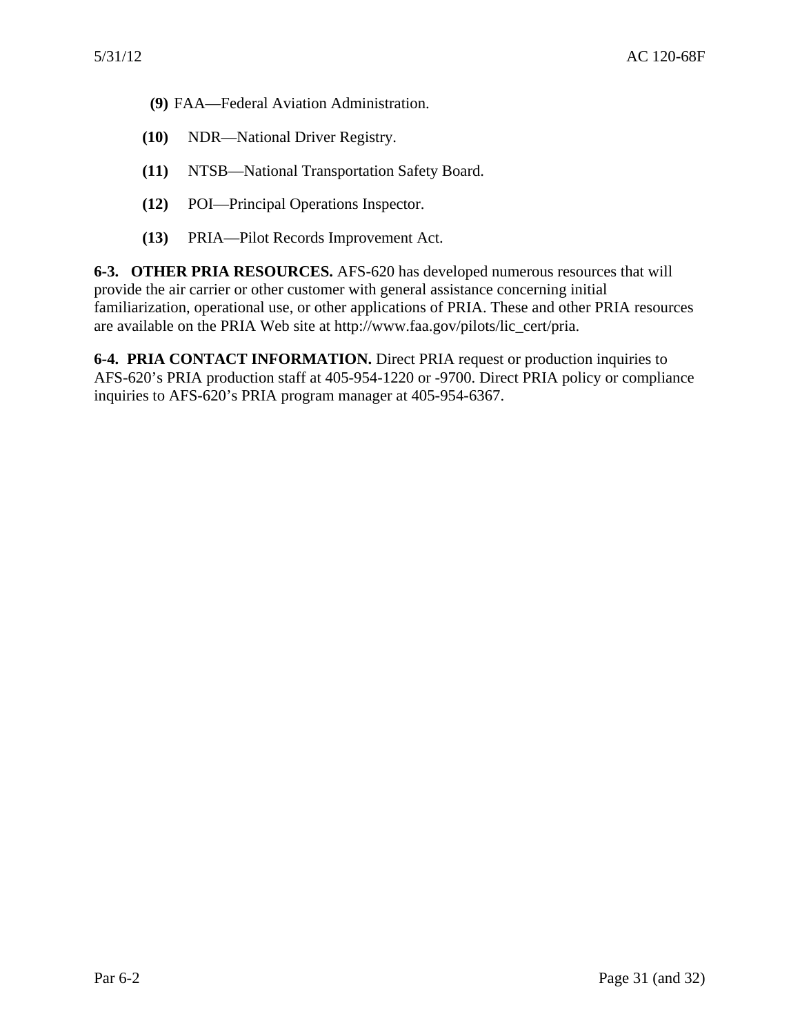**(9)** FAA—Federal Aviation Administration.

**(10)** NDR—National Driver Registry.

**(11)** NTSB—National Transportation Safety Board.

**(12)** POI—Principal Operations Inspector.

**(13)** PRIA—Pilot Records Improvement Act.

**6-3. OTHER PRIA RESOURCES.** AFS-620 has developed numerous resources that will provide the air carrier or other customer with general assistance concerning initial familiarization, operational use, or other applications of PRIA. These and other PRIA resources are available on the PRIA Web site at http://www.faa.gov/pilots/lic_cert/pria.

**6-4. PRIA CONTACT INFORMATION.** Direct PRIA request or production inquiries to AFS-620's PRIA production staff at 405-954-1220 or -9700. Direct PRIA policy or compliance inquiries to AFS-620's PRIA program manager at 405-954-6367.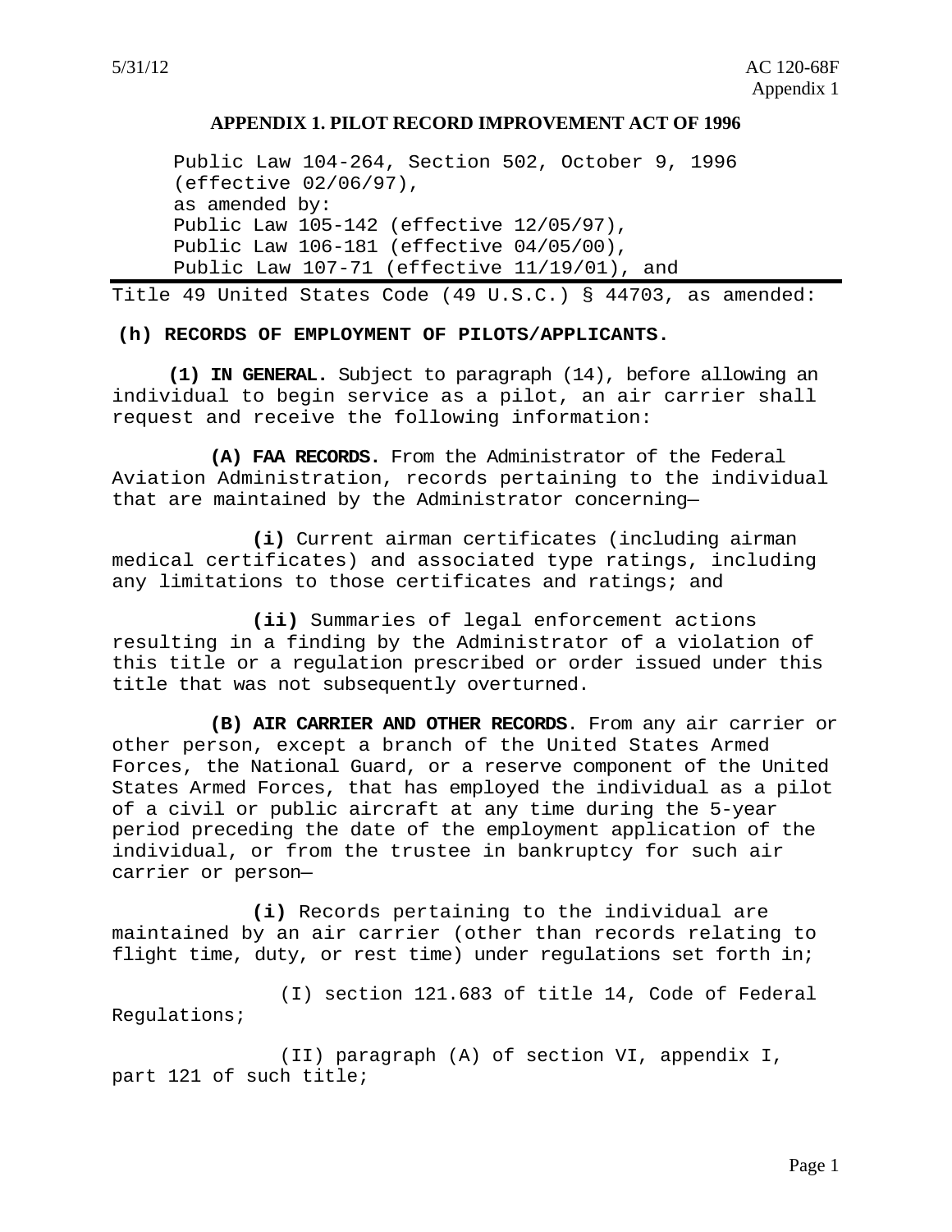## APPENDIX 1. PILOT RECORD IMPROVEMENT ACT OF 1996

Public Law 104-264, Section 502, October 9, 1996 (effective 02/06/97),
as amended by:
Public Law 105-142 (effective 12/05/97),
Public Law 106-181 (effective 04/05/00),
Public Law 107-71 (effective 11/19/01), and

Title 49 United States Code (49 U.S.C.) § 44703, as amended:

**(h) RECORDS OF EMPLOYMENT OF PILOTS/APPLICANTS.**

**(1) IN GENERAL.** Subject to paragraph (14), before allowing an individual to begin service as a pilot, an air carrier shall request and receive the following information:

**(A) FAA RECORDS.** From the Administrator of the Federal Aviation Administration, records pertaining to the individual that are maintained by the Administrator concerning—

**(i)** Current airman certificates (including airman medical certificates) and associated type ratings, including any limitations to those certificates and ratings; and

**(ii)** Summaries of legal enforcement actions resulting in a finding by the Administrator of a violation of this title or a regulation prescribed or order issued under this title that was not subsequently overturned.

**(B) AIR CARRIER AND OTHER RECORDS**. From any air carrier or other person, except a branch of the United States Armed Forces, the National Guard, or a reserve component of the United States Armed Forces, that has employed the individual as a pilot of a civil or public aircraft at any time during the 5-year period preceding the date of the employment application of the individual, or from the trustee in bankruptcy for such air carrier or person—

**(i)** Records pertaining to the individual are maintained by an air carrier (other than records relating to flight time, duty, or rest time) under regulations set forth in;

(I) section 121.683 of title 14, Code of Federal Regulations;

(II) paragraph (A) of section VI, appendix I, part 121 of such title;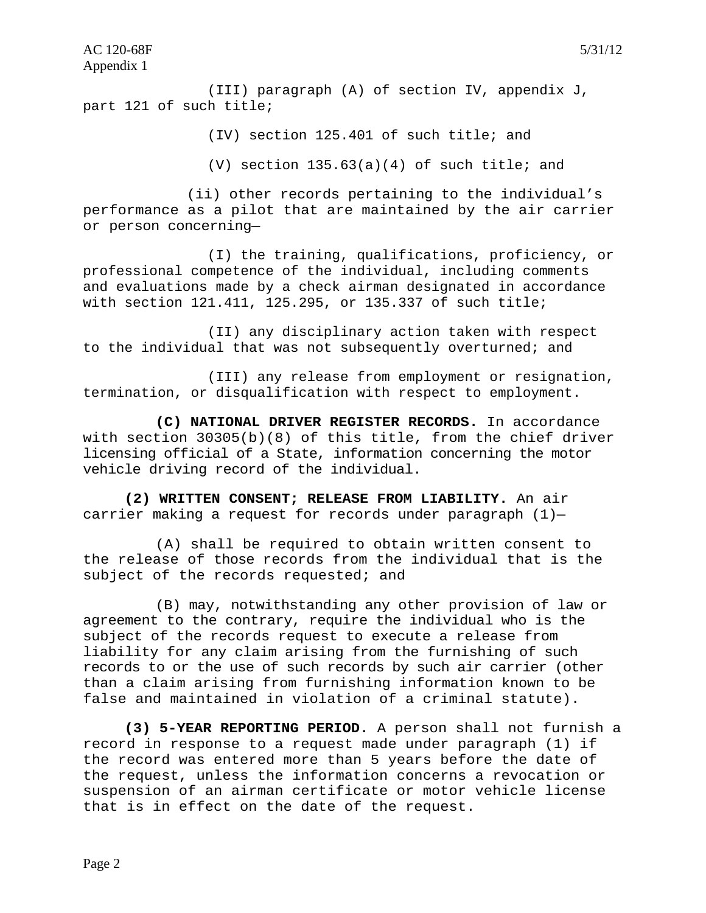(III) paragraph (A) of section IV, appendix J, part 121 of such title;

(IV) section 125.401 of such title; and

(V) section 135.63(a)(4) of such title; and

(ii) other records pertaining to the individual's performance as a pilot that are maintained by the air carrier or person concerning—

(I) the training, qualifications, proficiency, or professional competence of the individual, including comments and evaluations made by a check airman designated in accordance with section 121.411, 125.295, or 135.337 of such title;

(II) any disciplinary action taken with respect to the individual that was not subsequently overturned; and

(III) any release from employment or resignation, termination, or disqualification with respect to employment.

**(C) NATIONAL DRIVER REGISTER RECORDS.** In accordance with section 30305(b)(8) of this title, from the chief driver licensing official of a State, information concerning the motor vehicle driving record of the individual.

**(2) WRITTEN CONSENT; RELEASE FROM LIABILITY.** An air carrier making a request for records under paragraph (1)—

(A) shall be required to obtain written consent to the release of those records from the individual that is the subject of the records requested; and

(B) may, notwithstanding any other provision of law or agreement to the contrary, require the individual who is the subject of the records request to execute a release from liability for any claim arising from the furnishing of such records to or the use of such records by such air carrier (other than a claim arising from furnishing information known to be false and maintained in violation of a criminal statute).

**(3) 5-YEAR REPORTING PERIOD.** A person shall not furnish a record in response to a request made under paragraph (1) if the record was entered more than 5 years before the date of the request, unless the information concerns a revocation or suspension of an airman certificate or motor vehicle license that is in effect on the date of the request.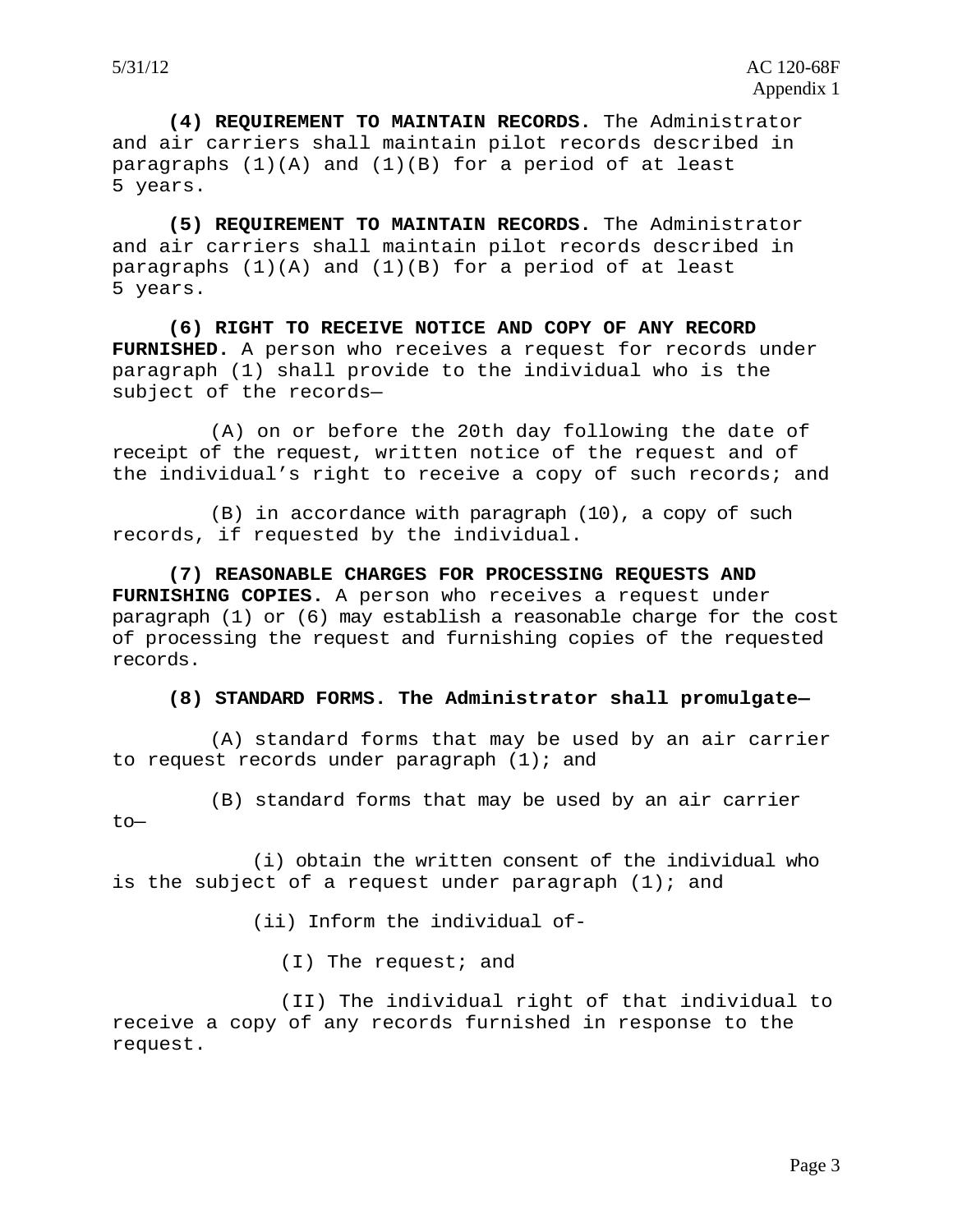**(4) REQUIREMENT TO MAINTAIN RECORDS.** The Administrator and air carriers shall maintain pilot records described in paragraphs (1)(A) and (1)(B) for a period of at least 5 years.

**(5) REQUIREMENT TO MAINTAIN RECORDS.** The Administrator and air carriers shall maintain pilot records described in paragraphs (1)(A) and (1)(B) for a period of at least 5 years.

**(6) RIGHT TO RECEIVE NOTICE AND COPY OF ANY RECORD FURNISHED.** A person who receives a request for records under paragraph (1) shall provide to the individual who is the subject of the records—

(A) on or before the 20th day following the date of receipt of the request, written notice of the request and of the individual's right to receive a copy of such records; and

(B) in accordance with paragraph (10), a copy of such records, if requested by the individual.

**(7) REASONABLE CHARGES FOR PROCESSING REQUESTS AND FURNISHING COPIES.** A person who receives a request under paragraph (1) or (6) may establish a reasonable charge for the cost of processing the request and furnishing copies of the requested records.

**(8) STANDARD FORMS. The Administrator shall promulgate—**

(A) standard forms that may be used by an air carrier to request records under paragraph (1); and

(B) standard forms that may be used by an air carrier to—

(i) obtain the written consent of the individual who is the subject of a request under paragraph (1); and

(ii) Inform the individual of-

(I) The request; and

(II) The individual right of that individual to receive a copy of any records furnished in response to the request.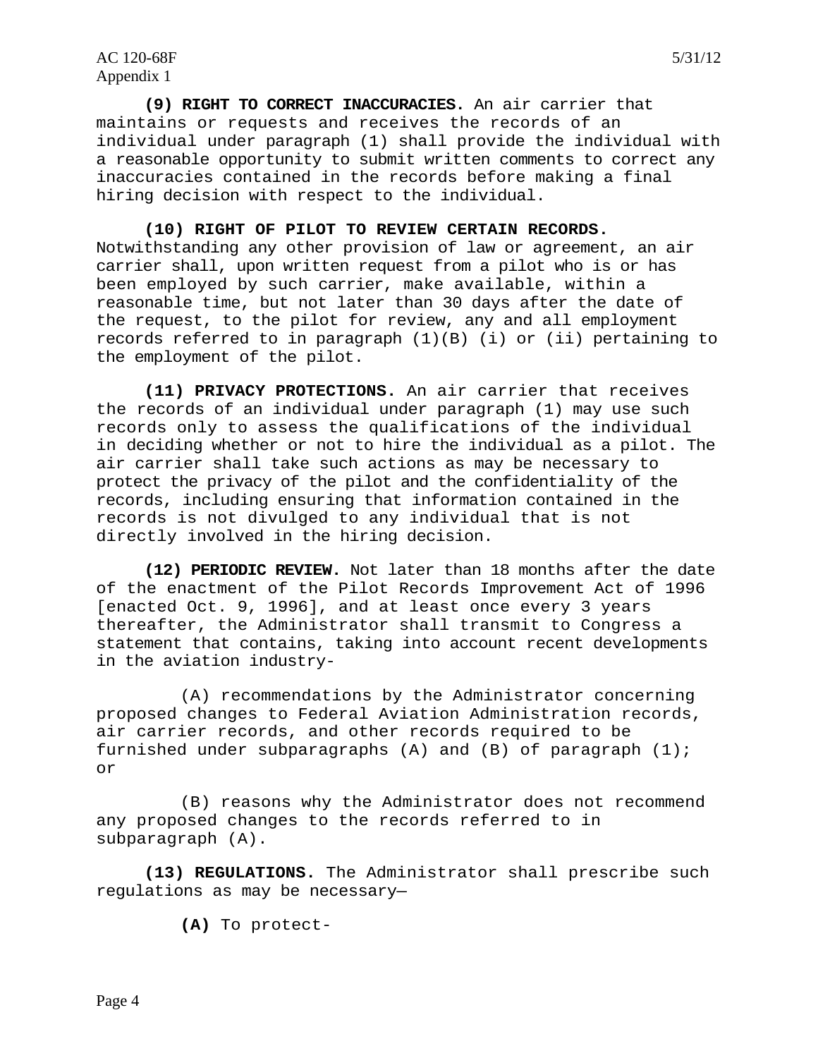**(9) RIGHT TO CORRECT INACCURACIES.** An air carrier that maintains or requests and receives the records of an individual under paragraph (1) shall provide the individual with a reasonable opportunity to submit written comments to correct any inaccuracies contained in the records before making a final hiring decision with respect to the individual.

**(10) RIGHT OF PILOT TO REVIEW CERTAIN RECORDS.** Notwithstanding any other provision of law or agreement, an air carrier shall, upon written request from a pilot who is or has been employed by such carrier, make available, within a reasonable time, but not later than 30 days after the date of the request, to the pilot for review, any and all employment records referred to in paragraph (1)(B) (i) or (ii) pertaining to the employment of the pilot.

**(11) PRIVACY PROTECTIONS.** An air carrier that receives the records of an individual under paragraph (1) may use such records only to assess the qualifications of the individual in deciding whether or not to hire the individual as a pilot. The air carrier shall take such actions as may be necessary to protect the privacy of the pilot and the confidentiality of the records, including ensuring that information contained in the records is not divulged to any individual that is not directly involved in the hiring decision.

**(12) PERIODIC REVIEW.** Not later than 18 months after the date of the enactment of the Pilot Records Improvement Act of 1996 [enacted Oct. 9, 1996], and at least once every 3 years thereafter, the Administrator shall transmit to Congress a statement that contains, taking into account recent developments in the aviation industry-

(A) recommendations by the Administrator concerning proposed changes to Federal Aviation Administration records, air carrier records, and other records required to be furnished under subparagraphs (A) and (B) of paragraph (1); or

(B) reasons why the Administrator does not recommend any proposed changes to the records referred to in subparagraph (A).

**(13) REGULATIONS.** The Administrator shall prescribe such regulations as may be necessary—

**(A)** To protect-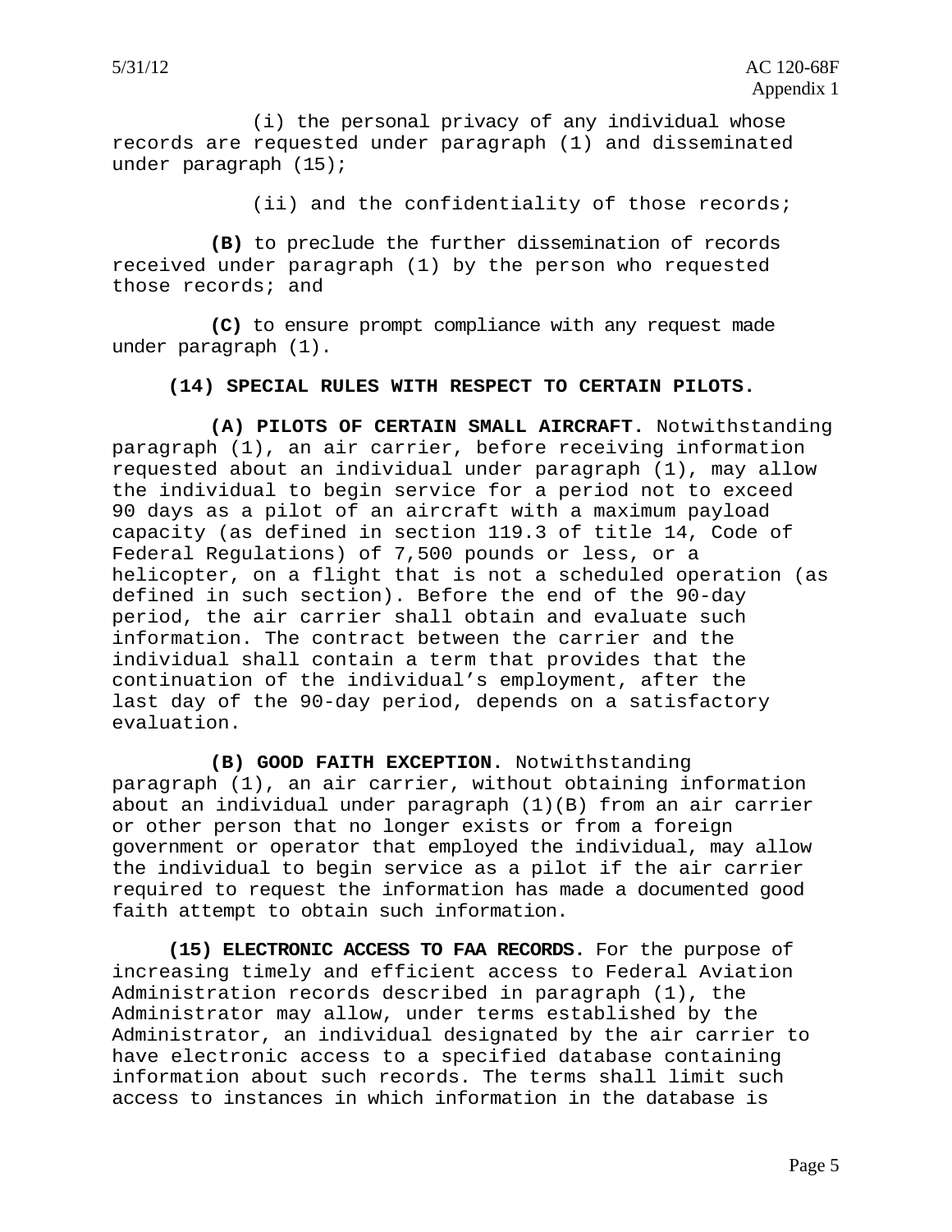(i) the personal privacy of any individual whose records are requested under paragraph (1) and disseminated under paragraph (15);

(ii) and the confidentiality of those records;

**(B)** to preclude the further dissemination of records received under paragraph (1) by the person who requested those records; and

**(C)** to ensure prompt compliance with any request made under paragraph (1).

**(14) SPECIAL RULES WITH RESPECT TO CERTAIN PILOTS.**

**(A) PILOTS OF CERTAIN SMALL AIRCRAFT.** Notwithstanding paragraph (1), an air carrier, before receiving information requested about an individual under paragraph (1), may allow the individual to begin service for a period not to exceed 90 days as a pilot of an aircraft with a maximum payload capacity (as defined in section 119.3 of title 14, Code of Federal Regulations) of 7,500 pounds or less, or a helicopter, on a flight that is not a scheduled operation (as defined in such section). Before the end of the 90-day period, the air carrier shall obtain and evaluate such information. The contract between the carrier and the individual shall contain a term that provides that the continuation of the individual's employment, after the last day of the 90-day period, depends on a satisfactory evaluation.

**(B) GOOD FAITH EXCEPTION.** Notwithstanding paragraph (1), an air carrier, without obtaining information about an individual under paragraph (1)(B) from an air carrier or other person that no longer exists or from a foreign government or operator that employed the individual, may allow the individual to begin service as a pilot if the air carrier required to request the information has made a documented good faith attempt to obtain such information.

**(15) ELECTRONIC ACCESS TO FAA RECORDS.** For the purpose of increasing timely and efficient access to Federal Aviation Administration records described in paragraph (1), the Administrator may allow, under terms established by the Administrator, an individual designated by the air carrier to have electronic access to a specified database containing information about such records. The terms shall limit such access to instances in which information in the database is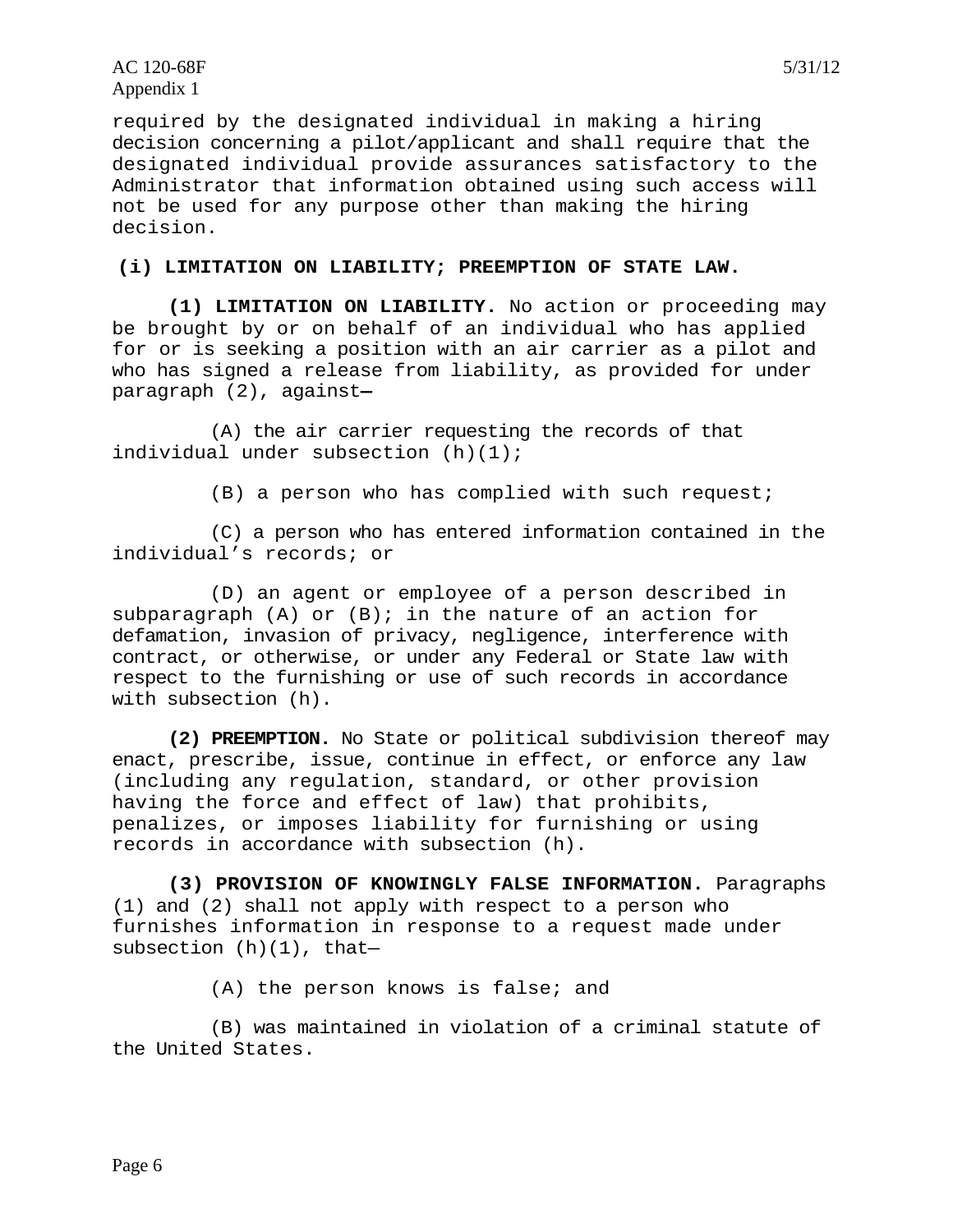required by the designated individual in making a hiring decision concerning a pilot/applicant and shall require that the designated individual provide assurances satisfactory to the Administrator that information obtained using such access will not be used for any purpose other than making the hiring decision.

**(i) LIMITATION ON LIABILITY; PREEMPTION OF STATE LAW.**

**(1) LIMITATION ON LIABILITY.** No action or proceeding may be brought by or on behalf of an individual who has applied for or is seeking a position with an air carrier as a pilot and who has signed a release from liability, as provided for under paragraph (2), against—

(A) the air carrier requesting the records of that individual under subsection (h)(1);

(B) a person who has complied with such request;

(C) a person who has entered information contained in the individual's records; or

(D) an agent or employee of a person described in subparagraph (A) or (B); in the nature of an action for defamation, invasion of privacy, negligence, interference with contract, or otherwise, or under any Federal or State law with respect to the furnishing or use of such records in accordance with subsection (h).

**(2) PREEMPTION.** No State or political subdivision thereof may enact, prescribe, issue, continue in effect, or enforce any law (including any regulation, standard, or other provision having the force and effect of law) that prohibits, penalizes, or imposes liability for furnishing or using records in accordance with subsection (h).

**(3) PROVISION OF KNOWINGLY FALSE INFORMATION.** Paragraphs (1) and (2) shall not apply with respect to a person who furnishes information in response to a request made under subsection (h)(1), that—

(A) the person knows is false; and

(B) was maintained in violation of a criminal statute of the United States.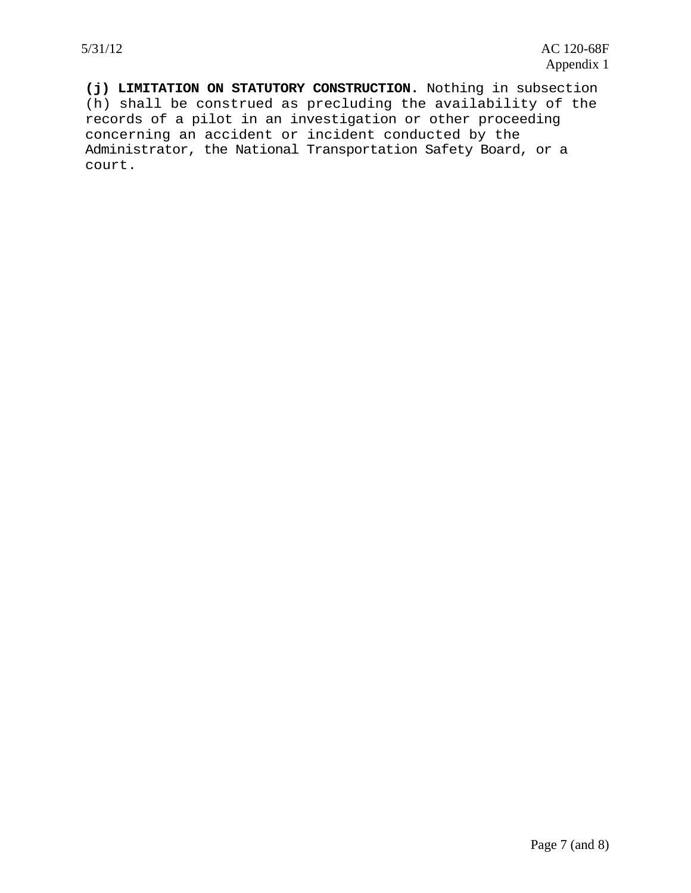**(j) LIMITATION ON STATUTORY CONSTRUCTION.** Nothing in subsection (h) shall be construed as precluding the availability of the records of a pilot in an investigation or other proceeding concerning an accident or incident conducted by the Administrator, the National Transportation Safety Board, or a court.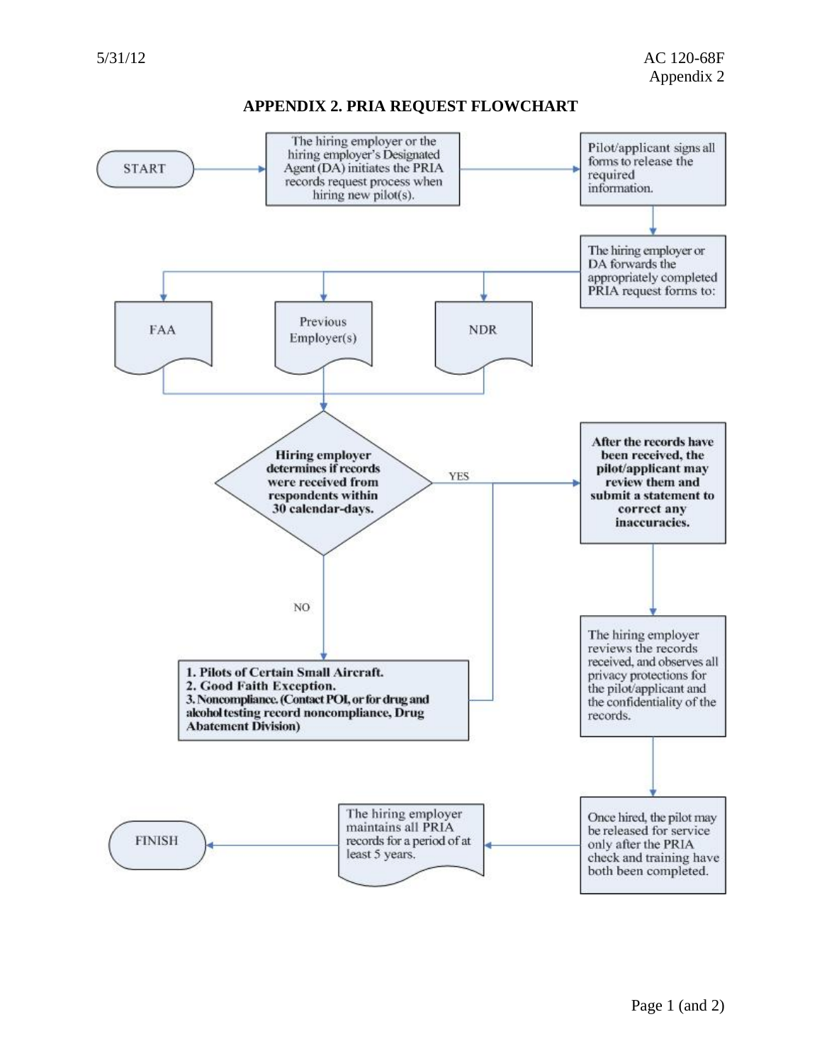# APPENDIX 2. PRIA REQUEST FLOWCHART

START

The hiring employer or the hiring employer's Designated Agent (DA) initiates the PRIA records request process when hiring new pilot(s).

Pilot/applicant signs all forms to release the required information.

The hiring employer or DA forwards the appropriately completed PRIA request forms to:

FAA

Previous Employer(s)

NDR

**Hiring employer determines if records were received from respondents within 30 calendar-days.**

YES

**After the records have been received, the pilot/applicant may review them and submit a statement to correct any inaccuracies.**

NO

**1. Pilots of Certain Small Aircraft.**
**2. Good Faith Exception.**
**3. Noncompliance. (Contact POI, or for drug and alcohol testing record noncompliance, Drug Abatement Division)**

The hiring employer reviews the records received, and observes all privacy protections for the pilot/applicant and the confidentiality of the records.

Once hired, the pilot may be released for service only after the PRIA check and training have both been completed.

The hiring employer maintains all PRIA records for a period of at least 5 years.

FINISH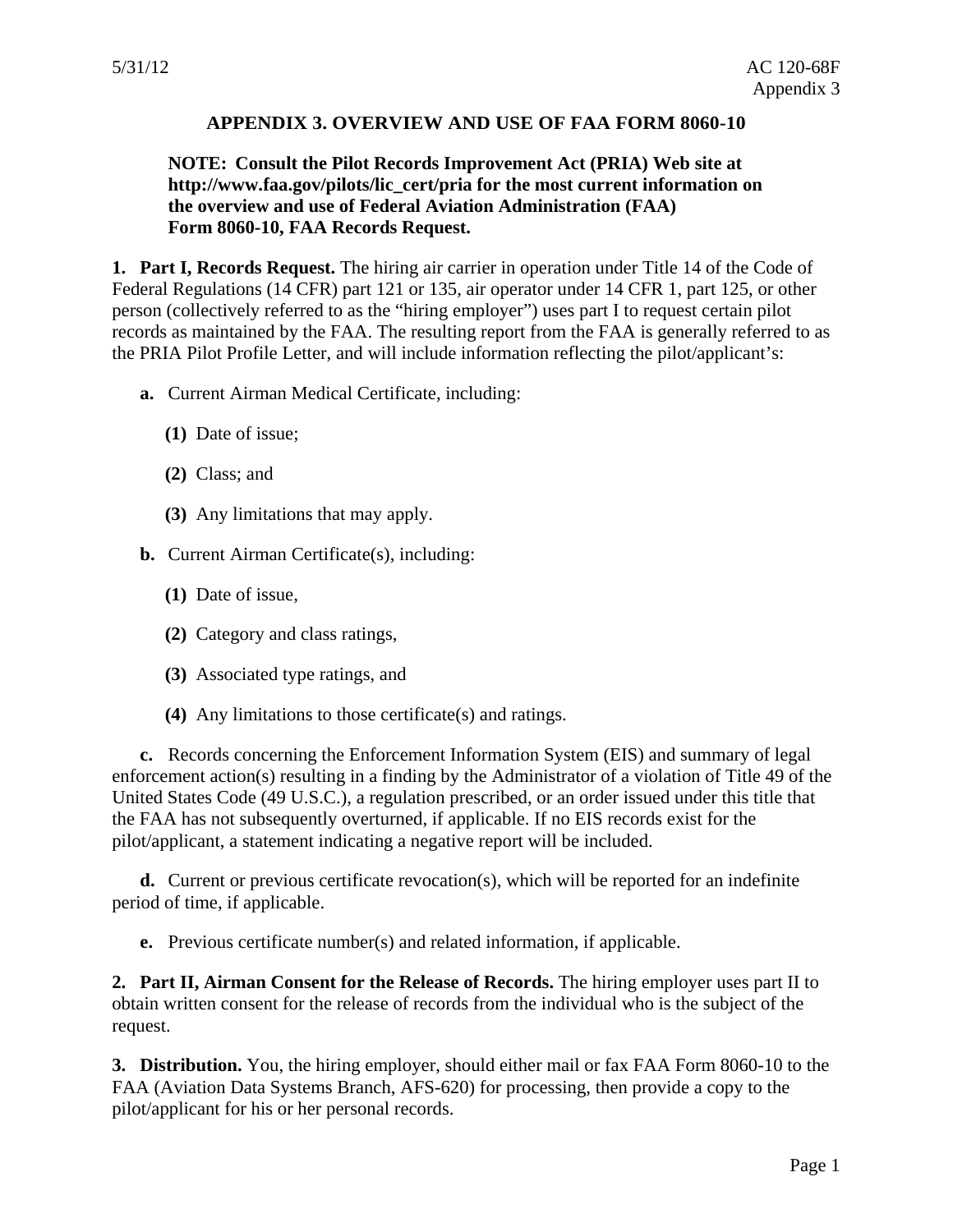## APPENDIX 3. OVERVIEW AND USE OF FAA FORM 8060-10

**NOTE: Consult the Pilot Records Improvement Act (PRIA) Web site at http://www.faa.gov/pilots/lic_cert/pria for the most current information on the overview and use of Federal Aviation Administration (FAA) Form 8060-10, FAA Records Request.**

**1. Part I, Records Request.** The hiring air carrier in operation under Title 14 of the Code of Federal Regulations (14 CFR) part 121 or 135, air operator under 14 CFR 1, part 125, or other person (collectively referred to as the "hiring employer") uses part I to request certain pilot records as maintained by the FAA. The resulting report from the FAA is generally referred to as the PRIA Pilot Profile Letter, and will include information reflecting the pilot/applicant's:

**a.** Current Airman Medical Certificate, including:

**(1)** Date of issue;

**(2)** Class; and

**(3)** Any limitations that may apply.

**b.** Current Airman Certificate(s), including:

**(1)** Date of issue,

**(2)** Category and class ratings,

**(3)** Associated type ratings, and

**(4)** Any limitations to those certificate(s) and ratings.

**c.** Records concerning the Enforcement Information System (EIS) and summary of legal enforcement action(s) resulting in a finding by the Administrator of a violation of Title 49 of the United States Code (49 U.S.C.), a regulation prescribed, or an order issued under this title that the FAA has not subsequently overturned, if applicable. If no EIS records exist for the pilot/applicant, a statement indicating a negative report will be included.

**d.** Current or previous certificate revocation(s), which will be reported for an indefinite period of time, if applicable.

**e.** Previous certificate number(s) and related information, if applicable.

**2. Part II, Airman Consent for the Release of Records.** The hiring employer uses part II to obtain written consent for the release of records from the individual who is the subject of the request.

**3. Distribution.** You, the hiring employer, should either mail or fax FAA Form 8060-10 to the FAA (Aviation Data Systems Branch, AFS-620) for processing, then provide a copy to the pilot/applicant for his or her personal records.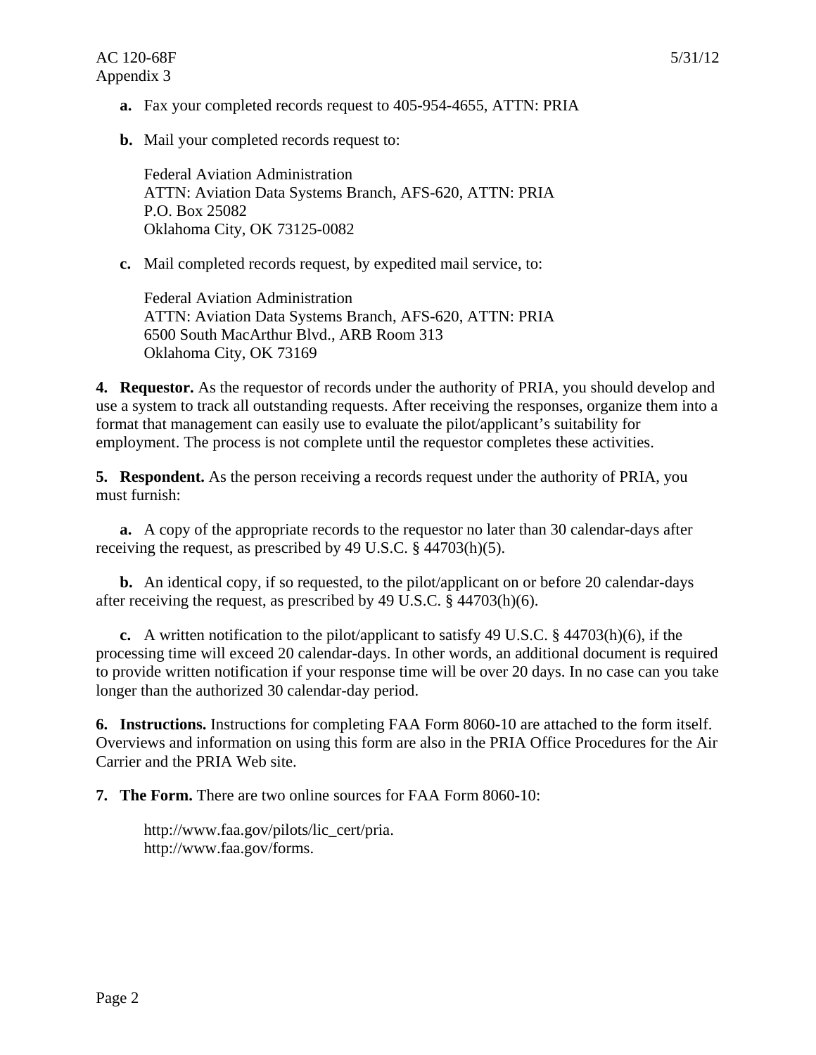**a.** Fax your completed records request to 405-954-4655, ATTN: PRIA

**b.** Mail your completed records request to:

Federal Aviation Administration
ATTN: Aviation Data Systems Branch, AFS-620, ATTN: PRIA
P.O. Box 25082
Oklahoma City, OK 73125-0082

**c.** Mail completed records request, by expedited mail service, to:

Federal Aviation Administration
ATTN: Aviation Data Systems Branch, AFS-620, ATTN: PRIA
6500 South MacArthur Blvd., ARB Room 313
Oklahoma City, OK 73169

**4. Requestor.** As the requestor of records under the authority of PRIA, you should develop and use a system to track all outstanding requests. After receiving the responses, organize them into a format that management can easily use to evaluate the pilot/applicant's suitability for employment. The process is not complete until the requestor completes these activities.

**5. Respondent.** As the person receiving a records request under the authority of PRIA, you must furnish:

**a.** A copy of the appropriate records to the requestor no later than 30 calendar-days after receiving the request, as prescribed by 49 U.S.C. § 44703(h)(5).

**b.** An identical copy, if so requested, to the pilot/applicant on or before 20 calendar-days after receiving the request, as prescribed by 49 U.S.C. § 44703(h)(6).

**c.** A written notification to the pilot/applicant to satisfy 49 U.S.C. § 44703(h)(6), if the processing time will exceed 20 calendar-days. In other words, an additional document is required to provide written notification if your response time will be over 20 days. In no case can you take longer than the authorized 30 calendar-day period.

**6. Instructions.** Instructions for completing FAA Form 8060-10 are attached to the form itself. Overviews and information on using this form are also in the PRIA Office Procedures for the Air Carrier and the PRIA Web site.

**7. The Form.** There are two online sources for FAA Form 8060-10:

http://www.faa.gov/pilots/lic_cert/pria.
http://www.faa.gov/forms.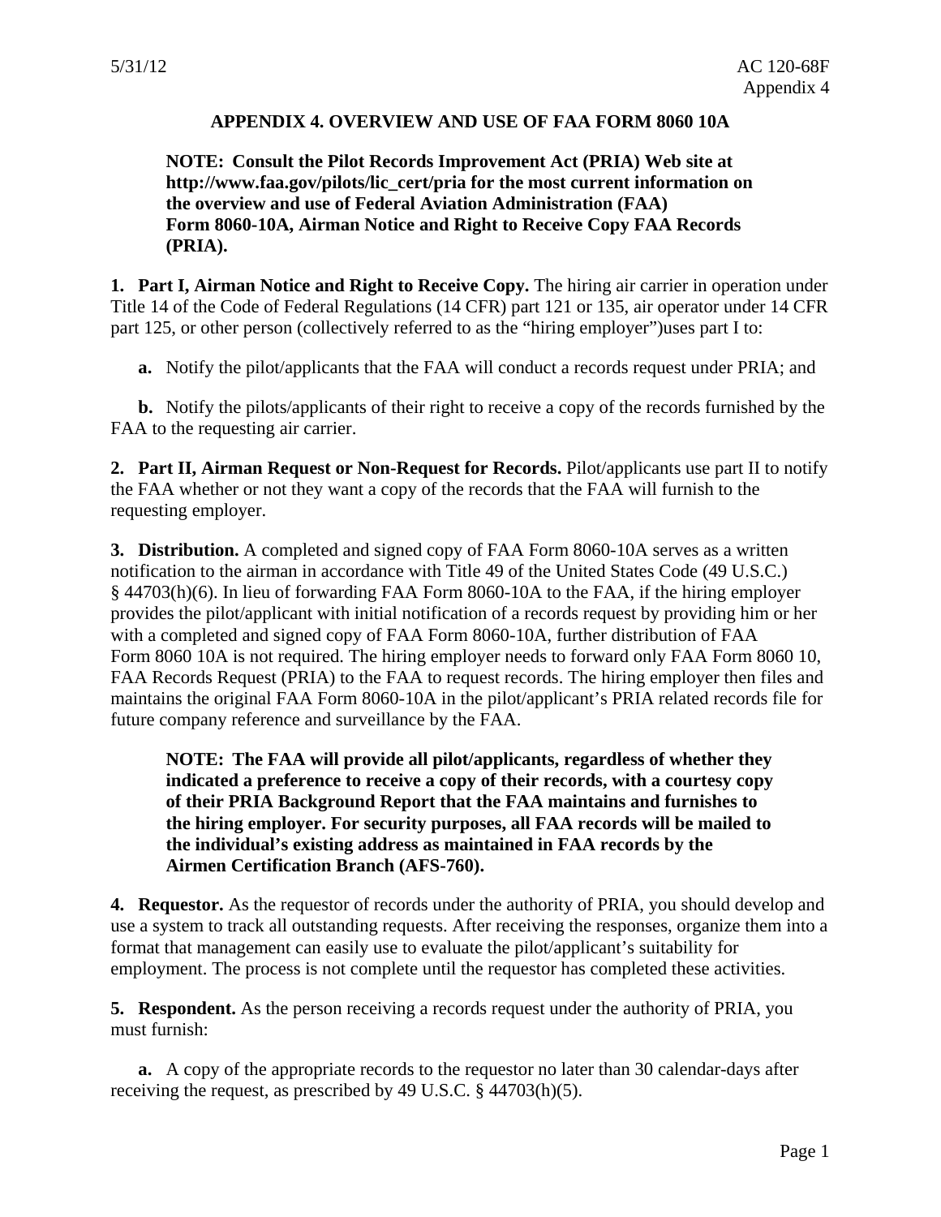# APPENDIX 4. OVERVIEW AND USE OF FAA FORM 8060 10A

**NOTE: Consult the Pilot Records Improvement Act (PRIA) Web site at http://www.faa.gov/pilots/lic_cert/pria for the most current information on the overview and use of Federal Aviation Administration (FAA) Form 8060-10A, Airman Notice and Right to Receive Copy FAA Records (PRIA).**

**1. Part I, Airman Notice and Right to Receive Copy.** The hiring air carrier in operation under Title 14 of the Code of Federal Regulations (14 CFR) part 121 or 135, air operator under 14 CFR part 125, or other person (collectively referred to as the "hiring employer")uses part I to:

**a.** Notify the pilot/applicants that the FAA will conduct a records request under PRIA; and

**b.** Notify the pilots/applicants of their right to receive a copy of the records furnished by the FAA to the requesting air carrier.

**2. Part II, Airman Request or Non-Request for Records.** Pilot/applicants use part II to notify the FAA whether or not they want a copy of the records that the FAA will furnish to the requesting employer.

**3. Distribution.** A completed and signed copy of FAA Form 8060-10A serves as a written notification to the airman in accordance with Title 49 of the United States Code (49 U.S.C.) § 44703(h)(6). In lieu of forwarding FAA Form 8060-10A to the FAA, if the hiring employer provides the pilot/applicant with initial notification of a records request by providing him or her with a completed and signed copy of FAA Form 8060-10A, further distribution of FAA Form 8060 10A is not required. The hiring employer needs to forward only FAA Form 8060 10, FAA Records Request (PRIA) to the FAA to request records. The hiring employer then files and maintains the original FAA Form 8060-10A in the pilot/applicant's PRIA related records file for future company reference and surveillance by the FAA.

**NOTE: The FAA will provide all pilot/applicants, regardless of whether they indicated a preference to receive a copy of their records, with a courtesy copy of their PRIA Background Report that the FAA maintains and furnishes to the hiring employer. For security purposes, all FAA records will be mailed to the individual's existing address as maintained in FAA records by the Airmen Certification Branch (AFS-760).**

**4. Requestor.** As the requestor of records under the authority of PRIA, you should develop and use a system to track all outstanding requests. After receiving the responses, organize them into a format that management can easily use to evaluate the pilot/applicant's suitability for employment. The process is not complete until the requestor has completed these activities.

**5. Respondent.** As the person receiving a records request under the authority of PRIA, you must furnish:

**a.** A copy of the appropriate records to the requestor no later than 30 calendar-days after receiving the request, as prescribed by 49 U.S.C. § 44703(h)(5).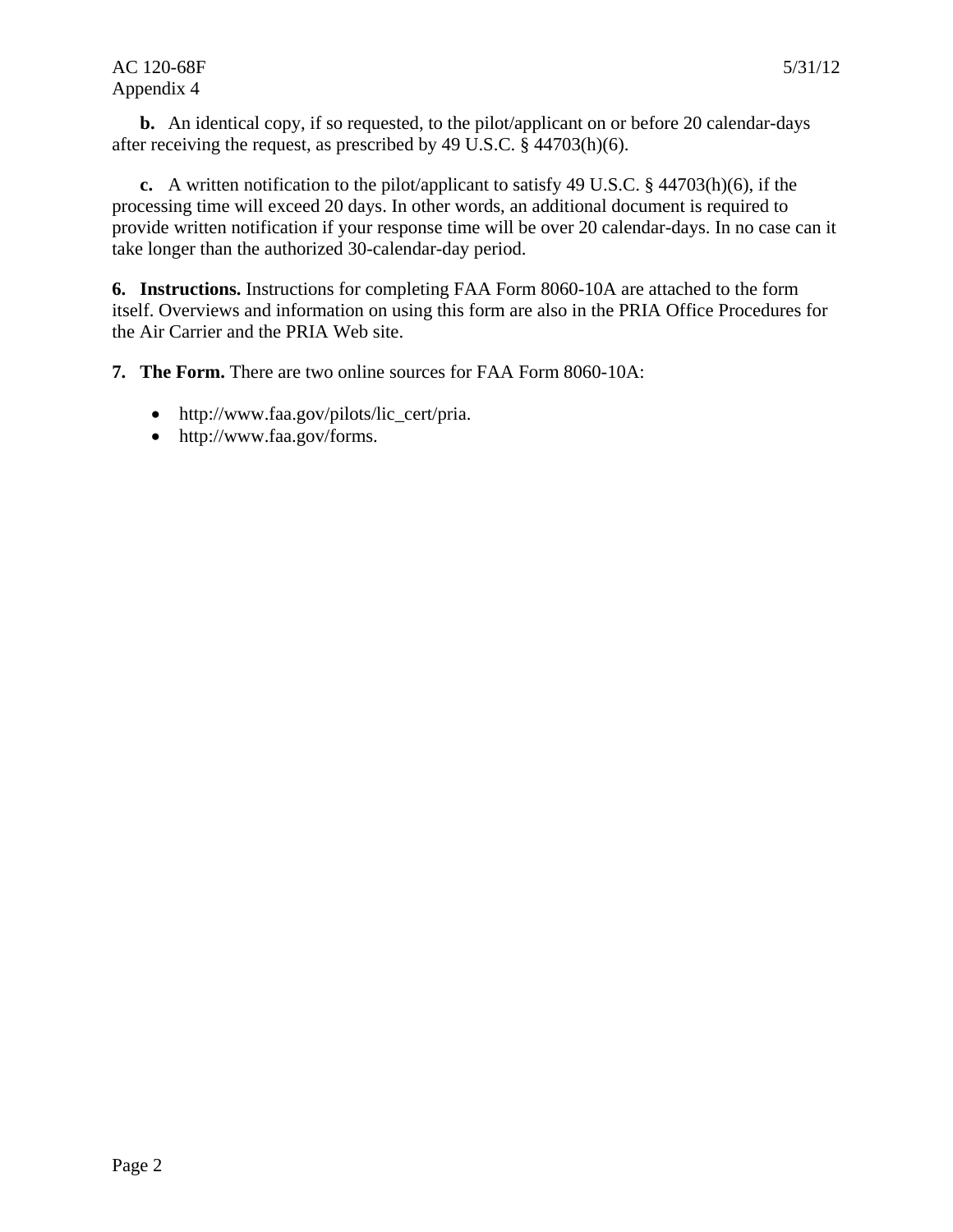**b.** An identical copy, if so requested, to the pilot/applicant on or before 20 calendar-days after receiving the request, as prescribed by 49 U.S.C. § 44703(h)(6).

**c.** A written notification to the pilot/applicant to satisfy 49 U.S.C. § 44703(h)(6), if the processing time will exceed 20 days. In other words, an additional document is required to provide written notification if your response time will be over 20 calendar-days. In no case can it take longer than the authorized 30-calendar-day period.

**6. Instructions.** Instructions for completing FAA Form 8060-10A are attached to the form itself. Overviews and information on using this form are also in the PRIA Office Procedures for the Air Carrier and the PRIA Web site.

**7. The Form.** There are two online sources for FAA Form 8060-10A:

- http://www.faa.gov/pilots/lic_cert/pria.
- http://www.faa.gov/forms.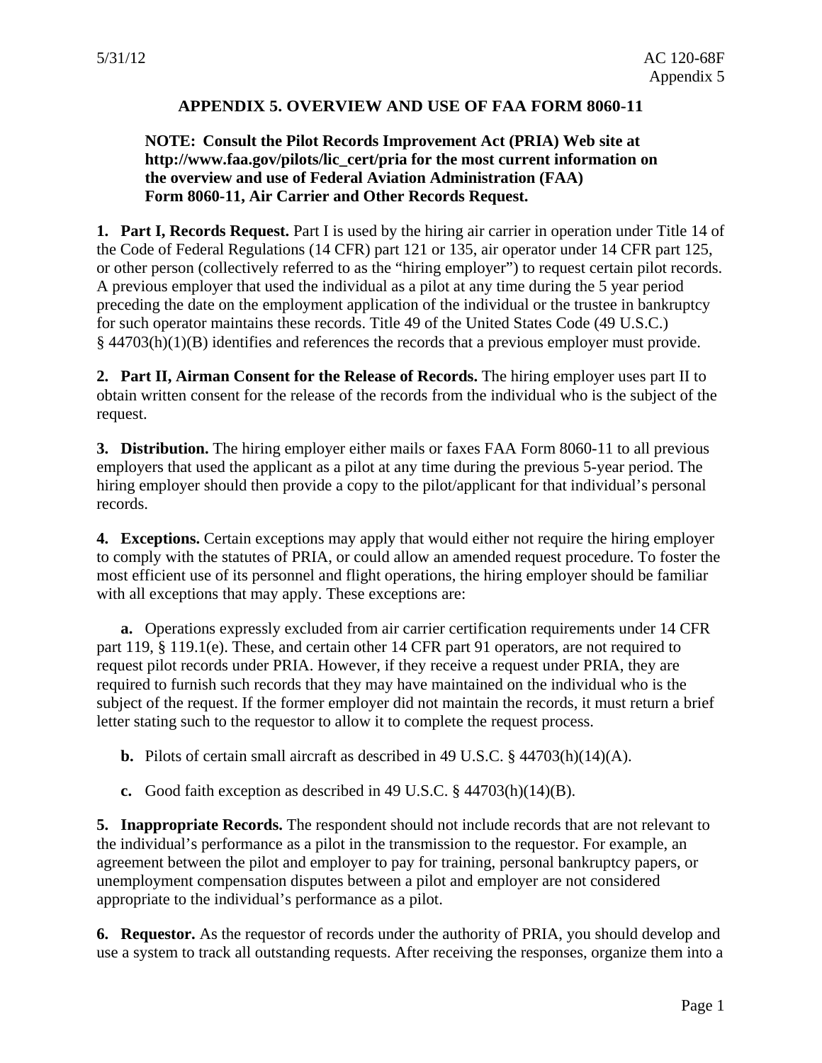# APPENDIX 5. OVERVIEW AND USE OF FAA FORM 8060-11

**NOTE: Consult the Pilot Records Improvement Act (PRIA) Web site at http://www.faa.gov/pilots/lic_cert/pria for the most current information on the overview and use of Federal Aviation Administration (FAA) Form 8060-11, Air Carrier and Other Records Request.**

**1. Part I, Records Request.** Part I is used by the hiring air carrier in operation under Title 14 of the Code of Federal Regulations (14 CFR) part 121 or 135, air operator under 14 CFR part 125, or other person (collectively referred to as the "hiring employer") to request certain pilot records. A previous employer that used the individual as a pilot at any time during the 5 year period preceding the date on the employment application of the individual or the trustee in bankruptcy for such operator maintains these records. Title 49 of the United States Code (49 U.S.C.) § 44703(h)(1)(B) identifies and references the records that a previous employer must provide.

**2. Part II, Airman Consent for the Release of Records.** The hiring employer uses part II to obtain written consent for the release of the records from the individual who is the subject of the request.

**3. Distribution.** The hiring employer either mails or faxes FAA Form 8060-11 to all previous employers that used the applicant as a pilot at any time during the previous 5-year period. The hiring employer should then provide a copy to the pilot/applicant for that individual's personal records.

**4. Exceptions.** Certain exceptions may apply that would either not require the hiring employer to comply with the statutes of PRIA, or could allow an amended request procedure. To foster the most efficient use of its personnel and flight operations, the hiring employer should be familiar with all exceptions that may apply. These exceptions are:

**a.** Operations expressly excluded from air carrier certification requirements under 14 CFR part 119, § 119.1(e). These, and certain other 14 CFR part 91 operators, are not required to request pilot records under PRIA. However, if they receive a request under PRIA, they are required to furnish such records that they may have maintained on the individual who is the subject of the request. If the former employer did not maintain the records, it must return a brief letter stating such to the requestor to allow it to complete the request process.

**b.** Pilots of certain small aircraft as described in 49 U.S.C. § 44703(h)(14)(A).

**c.** Good faith exception as described in 49 U.S.C. § 44703(h)(14)(B).

**5. Inappropriate Records.** The respondent should not include records that are not relevant to the individual's performance as a pilot in the transmission to the requestor. For example, an agreement between the pilot and employer to pay for training, personal bankruptcy papers, or unemployment compensation disputes between a pilot and employer are not considered appropriate to the individual's performance as a pilot.

**6. Requestor.** As the requestor of records under the authority of PRIA, you should develop and use a system to track all outstanding requests. After receiving the responses, organize them into a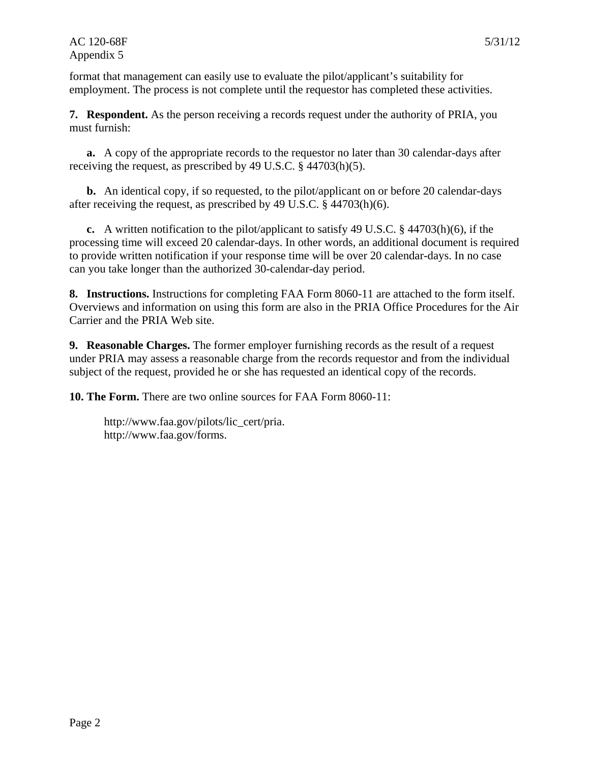format that management can easily use to evaluate the pilot/applicant's suitability for employment. The process is not complete until the requestor has completed these activities.

**7. Respondent.** As the person receiving a records request under the authority of PRIA, you must furnish:

**a.** A copy of the appropriate records to the requestor no later than 30 calendar-days after receiving the request, as prescribed by 49 U.S.C. § 44703(h)(5).

**b.** An identical copy, if so requested, to the pilot/applicant on or before 20 calendar-days after receiving the request, as prescribed by 49 U.S.C. § 44703(h)(6).

**c.** A written notification to the pilot/applicant to satisfy 49 U.S.C. § 44703(h)(6), if the processing time will exceed 20 calendar-days. In other words, an additional document is required to provide written notification if your response time will be over 20 calendar-days. In no case can you take longer than the authorized 30-calendar-day period.

**8. Instructions.** Instructions for completing FAA Form 8060-11 are attached to the form itself. Overviews and information on using this form are also in the PRIA Office Procedures for the Air Carrier and the PRIA Web site.

**9. Reasonable Charges.** The former employer furnishing records as the result of a request under PRIA may assess a reasonable charge from the records requestor and from the individual subject of the request, provided he or she has requested an identical copy of the records.

**10. The Form.** There are two online sources for FAA Form 8060-11:

http://www.faa.gov/pilots/lic_cert/pria.
http://www.faa.gov/forms.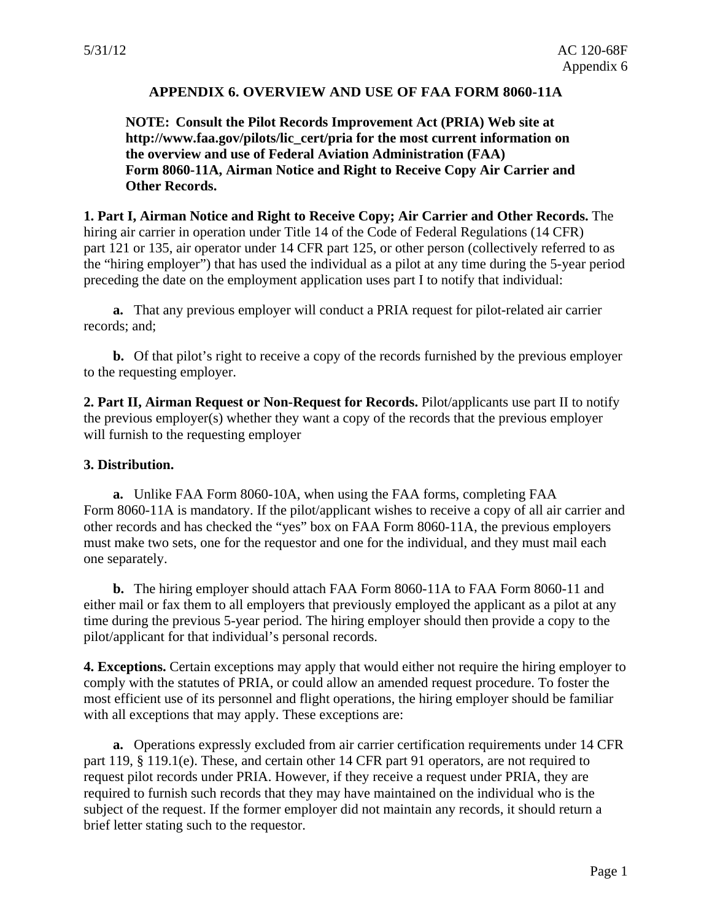## APPENDIX 6. OVERVIEW AND USE OF FAA FORM 8060-11A

**NOTE: Consult the Pilot Records Improvement Act (PRIA) Web site at http://www.faa.gov/pilots/lic_cert/pria for the most current information on the overview and use of Federal Aviation Administration (FAA) Form 8060-11A, Airman Notice and Right to Receive Copy Air Carrier and Other Records.**

**1. Part I, Airman Notice and Right to Receive Copy; Air Carrier and Other Records.** The hiring air carrier in operation under Title 14 of the Code of Federal Regulations (14 CFR) part 121 or 135, air operator under 14 CFR part 125, or other person (collectively referred to as the "hiring employer") that has used the individual as a pilot at any time during the 5-year period preceding the date on the employment application uses part I to notify that individual:

**a.** That any previous employer will conduct a PRIA request for pilot-related air carrier records; and;

**b.** Of that pilot's right to receive a copy of the records furnished by the previous employer to the requesting employer.

**2. Part II, Airman Request or Non-Request for Records.** Pilot/applicants use part II to notify the previous employer(s) whether they want a copy of the records that the previous employer will furnish to the requesting employer

**3. Distribution.**

**a.** Unlike FAA Form 8060-10A, when using the FAA forms, completing FAA Form 8060-11A is mandatory. If the pilot/applicant wishes to receive a copy of all air carrier and other records and has checked the "yes" box on FAA Form 8060-11A, the previous employers must make two sets, one for the requestor and one for the individual, and they must mail each one separately.

**b.** The hiring employer should attach FAA Form 8060-11A to FAA Form 8060-11 and either mail or fax them to all employers that previously employed the applicant as a pilot at any time during the previous 5-year period. The hiring employer should then provide a copy to the pilot/applicant for that individual's personal records.

**4. Exceptions.** Certain exceptions may apply that would either not require the hiring employer to comply with the statutes of PRIA, or could allow an amended request procedure. To foster the most efficient use of its personnel and flight operations, the hiring employer should be familiar with all exceptions that may apply. These exceptions are:

**a.** Operations expressly excluded from air carrier certification requirements under 14 CFR part 119, § 119.1(e). These, and certain other 14 CFR part 91 operators, are not required to request pilot records under PRIA. However, if they receive a request under PRIA, they are required to furnish such records that they may have maintained on the individual who is the subject of the request. If the former employer did not maintain any records, it should return a brief letter stating such to the requestor.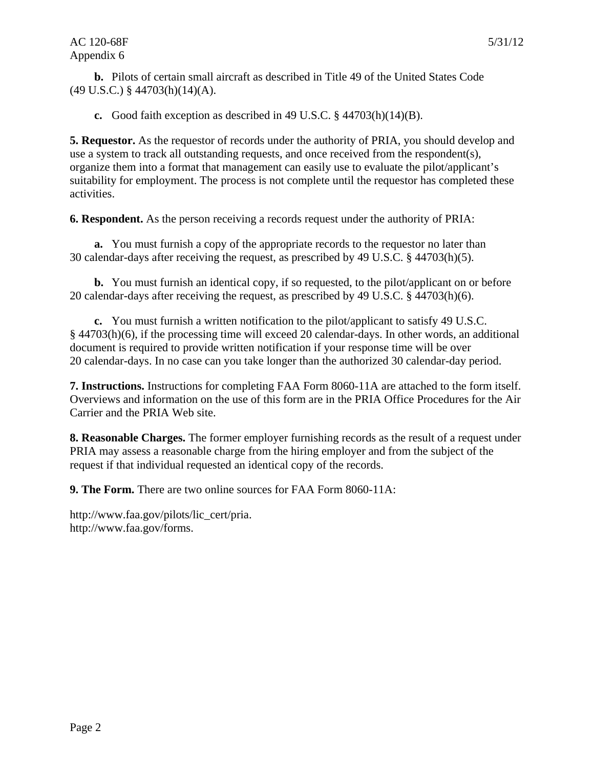**b.** Pilots of certain small aircraft as described in Title 49 of the United States Code (49 U.S.C.) § 44703(h)(14)(A).

**c.** Good faith exception as described in 49 U.S.C. § 44703(h)(14)(B).

**5. Requestor.** As the requestor of records under the authority of PRIA, you should develop and use a system to track all outstanding requests, and once received from the respondent(s), organize them into a format that management can easily use to evaluate the pilot/applicant's suitability for employment. The process is not complete until the requestor has completed these activities.

**6. Respondent.** As the person receiving a records request under the authority of PRIA:

**a.** You must furnish a copy of the appropriate records to the requestor no later than 30 calendar-days after receiving the request, as prescribed by 49 U.S.C. § 44703(h)(5).

**b.** You must furnish an identical copy, if so requested, to the pilot/applicant on or before 20 calendar-days after receiving the request, as prescribed by 49 U.S.C. § 44703(h)(6).

**c.** You must furnish a written notification to the pilot/applicant to satisfy 49 U.S.C. § 44703(h)(6), if the processing time will exceed 20 calendar-days. In other words, an additional document is required to provide written notification if your response time will be over 20 calendar-days. In no case can you take longer than the authorized 30 calendar-day period.

**7. Instructions.** Instructions for completing FAA Form 8060-11A are attached to the form itself. Overviews and information on the use of this form are in the PRIA Office Procedures for the Air Carrier and the PRIA Web site.

**8. Reasonable Charges.** The former employer furnishing records as the result of a request under PRIA may assess a reasonable charge from the hiring employer and from the subject of the request if that individual requested an identical copy of the records.

**9. The Form.** There are two online sources for FAA Form 8060-11A:

http://www.faa.gov/pilots/lic_cert/pria.
http://www.faa.gov/forms.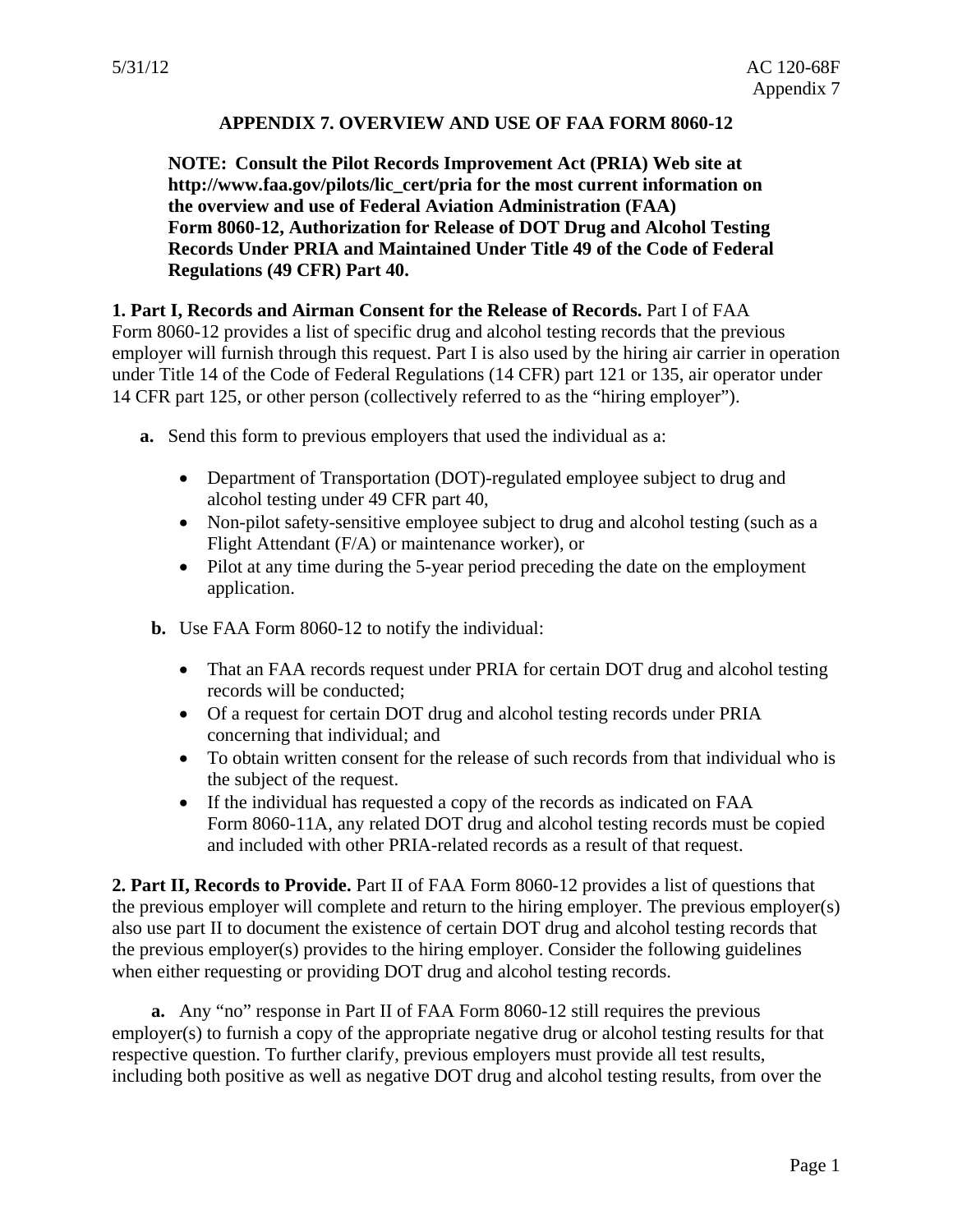# APPENDIX 7. OVERVIEW AND USE OF FAA FORM 8060-12

> **NOTE: Consult the Pilot Records Improvement Act (PRIA) Web site at http://www.faa.gov/pilots/lic_cert/pria for the most current information on the overview and use of Federal Aviation Administration (FAA) Form 8060-12, Authorization for Release of DOT Drug and Alcohol Testing Records Under PRIA and Maintained Under Title 49 of the Code of Federal Regulations (49 CFR) Part 40.**

**1. Part I, Records and Airman Consent for the Release of Records.** Part I of FAA Form 8060-12 provides a list of specific drug and alcohol testing records that the previous employer will furnish through this request. Part I is also used by the hiring air carrier in operation under Title 14 of the Code of Federal Regulations (14 CFR) part 121 or 135, air operator under 14 CFR part 125, or other person (collectively referred to as the "hiring employer").

**a.** Send this form to previous employers that used the individual as a:

- Department of Transportation (DOT)-regulated employee subject to drug and alcohol testing under 49 CFR part 40,
- Non-pilot safety-sensitive employee subject to drug and alcohol testing (such as a Flight Attendant (F/A) or maintenance worker), or
- Pilot at any time during the 5-year period preceding the date on the employment application.

**b.** Use FAA Form 8060-12 to notify the individual:

- That an FAA records request under PRIA for certain DOT drug and alcohol testing records will be conducted;
- Of a request for certain DOT drug and alcohol testing records under PRIA concerning that individual; and
- To obtain written consent for the release of such records from that individual who is the subject of the request.
- If the individual has requested a copy of the records as indicated on FAA Form 8060-11A, any related DOT drug and alcohol testing records must be copied and included with other PRIA-related records as a result of that request.

**2. Part II, Records to Provide.** Part II of FAA Form 8060-12 provides a list of questions that the previous employer will complete and return to the hiring employer. The previous employer(s) also use part II to document the existence of certain DOT drug and alcohol testing records that the previous employer(s) provides to the hiring employer. Consider the following guidelines when either requesting or providing DOT drug and alcohol testing records.

**a.** Any "no" response in Part II of FAA Form 8060-12 still requires the previous employer(s) to furnish a copy of the appropriate negative drug or alcohol testing results for that respective question. To further clarify, previous employers must provide all test results, including both positive as well as negative DOT drug and alcohol testing results, from over the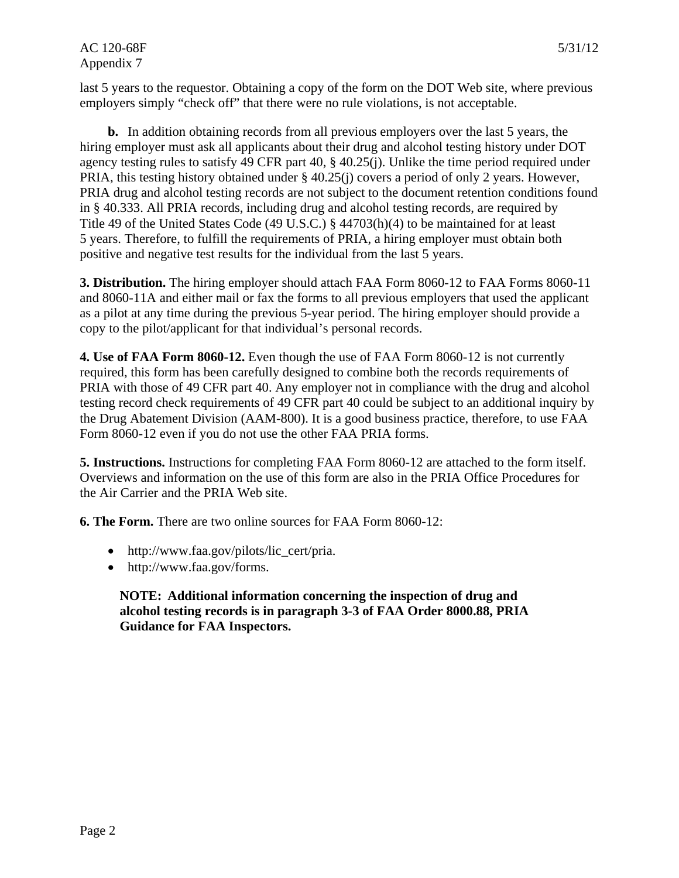last 5 years to the requestor. Obtaining a copy of the form on the DOT Web site, where previous employers simply "check off" that there were no rule violations, is not acceptable.

**b.** In addition obtaining records from all previous employers over the last 5 years, the hiring employer must ask all applicants about their drug and alcohol testing history under DOT agency testing rules to satisfy 49 CFR part 40, § 40.25(j). Unlike the time period required under PRIA, this testing history obtained under § 40.25(j) covers a period of only 2 years. However, PRIA drug and alcohol testing records are not subject to the document retention conditions found in § 40.333. All PRIA records, including drug and alcohol testing records, are required by Title 49 of the United States Code (49 U.S.C.) § 44703(h)(4) to be maintained for at least 5 years. Therefore, to fulfill the requirements of PRIA, a hiring employer must obtain both positive and negative test results for the individual from the last 5 years.

**3. Distribution.** The hiring employer should attach FAA Form 8060-12 to FAA Forms 8060-11 and 8060-11A and either mail or fax the forms to all previous employers that used the applicant as a pilot at any time during the previous 5-year period. The hiring employer should provide a copy to the pilot/applicant for that individual's personal records.

**4. Use of FAA Form 8060-12.** Even though the use of FAA Form 8060-12 is not currently required, this form has been carefully designed to combine both the records requirements of PRIA with those of 49 CFR part 40. Any employer not in compliance with the drug and alcohol testing record check requirements of 49 CFR part 40 could be subject to an additional inquiry by the Drug Abatement Division (AAM-800). It is a good business practice, therefore, to use FAA Form 8060-12 even if you do not use the other FAA PRIA forms.

**5. Instructions.** Instructions for completing FAA Form 8060-12 are attached to the form itself. Overviews and information on the use of this form are also in the PRIA Office Procedures for the Air Carrier and the PRIA Web site.

**6. The Form.** There are two online sources for FAA Form 8060-12:

- http://www.faa.gov/pilots/lic_cert/pria.
- http://www.faa.gov/forms.

**NOTE: Additional information concerning the inspection of drug and alcohol testing records is in paragraph 3-3 of FAA Order 8000.88, PRIA Guidance for FAA Inspectors.**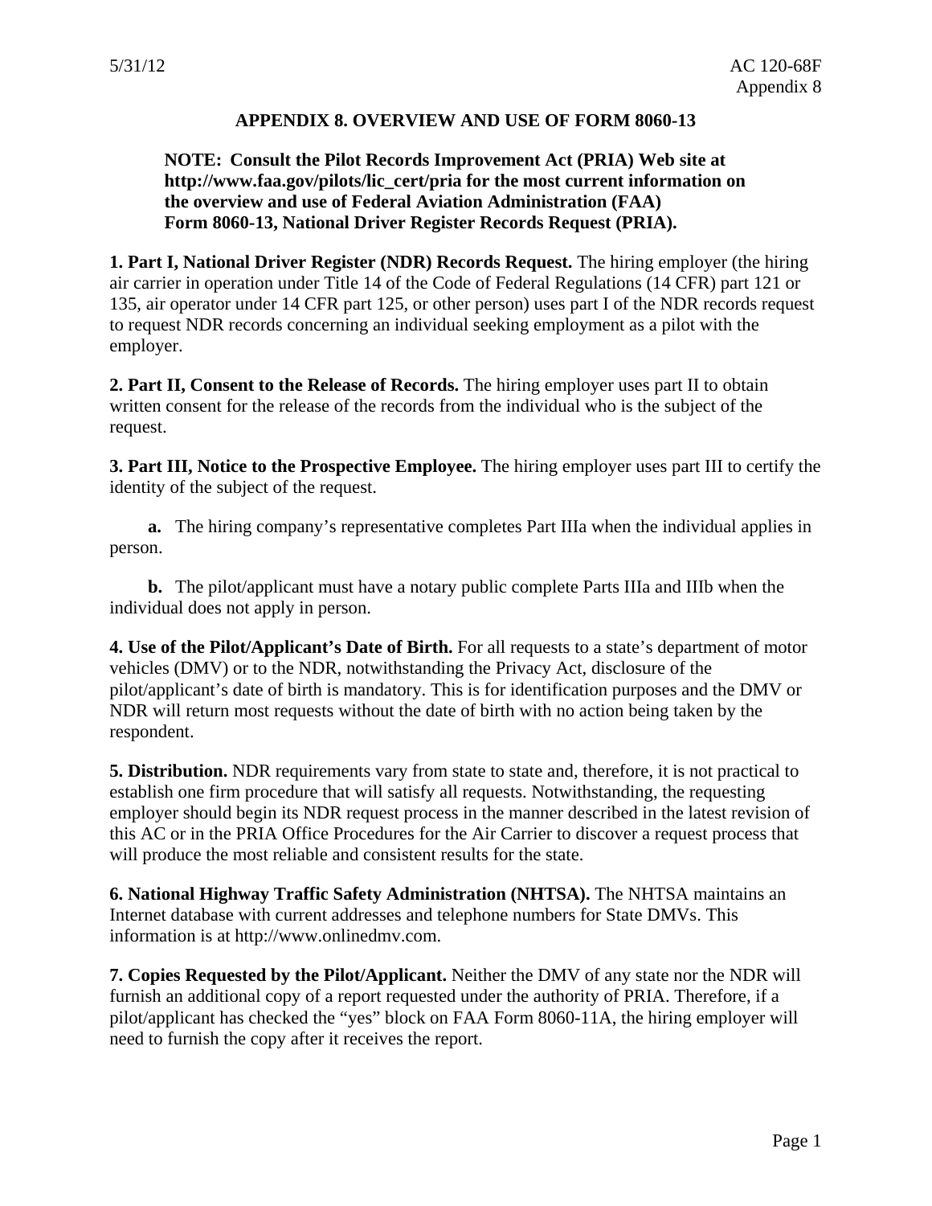# APPENDIX 8. OVERVIEW AND USE OF FORM 8060-13

**NOTE: Consult the Pilot Records Improvement Act (PRIA) Web site at http://www.faa.gov/pilots/lic_cert/pria for the most current information on the overview and use of Federal Aviation Administration (FAA) Form 8060-13, National Driver Register Records Request (PRIA).**

**1. Part I, National Driver Register (NDR) Records Request.** The hiring employer (the hiring air carrier in operation under Title 14 of the Code of Federal Regulations (14 CFR) part 121 or 135, air operator under 14 CFR part 125, or other person) uses part I of the NDR records request to request NDR records concerning an individual seeking employment as a pilot with the employer.

**2. Part II, Consent to the Release of Records.** The hiring employer uses part II to obtain written consent for the release of the records from the individual who is the subject of the request.

**3. Part III, Notice to the Prospective Employee.** The hiring employer uses part III to certify the identity of the subject of the request.

**a.** The hiring company's representative completes Part IIIa when the individual applies in person.

**b.** The pilot/applicant must have a notary public complete Parts IIIa and IIIb when the individual does not apply in person.

**4. Use of the Pilot/Applicant's Date of Birth.** For all requests to a state's department of motor vehicles (DMV) or to the NDR, notwithstanding the Privacy Act, disclosure of the pilot/applicant's date of birth is mandatory. This is for identification purposes and the DMV or NDR will return most requests without the date of birth with no action being taken by the respondent.

**5. Distribution.** NDR requirements vary from state to state and, therefore, it is not practical to establish one firm procedure that will satisfy all requests. Notwithstanding, the requesting employer should begin its NDR request process in the manner described in the latest revision of this AC or in the PRIA Office Procedures for the Air Carrier to discover a request process that will produce the most reliable and consistent results for the state.

**6. National Highway Traffic Safety Administration (NHTSA).** The NHTSA maintains an Internet database with current addresses and telephone numbers for State DMVs. This information is at http://www.onlinedmv.com.

**7. Copies Requested by the Pilot/Applicant.** Neither the DMV of any state nor the NDR will furnish an additional copy of a report requested under the authority of PRIA. Therefore, if a pilot/applicant has checked the "yes" block on FAA Form 8060-11A, the hiring employer will need to furnish the copy after it receives the report.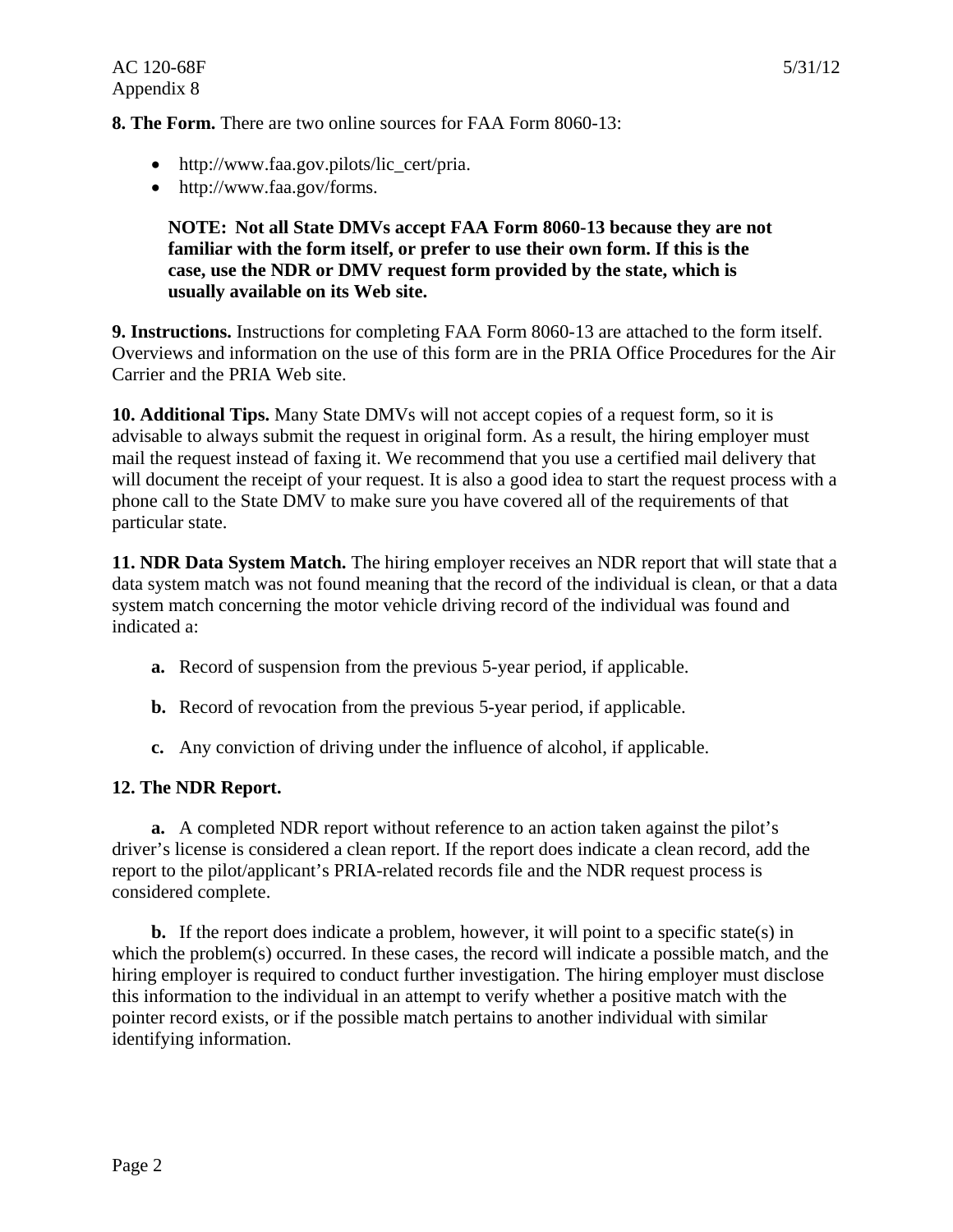**8. The Form.** There are two online sources for FAA Form 8060-13:

- http://www.faa.gov.pilots/lic_cert/pria.
- http://www.faa.gov/forms.

> **NOTE: Not all State DMVs accept FAA Form 8060-13 because they are not familiar with the form itself, or prefer to use their own form. If this is the case, use the NDR or DMV request form provided by the state, which is usually available on its Web site.**

**9. Instructions.** Instructions for completing FAA Form 8060-13 are attached to the form itself. Overviews and information on the use of this form are in the PRIA Office Procedures for the Air Carrier and the PRIA Web site.

**10. Additional Tips.** Many State DMVs will not accept copies of a request form, so it is advisable to always submit the request in original form. As a result, the hiring employer must mail the request instead of faxing it. We recommend that you use a certified mail delivery that will document the receipt of your request. It is also a good idea to start the request process with a phone call to the State DMV to make sure you have covered all of the requirements of that particular state.

**11. NDR Data System Match.** The hiring employer receives an NDR report that will state that a data system match was not found meaning that the record of the individual is clean, or that a data system match concerning the motor vehicle driving record of the individual was found and indicated a:

**a.** Record of suspension from the previous 5-year period, if applicable.

**b.** Record of revocation from the previous 5-year period, if applicable.

**c.** Any conviction of driving under the influence of alcohol, if applicable.

**12. The NDR Report.**

**a.** A completed NDR report without reference to an action taken against the pilot's driver's license is considered a clean report. If the report does indicate a clean record, add the report to the pilot/applicant's PRIA-related records file and the NDR request process is considered complete.

**b.** If the report does indicate a problem, however, it will point to a specific state(s) in which the problem(s) occurred. In these cases, the record will indicate a possible match, and the hiring employer is required to conduct further investigation. The hiring employer must disclose this information to the individual in an attempt to verify whether a positive match with the pointer record exists, or if the possible match pertains to another individual with similar identifying information.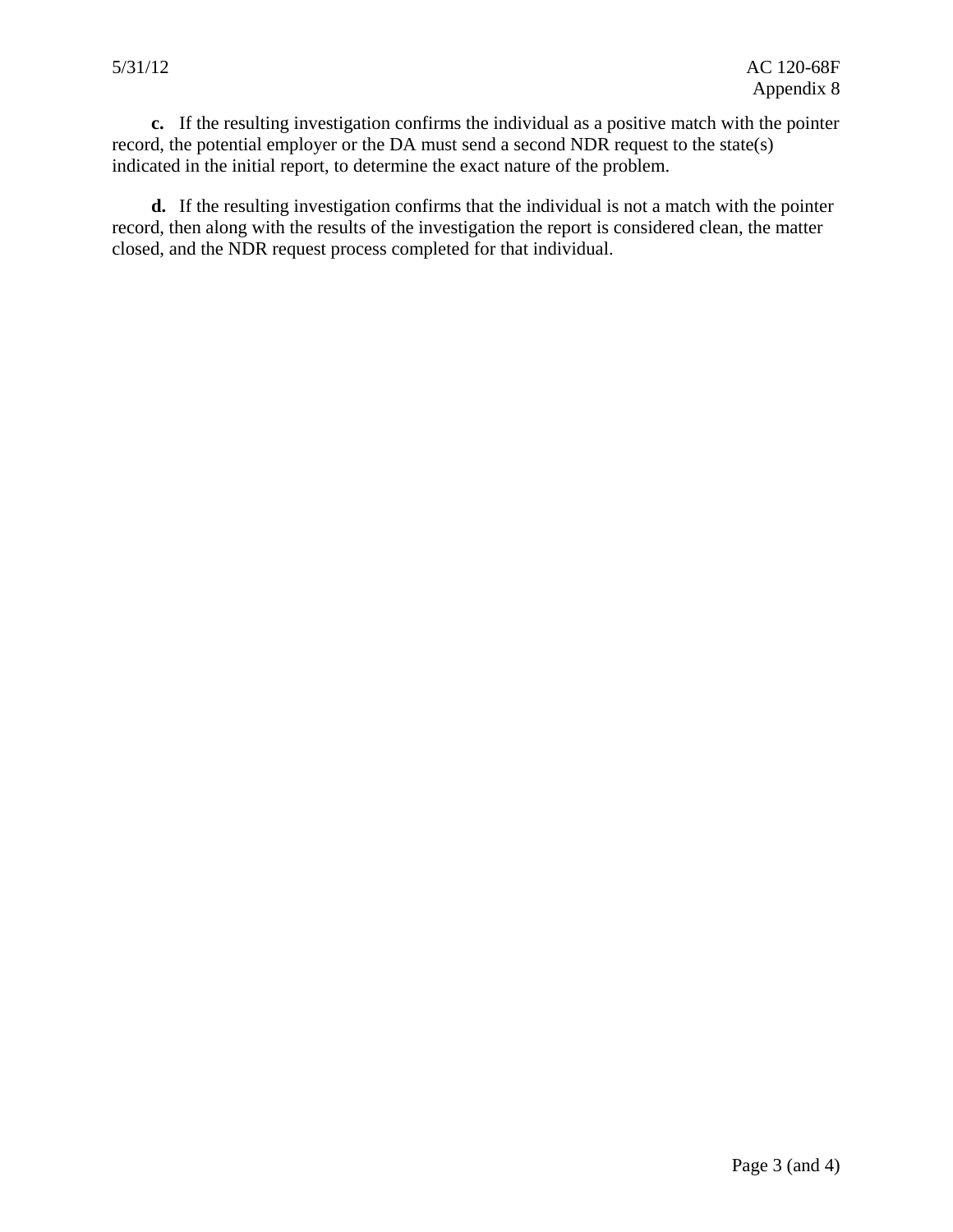**c.** If the resulting investigation confirms the individual as a positive match with the pointer record, the potential employer or the DA must send a second NDR request to the state(s) indicated in the initial report, to determine the exact nature of the problem.

**d.** If the resulting investigation confirms that the individual is not a match with the pointer record, then along with the results of the investigation the report is considered clean, the matter closed, and the NDR request process completed for that individual.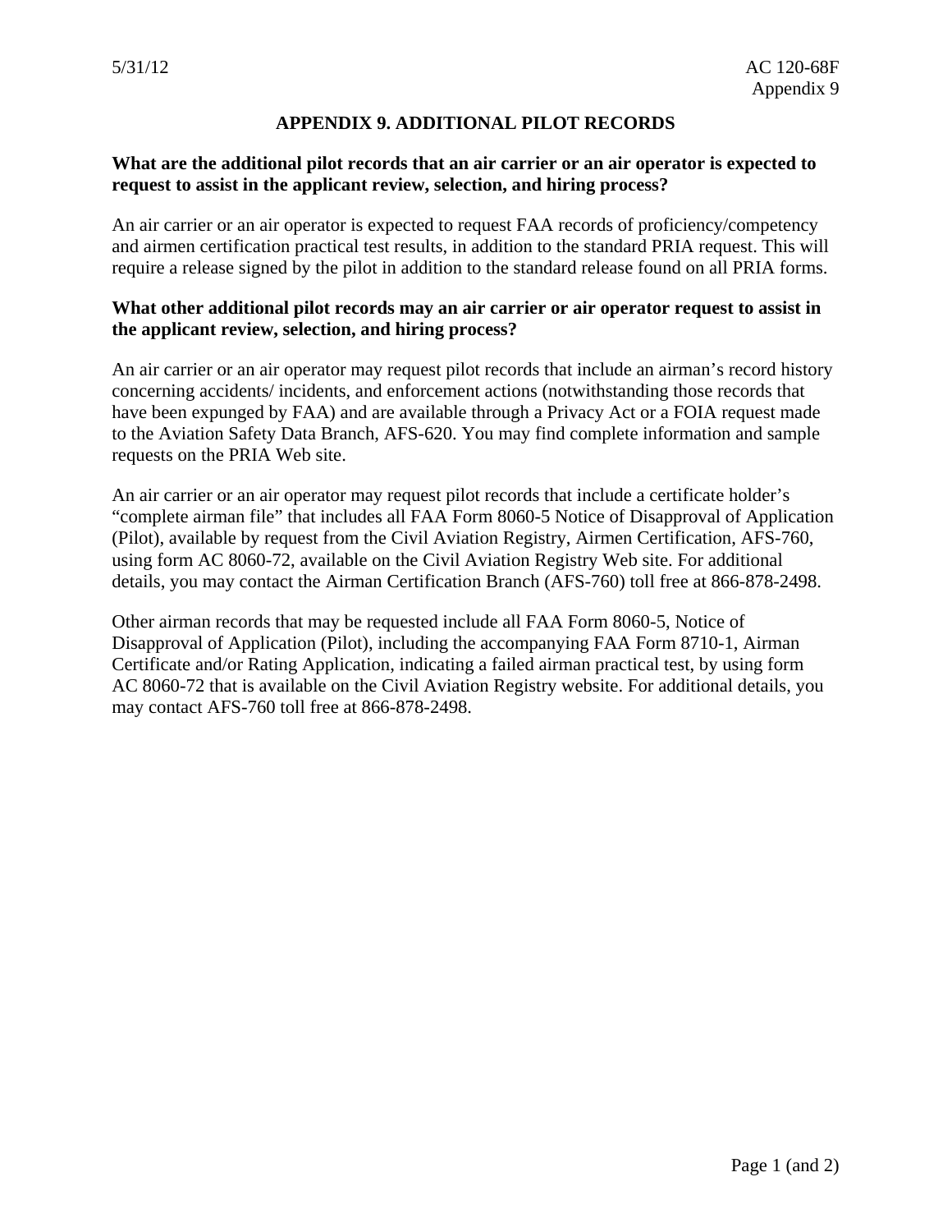# APPENDIX 9. ADDITIONAL PILOT RECORDS

**What are the additional pilot records that an air carrier or an air operator is expected to request to assist in the applicant review, selection, and hiring process?**

An air carrier or an air operator is expected to request FAA records of proficiency/competency and airmen certification practical test results, in addition to the standard PRIA request. This will require a release signed by the pilot in addition to the standard release found on all PRIA forms.

**What other additional pilot records may an air carrier or air operator request to assist in the applicant review, selection, and hiring process?**

An air carrier or an air operator may request pilot records that include an airman's record history concerning accidents/ incidents, and enforcement actions (notwithstanding those records that have been expunged by FAA) and are available through a Privacy Act or a FOIA request made to the Aviation Safety Data Branch, AFS-620. You may find complete information and sample requests on the PRIA Web site.

An air carrier or an air operator may request pilot records that include a certificate holder's "complete airman file" that includes all FAA Form 8060-5 Notice of Disapproval of Application (Pilot), available by request from the Civil Aviation Registry, Airmen Certification, AFS-760, using form AC 8060-72, available on the Civil Aviation Registry Web site. For additional details, you may contact the Airman Certification Branch (AFS-760) toll free at 866-878-2498.

Other airman records that may be requested include all FAA Form 8060-5, Notice of Disapproval of Application (Pilot), including the accompanying FAA Form 8710-1, Airman Certificate and/or Rating Application, indicating a failed airman practical test, by using form AC 8060-72 that is available on the Civil Aviation Registry website. For additional details, you may contact AFS-760 toll free at 866-878-2498.